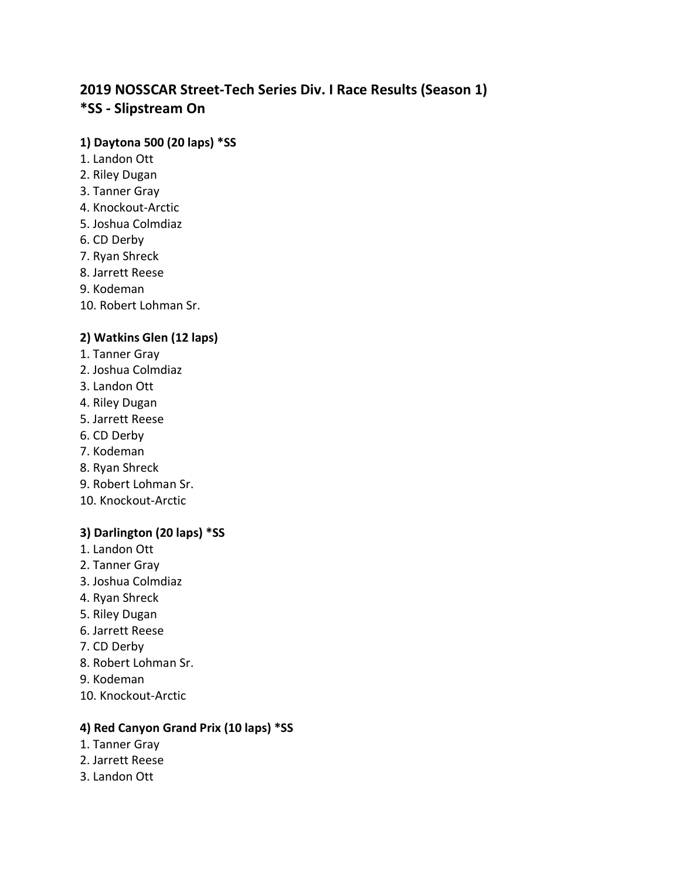## 2019 NOSSCAR Street-Tech Series Div. I Race Results (Season 1)
## *SS - Slipstream On

### 1) Daytona 500 (20 laps) *SS

1. Landon Ott
2. Riley Dugan
3. Tanner Gray
4. Knockout-Arctic
5. Joshua Colmdiaz
6. CD Derby
7. Ryan Shreck
8. Jarrett Reese
9. Kodeman
10. Robert Lohman Sr.

### 2) Watkins Glen (12 laps)

1. Tanner Gray
2. Joshua Colmdiaz
3. Landon Ott
4. Riley Dugan
5. Jarrett Reese
6. CD Derby
7. Kodeman
8. Ryan Shreck
9. Robert Lohman Sr.
10. Knockout-Arctic

### 3) Darlington (20 laps) *SS

1. Landon Ott
2. Tanner Gray
3. Joshua Colmdiaz
4. Ryan Shreck
5. Riley Dugan
6. Jarrett Reese
7. CD Derby
8. Robert Lohman Sr.
9. Kodeman
10. Knockout-Arctic

### 4) Red Canyon Grand Prix (10 laps) *SS

1. Tanner Gray
2. Jarrett Reese
3. Landon Ott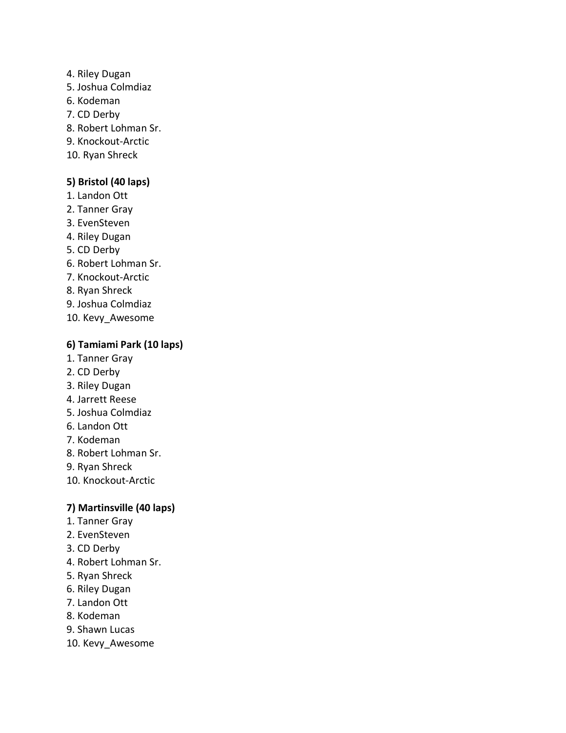4. Riley Dugan
5. Joshua Colmdiaz
6. Kodeman
7. CD Derby
8. Robert Lohman Sr.
9. Knockout-Arctic
10. Ryan Shreck

**5) Bristol (40 laps)**

1. Landon Ott
2. Tanner Gray
3. EvenSteven
4. Riley Dugan
5. CD Derby
6. Robert Lohman Sr.
7. Knockout-Arctic
8. Ryan Shreck
9. Joshua Colmdiaz
10. Kevy_Awesome

**6) Tamiami Park (10 laps)**

1. Tanner Gray
2. CD Derby
3. Riley Dugan
4. Jarrett Reese
5. Joshua Colmdiaz
6. Landon Ott
7. Kodeman
8. Robert Lohman Sr.
9. Ryan Shreck
10. Knockout-Arctic

**7) Martinsville (40 laps)**

1. Tanner Gray
2. EvenSteven
3. CD Derby
4. Robert Lohman Sr.
5. Ryan Shreck
6. Riley Dugan
7. Landon Ott
8. Kodeman
9. Shawn Lucas
10. Kevy_Awesome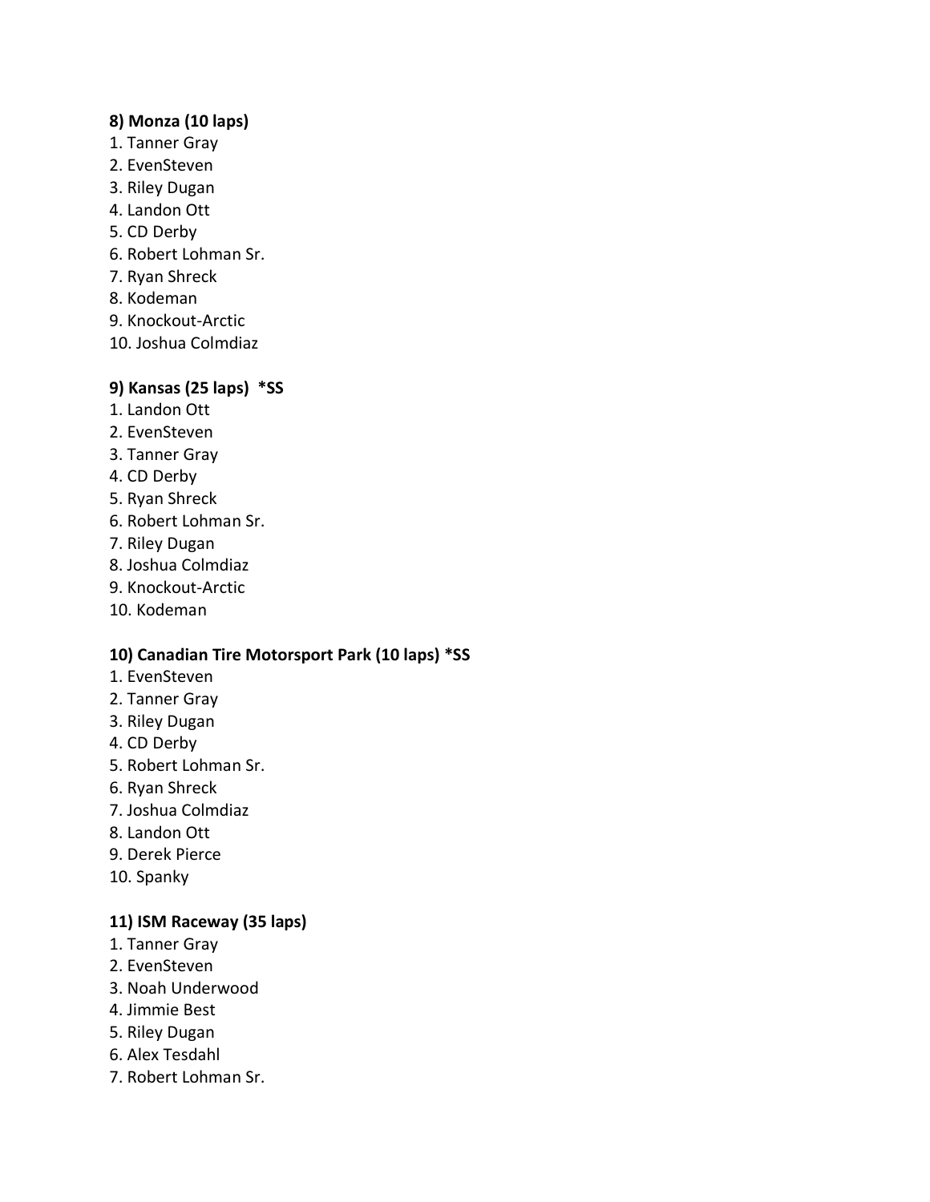**8) Monza (10 laps)**

1. Tanner Gray
2. EvenSteven
3. Riley Dugan
4. Landon Ott
5. CD Derby
6. Robert Lohman Sr.
7. Ryan Shreck
8. Kodeman
9. Knockout-Arctic
10. Joshua Colmdiaz

**9) Kansas (25 laps) *SS**

1. Landon Ott
2. EvenSteven
3. Tanner Gray
4. CD Derby
5. Ryan Shreck
6. Robert Lohman Sr.
7. Riley Dugan
8. Joshua Colmdiaz
9. Knockout-Arctic
10. Kodeman

**10) Canadian Tire Motorsport Park (10 laps) *SS**

1. EvenSteven
2. Tanner Gray
3. Riley Dugan
4. CD Derby
5. Robert Lohman Sr.
6. Ryan Shreck
7. Joshua Colmdiaz
8. Landon Ott
9. Derek Pierce
10. Spanky

**11) ISM Raceway (35 laps)**

1. Tanner Gray
2. EvenSteven
3. Noah Underwood
4. Jimmie Best
5. Riley Dugan
6. Alex Tesdahl
7. Robert Lohman Sr.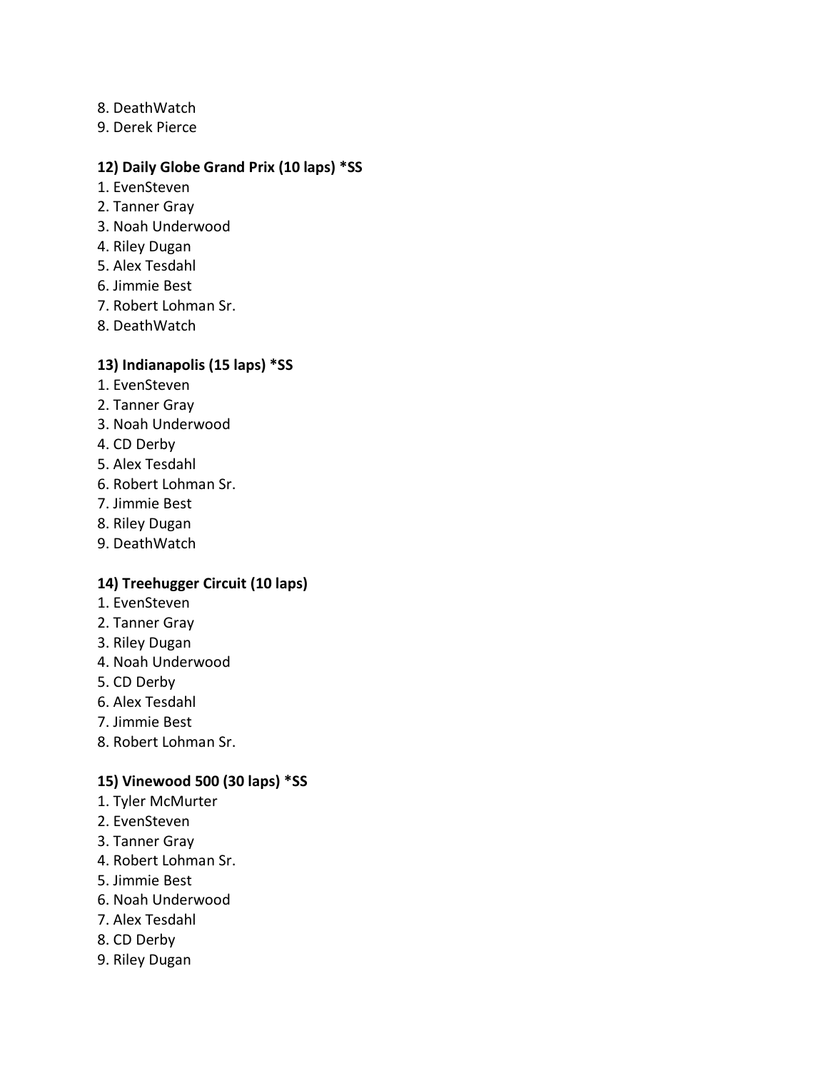8. DeathWatch
9. Derek Pierce

**12) Daily Globe Grand Prix (10 laps) *SS**

1. EvenSteven
2. Tanner Gray
3. Noah Underwood
4. Riley Dugan
5. Alex Tesdahl
6. Jimmie Best
7. Robert Lohman Sr.
8. DeathWatch

**13) Indianapolis (15 laps) *SS**

1. EvenSteven
2. Tanner Gray
3. Noah Underwood
4. CD Derby
5. Alex Tesdahl
6. Robert Lohman Sr.
7. Jimmie Best
8. Riley Dugan
9. DeathWatch

**14) Treehugger Circuit (10 laps)**

1. EvenSteven
2. Tanner Gray
3. Riley Dugan
4. Noah Underwood
5. CD Derby
6. Alex Tesdahl
7. Jimmie Best
8. Robert Lohman Sr.

**15) Vinewood 500 (30 laps) *SS**

1. Tyler McMurter
2. EvenSteven
3. Tanner Gray
4. Robert Lohman Sr.
5. Jimmie Best
6. Noah Underwood
7. Alex Tesdahl
8. CD Derby
9. Riley Dugan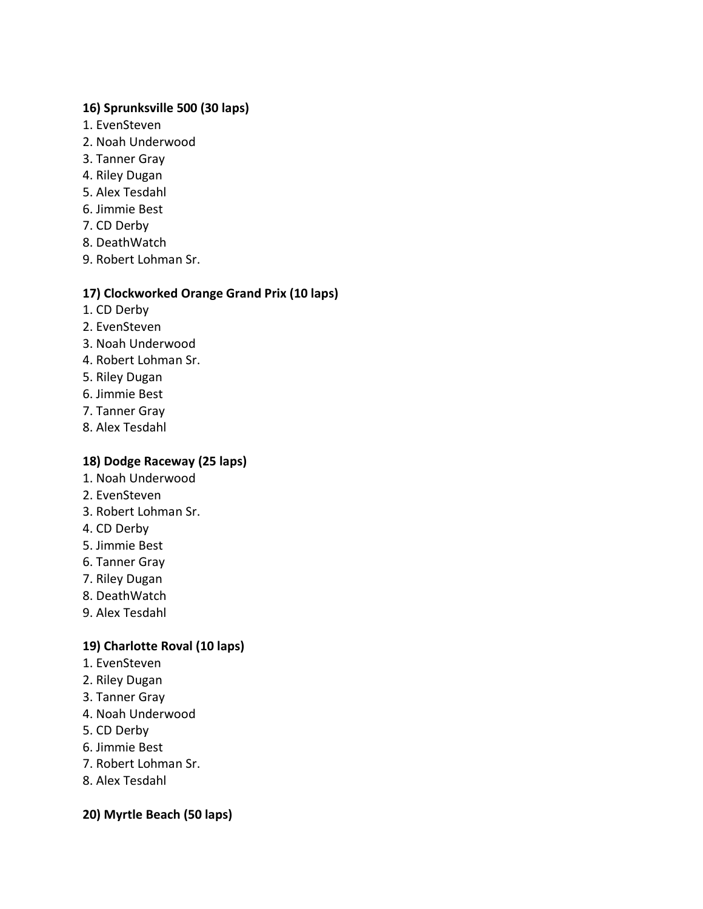**16) Sprunksville 500 (30 laps)**

1. EvenSteven
2. Noah Underwood
3. Tanner Gray
4. Riley Dugan
5. Alex Tesdahl
6. Jimmie Best
7. CD Derby
8. DeathWatch
9. Robert Lohman Sr.

**17) Clockworked Orange Grand Prix (10 laps)**

1. CD Derby
2. EvenSteven
3. Noah Underwood
4. Robert Lohman Sr.
5. Riley Dugan
6. Jimmie Best
7. Tanner Gray
8. Alex Tesdahl

**18) Dodge Raceway (25 laps)**

1. Noah Underwood
2. EvenSteven
3. Robert Lohman Sr.
4. CD Derby
5. Jimmie Best
6. Tanner Gray
7. Riley Dugan
8. DeathWatch
9. Alex Tesdahl

**19) Charlotte Roval (10 laps)**

1. EvenSteven
2. Riley Dugan
3. Tanner Gray
4. Noah Underwood
5. CD Derby
6. Jimmie Best
7. Robert Lohman Sr.
8. Alex Tesdahl

**20) Myrtle Beach (50 laps)**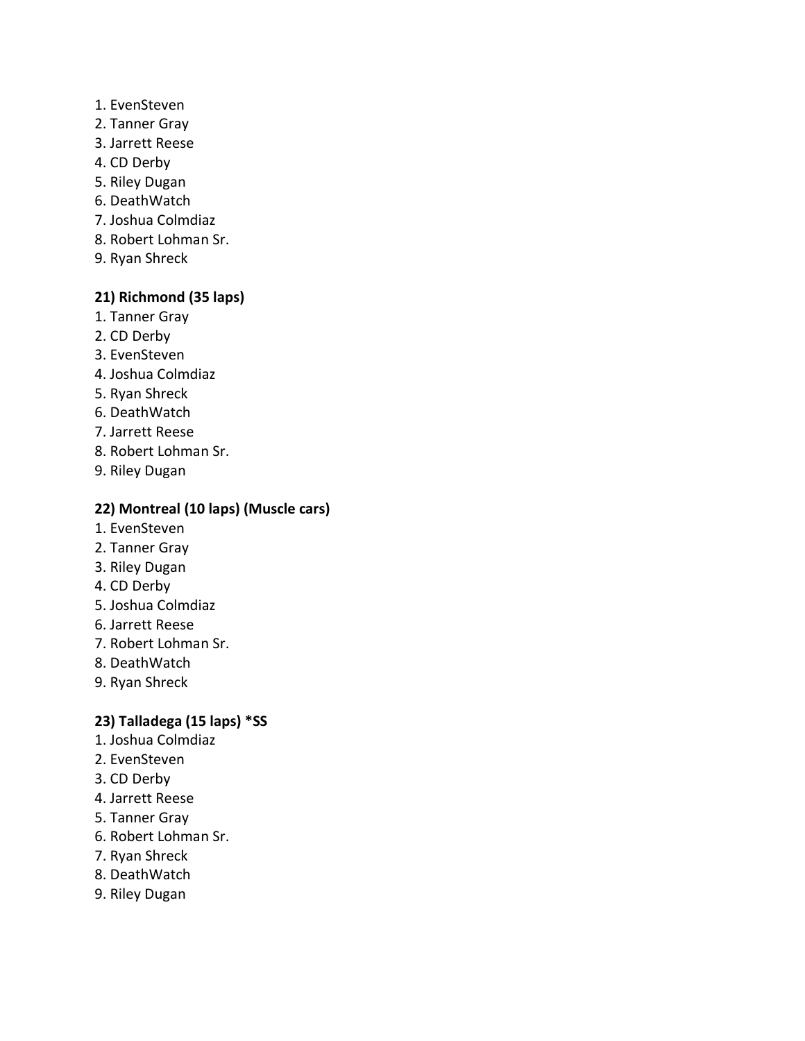1. EvenSteven
2. Tanner Gray
3. Jarrett Reese
4. CD Derby
5. Riley Dugan
6. DeathWatch
7. Joshua Colmdiaz
8. Robert Lohman Sr.
9. Ryan Shreck

**21) Richmond (35 laps)**

1. Tanner Gray
2. CD Derby
3. EvenSteven
4. Joshua Colmdiaz
5. Ryan Shreck
6. DeathWatch
7. Jarrett Reese
8. Robert Lohman Sr.
9. Riley Dugan

**22) Montreal (10 laps) (Muscle cars)**

1. EvenSteven
2. Tanner Gray
3. Riley Dugan
4. CD Derby
5. Joshua Colmdiaz
6. Jarrett Reese
7. Robert Lohman Sr.
8. DeathWatch
9. Ryan Shreck

**23) Talladega (15 laps) *SS**

1. Joshua Colmdiaz
2. EvenSteven
3. CD Derby
4. Jarrett Reese
5. Tanner Gray
6. Robert Lohman Sr.
7. Ryan Shreck
8. DeathWatch
9. Riley Dugan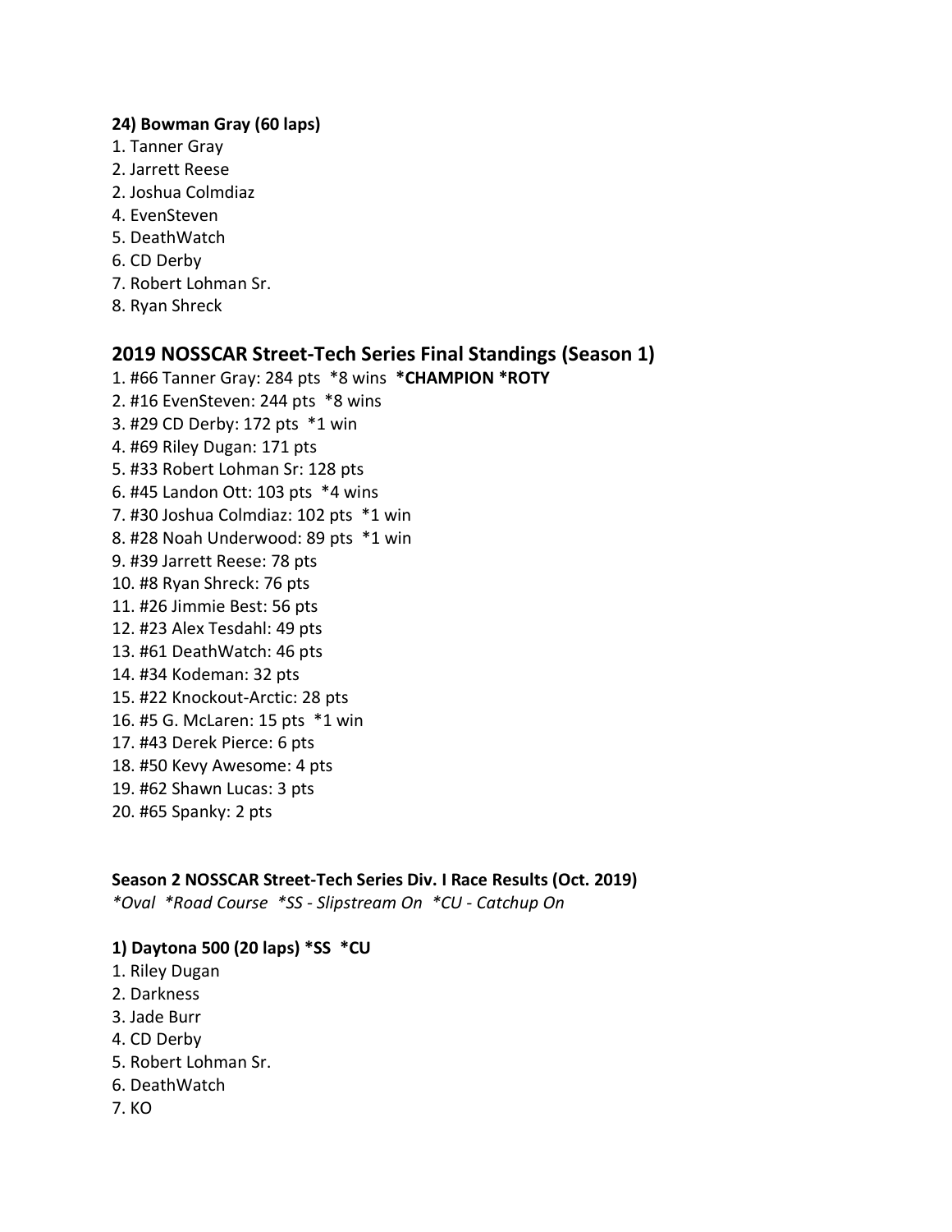**24) Bowman Gray (60 laps)**

1. Tanner Gray
2. Jarrett Reese
2. Joshua Colmdiaz
4. EvenSteven
5. DeathWatch
6. CD Derby
7. Robert Lohman Sr.
8. Ryan Shreck

## 2019 NOSSCAR Street-Tech Series Final Standings (Season 1)

1. #66 Tanner Gray: 284 pts *8 wins **\*CHAMPION \*ROTY**
2. #16 EvenSteven: 244 pts *8 wins
3. #29 CD Derby: 172 pts *1 win
4. #69 Riley Dugan: 171 pts
5. #33 Robert Lohman Sr: 128 pts
6. #45 Landon Ott: 103 pts *4 wins
7. #30 Joshua Colmdiaz: 102 pts *1 win
8. #28 Noah Underwood: 89 pts *1 win
9. #39 Jarrett Reese: 78 pts
10. #8 Ryan Shreck: 76 pts
11. #26 Jimmie Best: 56 pts
12. #23 Alex Tesdahl: 49 pts
13. #61 DeathWatch: 46 pts
14. #34 Kodeman: 32 pts
15. #22 Knockout-Arctic: 28 pts
16. #5 G. McLaren: 15 pts *1 win
17. #43 Derek Pierce: 6 pts
18. #50 Kevy Awesome: 4 pts
19. #62 Shawn Lucas: 3 pts
20. #65 Spanky: 2 pts

**Season 2 NOSSCAR Street-Tech Series Div. I Race Results (Oct. 2019)**

*\*Oval \*Road Course \*SS - Slipstream On \*CU - Catchup On*

**1) Daytona 500 (20 laps) *SS *CU**

1. Riley Dugan
2. Darkness
3. Jade Burr
4. CD Derby
5. Robert Lohman Sr.
6. DeathWatch
7. KO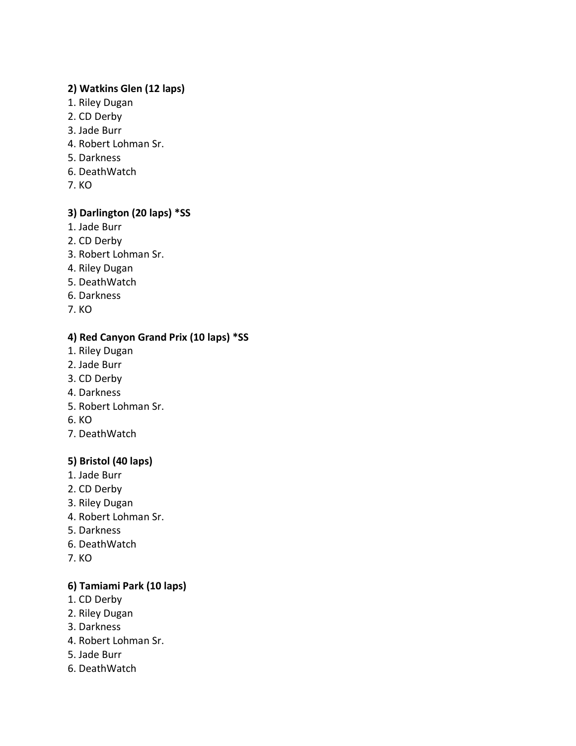**2) Watkins Glen (12 laps)**

1. Riley Dugan
2. CD Derby
3. Jade Burr
4. Robert Lohman Sr.
5. Darkness
6. DeathWatch
7. KO

**3) Darlington (20 laps) *SS**

1. Jade Burr
2. CD Derby
3. Robert Lohman Sr.
4. Riley Dugan
5. DeathWatch
6. Darkness
7. KO

**4) Red Canyon Grand Prix (10 laps) *SS**

1. Riley Dugan
2. Jade Burr
3. CD Derby
4. Darkness
5. Robert Lohman Sr.
6. KO
7. DeathWatch

**5) Bristol (40 laps)**

1. Jade Burr
2. CD Derby
3. Riley Dugan
4. Robert Lohman Sr.
5. Darkness
6. DeathWatch
7. KO

**6) Tamiami Park (10 laps)**

1. CD Derby
2. Riley Dugan
3. Darkness
4. Robert Lohman Sr.
5. Jade Burr
6. DeathWatch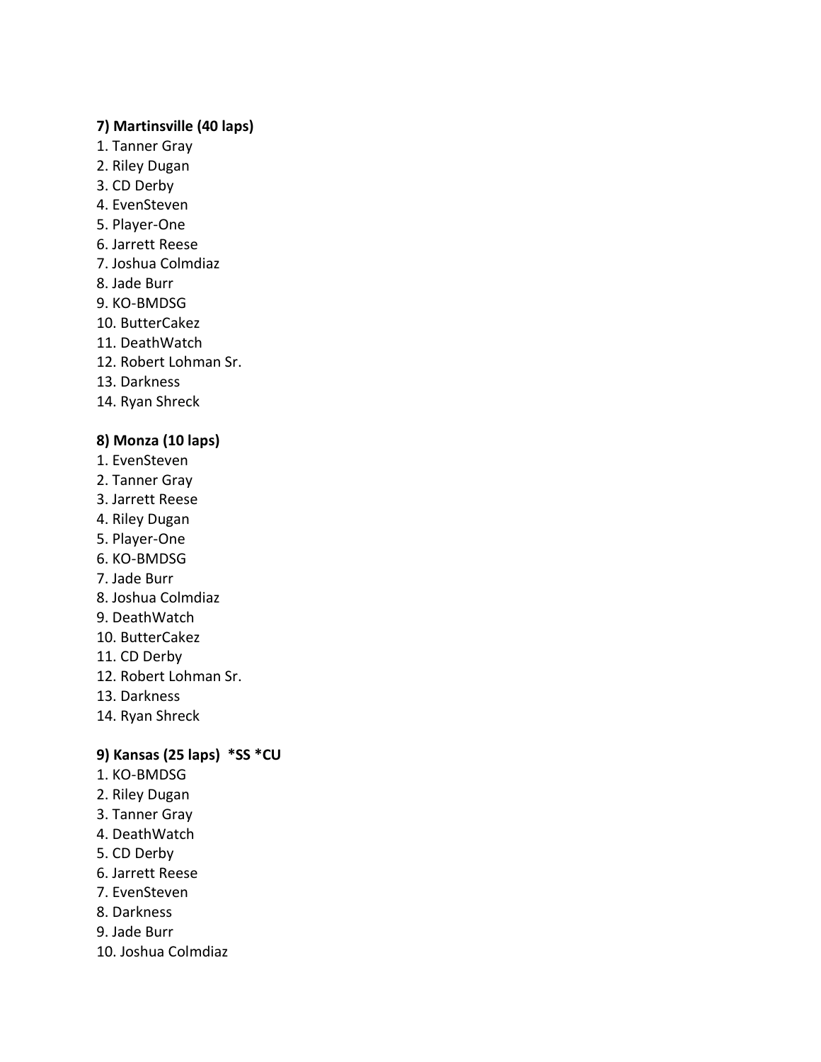**7) Martinsville (40 laps)**

1. Tanner Gray
2. Riley Dugan
3. CD Derby
4. EvenSteven
5. Player-One
6. Jarrett Reese
7. Joshua Colmdiaz
8. Jade Burr
9. KO-BMDSG
10. ButterCakez
11. DeathWatch
12. Robert Lohman Sr.
13. Darkness
14. Ryan Shreck

**8) Monza (10 laps)**

1. EvenSteven
2. Tanner Gray
3. Jarrett Reese
4. Riley Dugan
5. Player-One
6. KO-BMDSG
7. Jade Burr
8. Joshua Colmdiaz
9. DeathWatch
10. ButterCakez
11. CD Derby
12. Robert Lohman Sr.
13. Darkness
14. Ryan Shreck

**9) Kansas (25 laps) *SS *CU**

1. KO-BMDSG
2. Riley Dugan
3. Tanner Gray
4. DeathWatch
5. CD Derby
6. Jarrett Reese
7. EvenSteven
8. Darkness
9. Jade Burr
10. Joshua Colmdiaz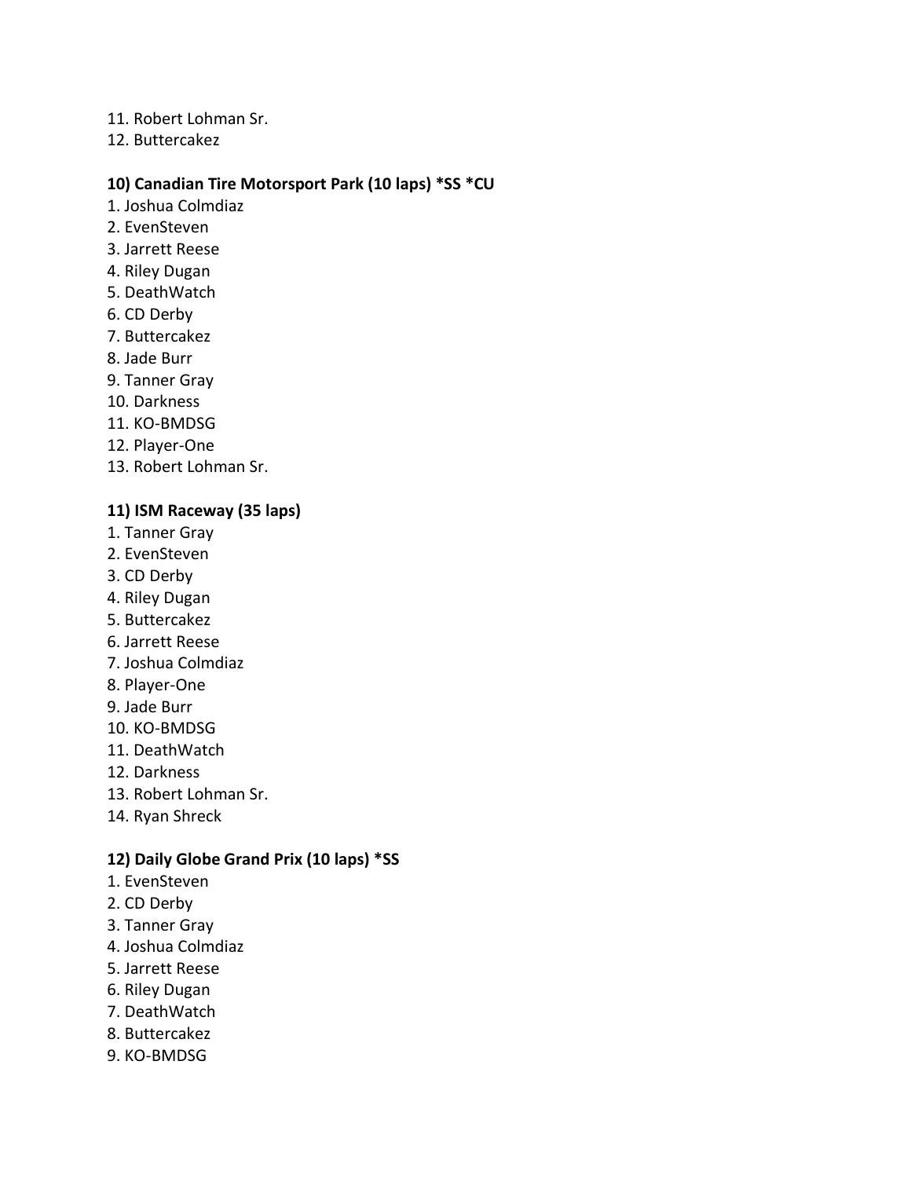11. Robert Lohman Sr.
12. Buttercakez

**10) Canadian Tire Motorsport Park (10 laps) *SS *CU**

1. Joshua Colmdiaz
2. EvenSteven
3. Jarrett Reese
4. Riley Dugan
5. DeathWatch
6. CD Derby
7. Buttercakez
8. Jade Burr
9. Tanner Gray
10. Darkness
11. KO-BMDSG
12. Player-One
13. Robert Lohman Sr.

**11) ISM Raceway (35 laps)**

1. Tanner Gray
2. EvenSteven
3. CD Derby
4. Riley Dugan
5. Buttercakez
6. Jarrett Reese
7. Joshua Colmdiaz
8. Player-One
9. Jade Burr
10. KO-BMDSG
11. DeathWatch
12. Darkness
13. Robert Lohman Sr.
14. Ryan Shreck

**12) Daily Globe Grand Prix (10 laps) *SS**

1. EvenSteven
2. CD Derby
3. Tanner Gray
4. Joshua Colmdiaz
5. Jarrett Reese
6. Riley Dugan
7. DeathWatch
8. Buttercakez
9. KO-BMDSG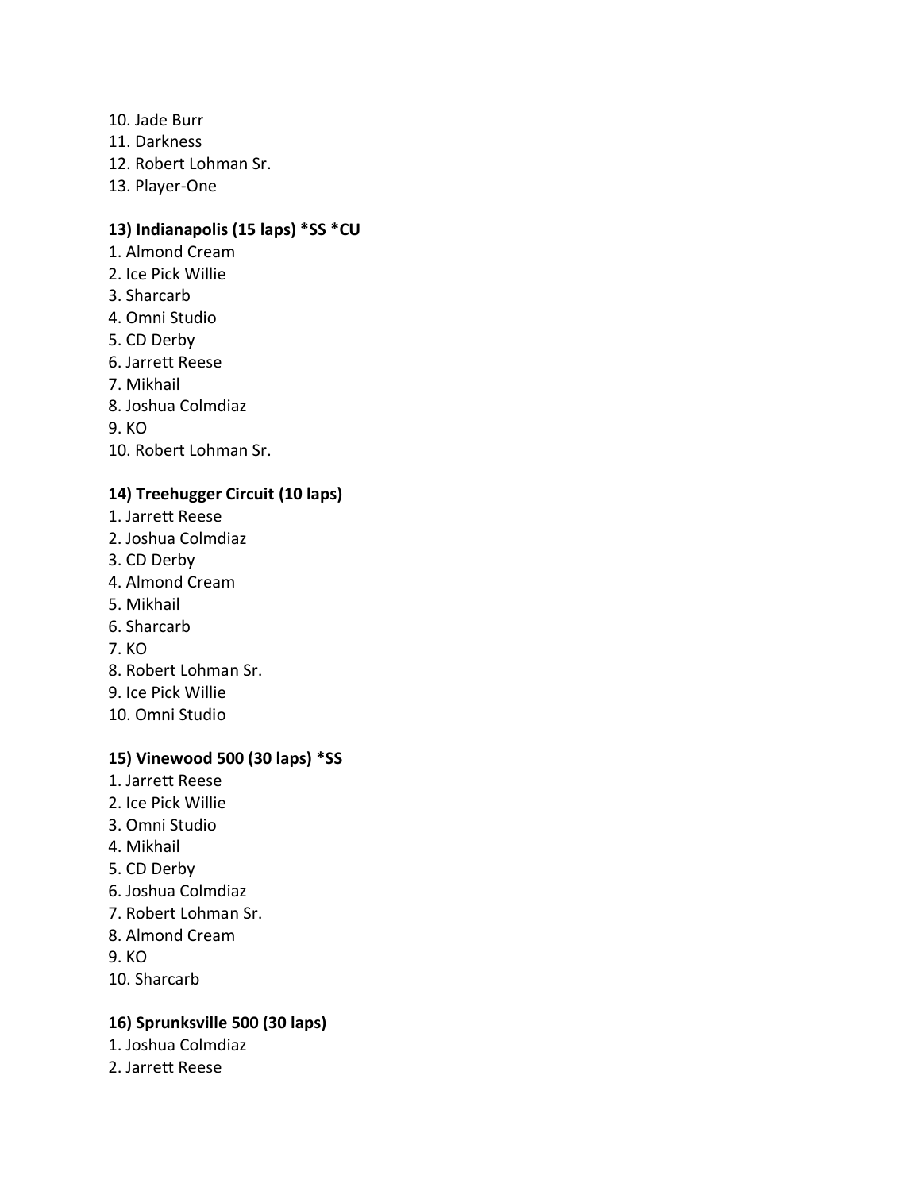10. Jade Burr
11. Darkness
12. Robert Lohman Sr.
13. Player-One

**13) Indianapolis (15 laps) *SS *CU**

1. Almond Cream
2. Ice Pick Willie
3. Sharcarb
4. Omni Studio
5. CD Derby
6. Jarrett Reese
7. Mikhail
8. Joshua Colmdiaz
9. KO
10. Robert Lohman Sr.

**14) Treehugger Circuit (10 laps)**

1. Jarrett Reese
2. Joshua Colmdiaz
3. CD Derby
4. Almond Cream
5. Mikhail
6. Sharcarb
7. KO
8. Robert Lohman Sr.
9. Ice Pick Willie
10. Omni Studio

**15) Vinewood 500 (30 laps) *SS**

1. Jarrett Reese
2. Ice Pick Willie
3. Omni Studio
4. Mikhail
5. CD Derby
6. Joshua Colmdiaz
7. Robert Lohman Sr.
8. Almond Cream
9. KO
10. Sharcarb

**16) Sprunksville 500 (30 laps)**

1. Joshua Colmdiaz
2. Jarrett Reese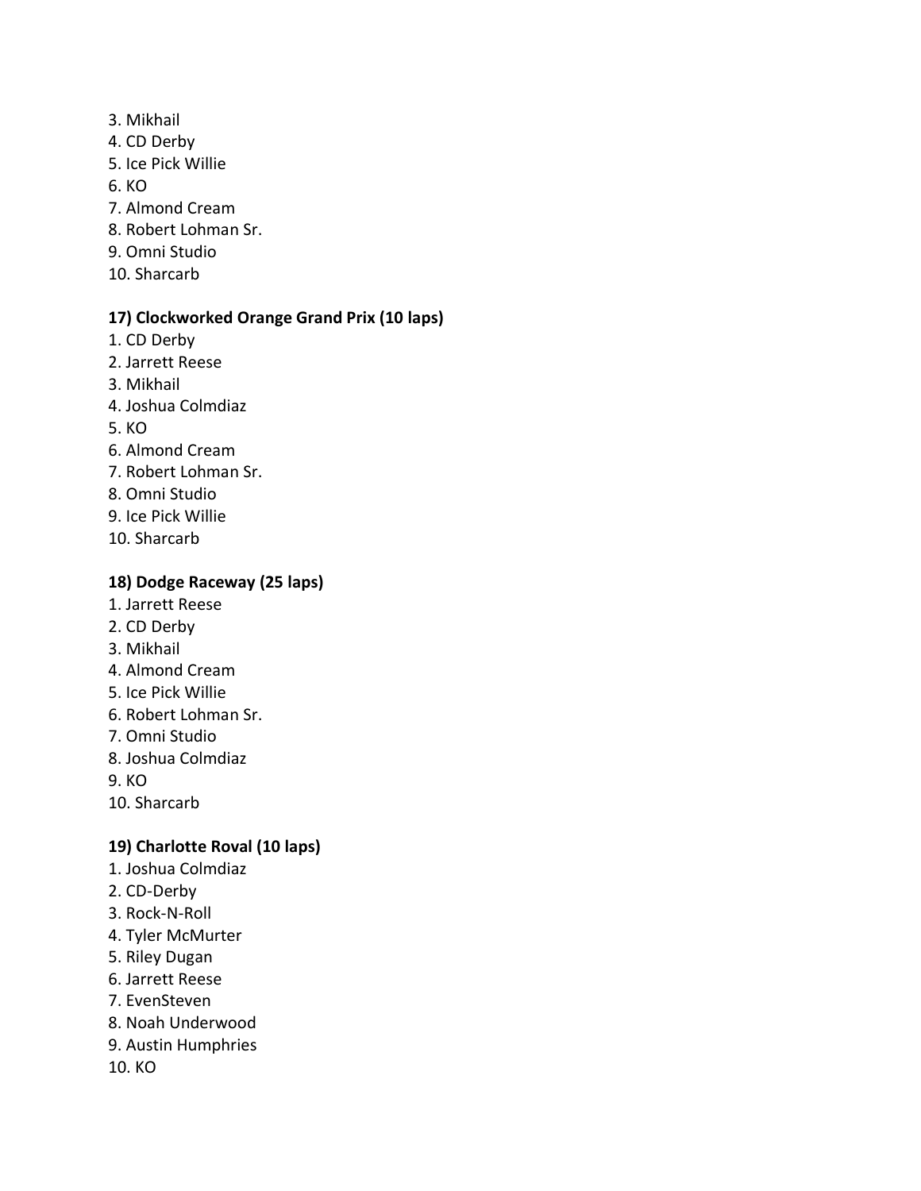3. Mikhail
4. CD Derby
5. Ice Pick Willie
6. KO
7. Almond Cream
8. Robert Lohman Sr.
9. Omni Studio
10. Sharcarb

**17) Clockworked Orange Grand Prix (10 laps)**

1. CD Derby
2. Jarrett Reese
3. Mikhail
4. Joshua Colmdiaz
5. KO
6. Almond Cream
7. Robert Lohman Sr.
8. Omni Studio
9. Ice Pick Willie
10. Sharcarb

**18) Dodge Raceway (25 laps)**

1. Jarrett Reese
2. CD Derby
3. Mikhail
4. Almond Cream
5. Ice Pick Willie
6. Robert Lohman Sr.
7. Omni Studio
8. Joshua Colmdiaz
9. KO
10. Sharcarb

**19) Charlotte Roval (10 laps)**

1. Joshua Colmdiaz
2. CD-Derby
3. Rock-N-Roll
4. Tyler McMurter
5. Riley Dugan
6. Jarrett Reese
7. EvenSteven
8. Noah Underwood
9. Austin Humphries
10. KO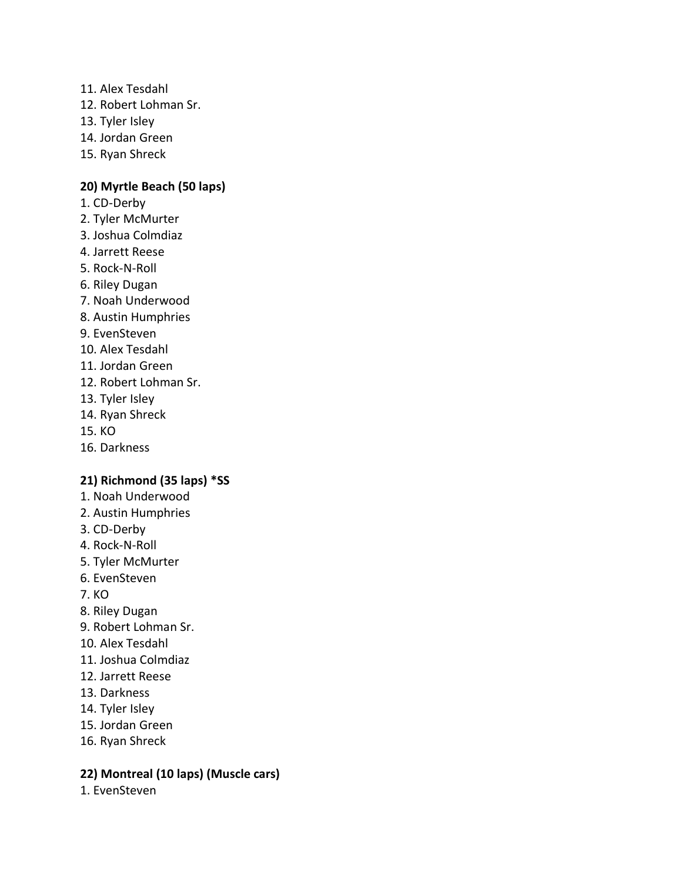11. Alex Tesdahl
12. Robert Lohman Sr.
13. Tyler Isley
14. Jordan Green
15. Ryan Shreck

**20) Myrtle Beach (50 laps)**

1. CD-Derby
2. Tyler McMurter
3. Joshua Colmdiaz
4. Jarrett Reese
5. Rock-N-Roll
6. Riley Dugan
7. Noah Underwood
8. Austin Humphries
9. EvenSteven
10. Alex Tesdahl
11. Jordan Green
12. Robert Lohman Sr.
13. Tyler Isley
14. Ryan Shreck
15. KO
16. Darkness

**21) Richmond (35 laps) *SS**

1. Noah Underwood
2. Austin Humphries
3. CD-Derby
4. Rock-N-Roll
5. Tyler McMurter
6. EvenSteven
7. KO
8. Riley Dugan
9. Robert Lohman Sr.
10. Alex Tesdahl
11. Joshua Colmdiaz
12. Jarrett Reese
13. Darkness
14. Tyler Isley
15. Jordan Green
16. Ryan Shreck

**22) Montreal (10 laps) (Muscle cars)**

1. EvenSteven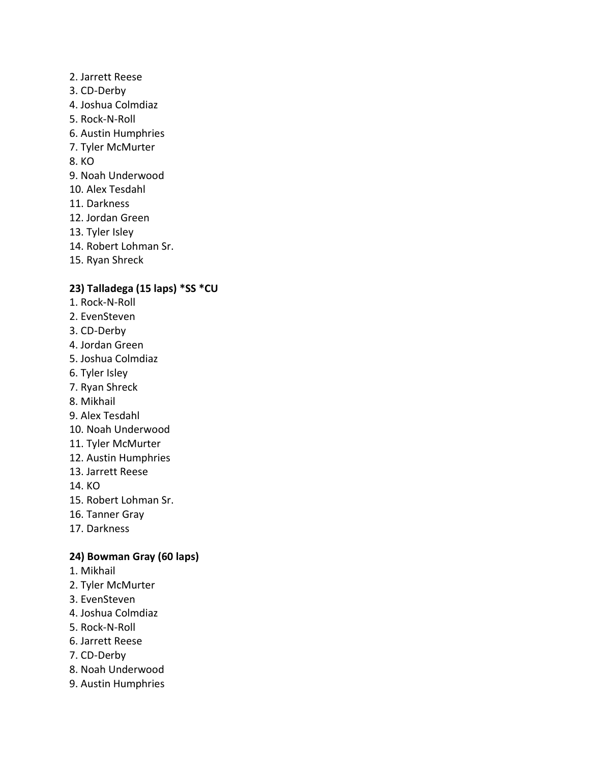2. Jarrett Reese
3. CD-Derby
4. Joshua Colmdiaz
5. Rock-N-Roll
6. Austin Humphries
7. Tyler McMurter
8. KO
9. Noah Underwood
10. Alex Tesdahl
11. Darkness
12. Jordan Green
13. Tyler Isley
14. Robert Lohman Sr.
15. Ryan Shreck

**23) Talladega (15 laps) *SS *CU**

1. Rock-N-Roll
2. EvenSteven
3. CD-Derby
4. Jordan Green
5. Joshua Colmdiaz
6. Tyler Isley
7. Ryan Shreck
8. Mikhail
9. Alex Tesdahl
10. Noah Underwood
11. Tyler McMurter
12. Austin Humphries
13. Jarrett Reese
14. KO
15. Robert Lohman Sr.
16. Tanner Gray
17. Darkness

**24) Bowman Gray (60 laps)**

1. Mikhail
2. Tyler McMurter
3. EvenSteven
4. Joshua Colmdiaz
5. Rock-N-Roll
6. Jarrett Reese
7. CD-Derby
8. Noah Underwood
9. Austin Humphries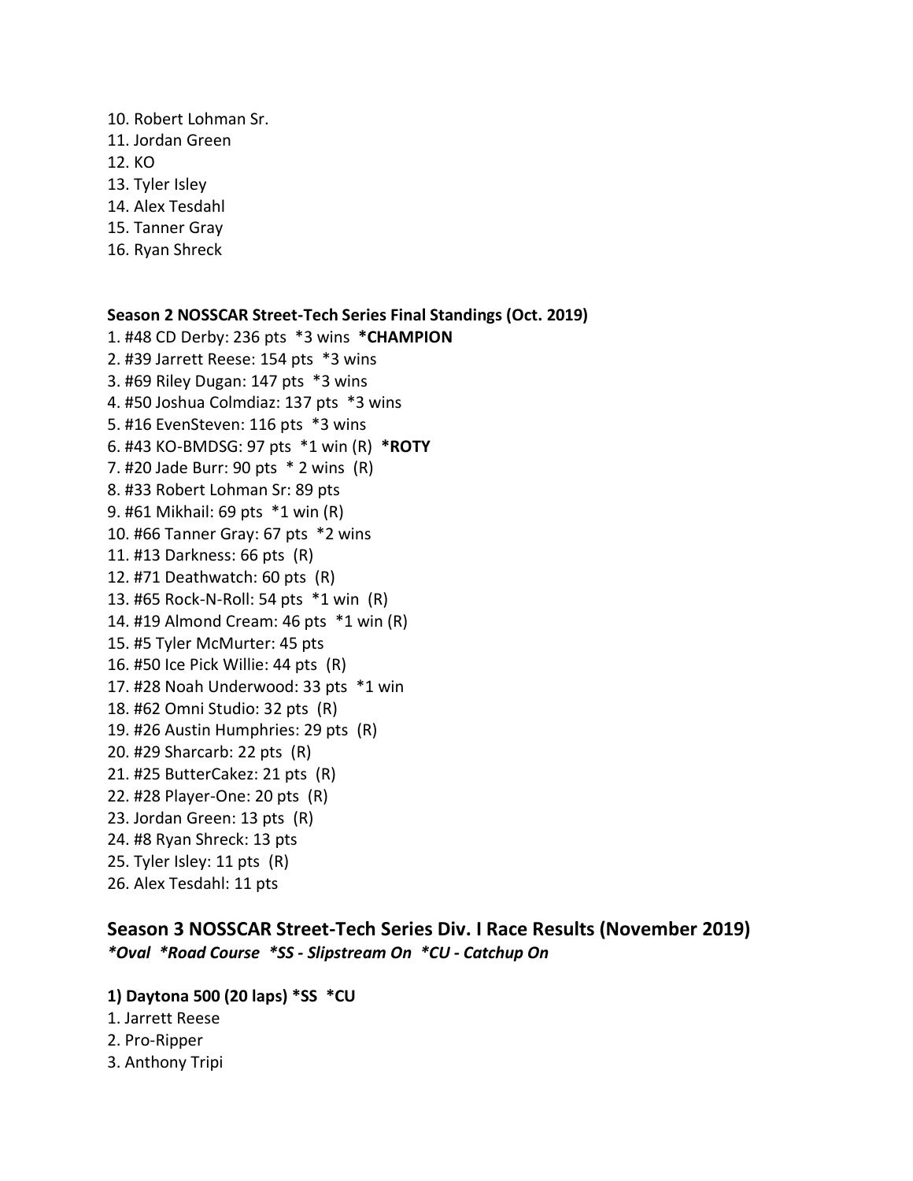10. Robert Lohman Sr.
11. Jordan Green
12. KO
13. Tyler Isley
14. Alex Tesdahl
15. Tanner Gray
16. Ryan Shreck

**Season 2 NOSSCAR Street-Tech Series Final Standings (Oct. 2019)**

1. #48 CD Derby: 236 pts *3 wins **\*CHAMPION**
2. #39 Jarrett Reese: 154 pts *3 wins
3. #69 Riley Dugan: 147 pts *3 wins
4. #50 Joshua Colmdiaz: 137 pts *3 wins
5. #16 EvenSteven: 116 pts *3 wins
6. #43 KO-BMDSG: 97 pts *1 win (R) **\*ROTY**
7. #20 Jade Burr: 90 pts * 2 wins (R)
8. #33 Robert Lohman Sr: 89 pts
9. #61 Mikhail: 69 pts *1 win (R)
10. #66 Tanner Gray: 67 pts *2 wins
11. #13 Darkness: 66 pts (R)
12. #71 Deathwatch: 60 pts (R)
13. #65 Rock-N-Roll: 54 pts *1 win (R)
14. #19 Almond Cream: 46 pts *1 win (R)
15. #5 Tyler McMurter: 45 pts
16. #50 Ice Pick Willie: 44 pts (R)
17. #28 Noah Underwood: 33 pts *1 win
18. #62 Omni Studio: 32 pts (R)
19. #26 Austin Humphries: 29 pts (R)
20. #29 Sharcarb: 22 pts (R)
21. #25 ButterCakez: 21 pts (R)
22. #28 Player-One: 20 pts (R)
23. Jordan Green: 13 pts (R)
24. #8 Ryan Shreck: 13 pts
25. Tyler Isley: 11 pts (R)
26. Alex Tesdahl: 11 pts

## Season 3 NOSSCAR Street-Tech Series Div. I Race Results (November 2019)

***Oval *Road Course *SS - Slipstream On *CU - Catchup On***

**1) Daytona 500 (20 laps) *SS *CU**

1. Jarrett Reese
2. Pro-Ripper
3. Anthony Tripi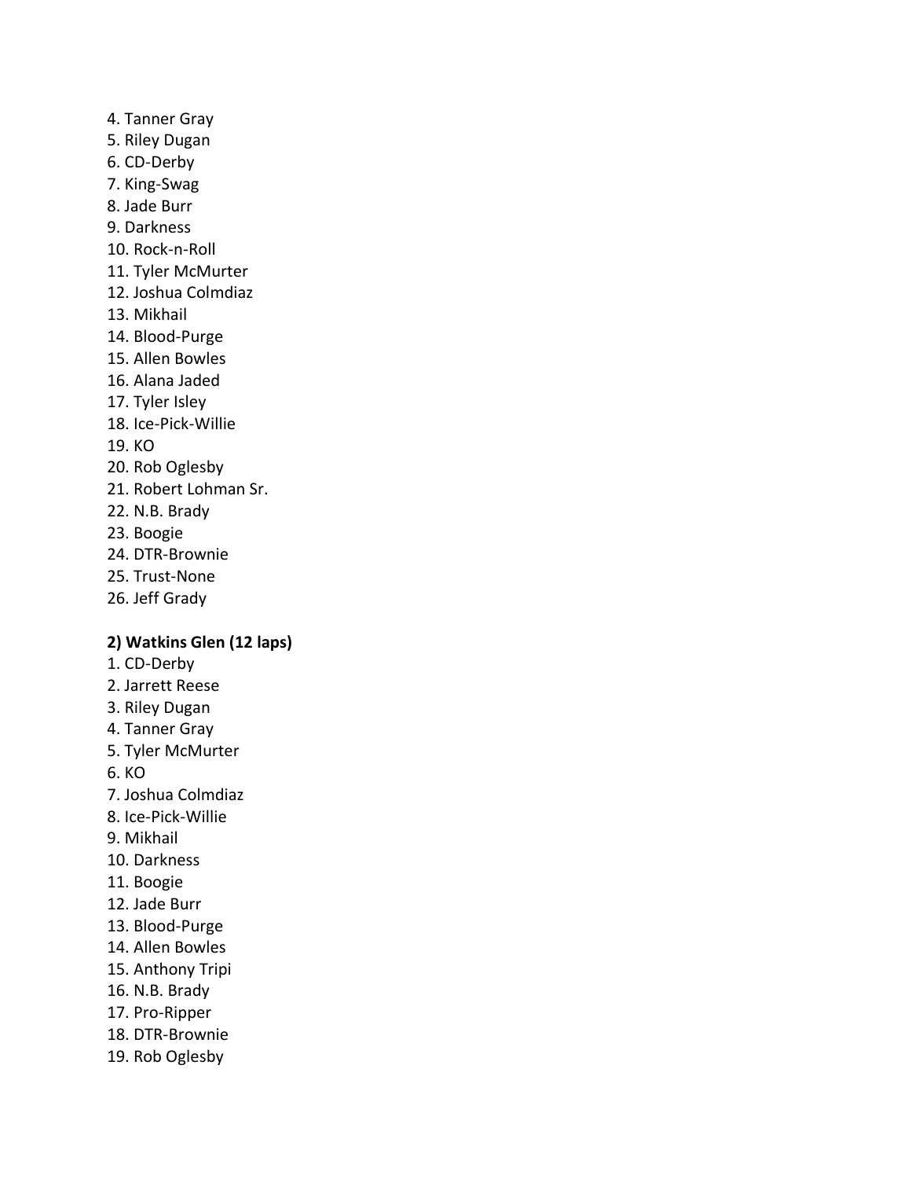4. Tanner Gray
5. Riley Dugan
6. CD-Derby
7. King-Swag
8. Jade Burr
9. Darkness
10. Rock-n-Roll
11. Tyler McMurter
12. Joshua Colmdiaz
13. Mikhail
14. Blood-Purge
15. Allen Bowles
16. Alana Jaded
17. Tyler Isley
18. Ice-Pick-Willie
19. KO
20. Rob Oglesby
21. Robert Lohman Sr.
22. N.B. Brady
23. Boogie
24. DTR-Brownie
25. Trust-None
26. Jeff Grady

**2) Watkins Glen (12 laps)**

1. CD-Derby
2. Jarrett Reese
3. Riley Dugan
4. Tanner Gray
5. Tyler McMurter
6. KO
7. Joshua Colmdiaz
8. Ice-Pick-Willie
9. Mikhail
10. Darkness
11. Boogie
12. Jade Burr
13. Blood-Purge
14. Allen Bowles
15. Anthony Tripi
16. N.B. Brady
17. Pro-Ripper
18. DTR-Brownie
19. Rob Oglesby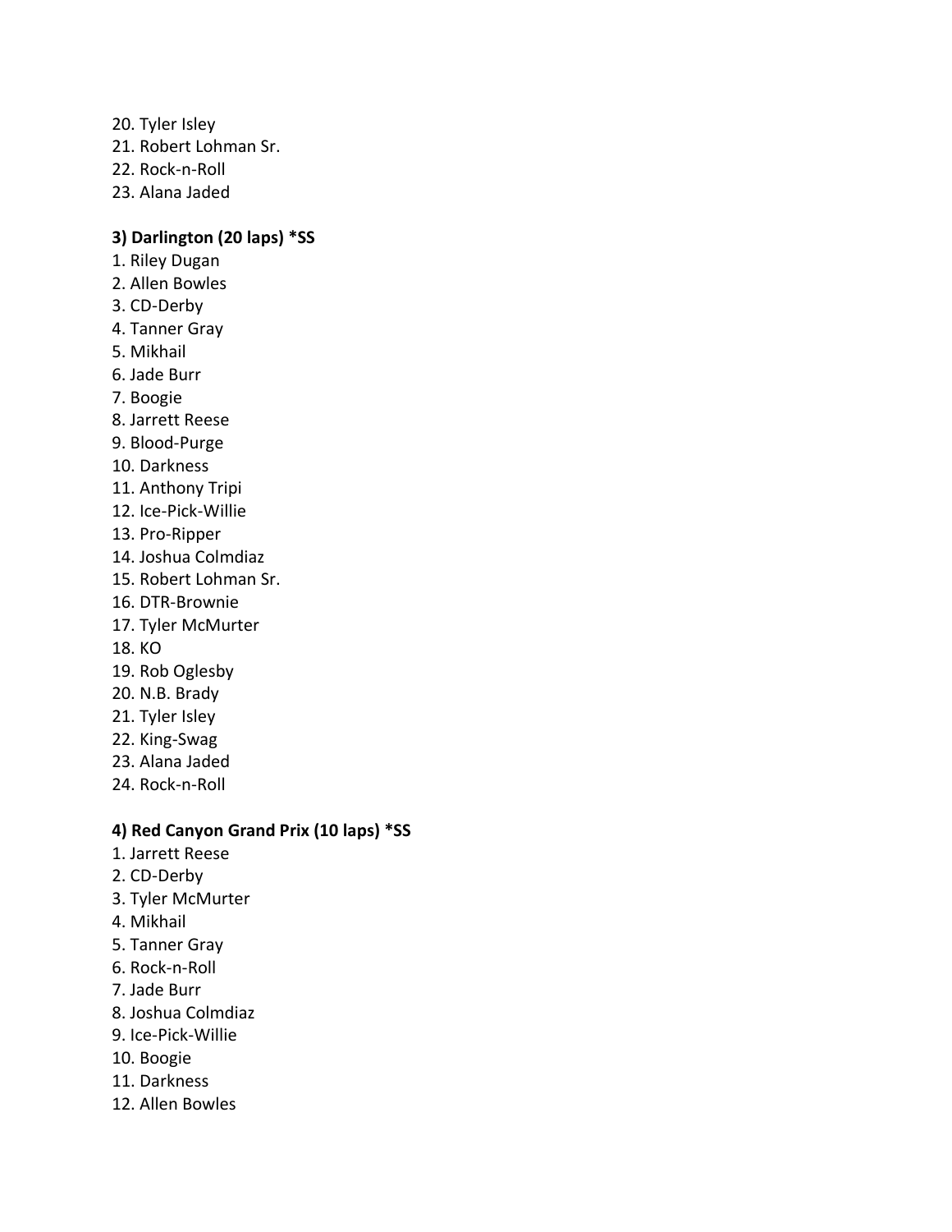20. Tyler Isley
21. Robert Lohman Sr.
22. Rock-n-Roll
23. Alana Jaded

**3) Darlington (20 laps) *SS**

1. Riley Dugan
2. Allen Bowles
3. CD-Derby
4. Tanner Gray
5. Mikhail
6. Jade Burr
7. Boogie
8. Jarrett Reese
9. Blood-Purge
10. Darkness
11. Anthony Tripi
12. Ice-Pick-Willie
13. Pro-Ripper
14. Joshua Colmdiaz
15. Robert Lohman Sr.
16. DTR-Brownie
17. Tyler McMurter
18. KO
19. Rob Oglesby
20. N.B. Brady
21. Tyler Isley
22. King-Swag
23. Alana Jaded
24. Rock-n-Roll

**4) Red Canyon Grand Prix (10 laps) *SS**

1. Jarrett Reese
2. CD-Derby
3. Tyler McMurter
4. Mikhail
5. Tanner Gray
6. Rock-n-Roll
7. Jade Burr
8. Joshua Colmdiaz
9. Ice-Pick-Willie
10. Boogie
11. Darkness
12. Allen Bowles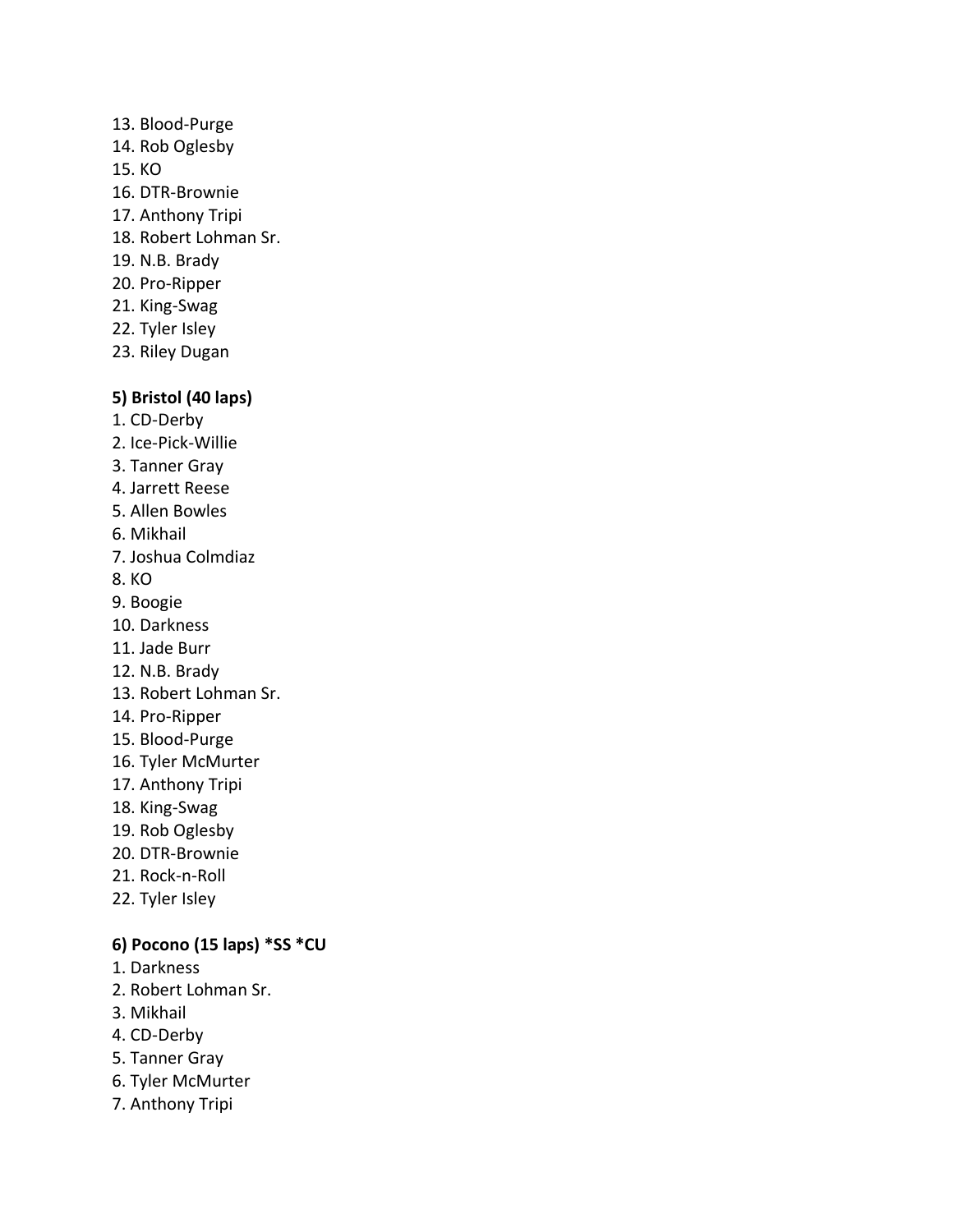13. Blood-Purge
14. Rob Oglesby
15. KO
16. DTR-Brownie
17. Anthony Tripi
18. Robert Lohman Sr.
19. N.B. Brady
20. Pro-Ripper
21. King-Swag
22. Tyler Isley
23. Riley Dugan

**5) Bristol (40 laps)**

1. CD-Derby
2. Ice-Pick-Willie
3. Tanner Gray
4. Jarrett Reese
5. Allen Bowles
6. Mikhail
7. Joshua Colmdiaz
8. KO
9. Boogie
10. Darkness
11. Jade Burr
12. N.B. Brady
13. Robert Lohman Sr.
14. Pro-Ripper
15. Blood-Purge
16. Tyler McMurter
17. Anthony Tripi
18. King-Swag
19. Rob Oglesby
20. DTR-Brownie
21. Rock-n-Roll
22. Tyler Isley

**6) Pocono (15 laps) *SS *CU**

1. Darkness
2. Robert Lohman Sr.
3. Mikhail
4. CD-Derby
5. Tanner Gray
6. Tyler McMurter
7. Anthony Tripi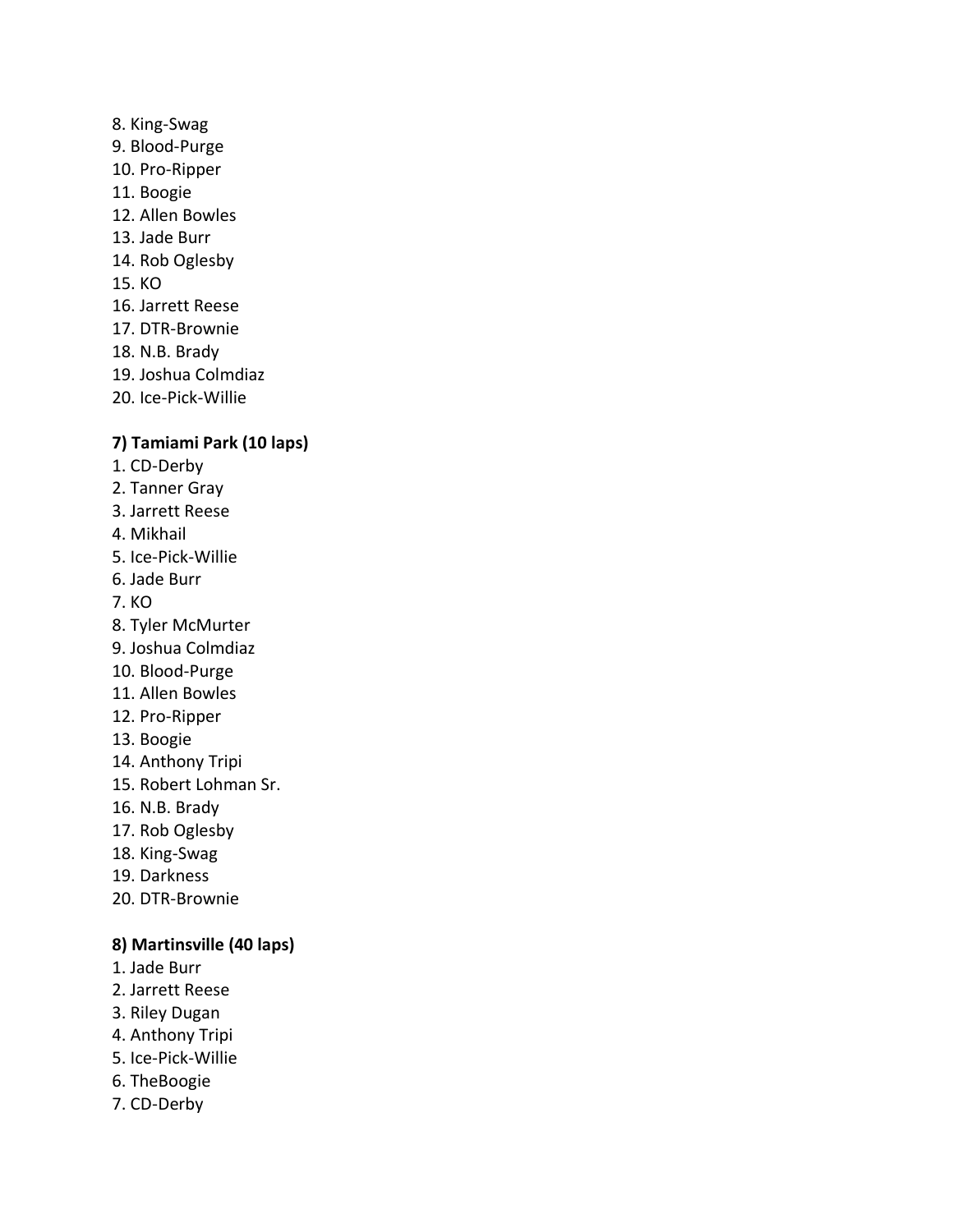8. King-Swag
9. Blood-Purge
10. Pro-Ripper
11. Boogie
12. Allen Bowles
13. Jade Burr
14. Rob Oglesby
15. KO
16. Jarrett Reese
17. DTR-Brownie
18. N.B. Brady
19. Joshua Colmdiaz
20. Ice-Pick-Willie

**7) Tamiami Park (10 laps)**

1. CD-Derby
2. Tanner Gray
3. Jarrett Reese
4. Mikhail
5. Ice-Pick-Willie
6. Jade Burr
7. KO
8. Tyler McMurter
9. Joshua Colmdiaz
10. Blood-Purge
11. Allen Bowles
12. Pro-Ripper
13. Boogie
14. Anthony Tripi
15. Robert Lohman Sr.
16. N.B. Brady
17. Rob Oglesby
18. King-Swag
19. Darkness
20. DTR-Brownie

**8) Martinsville (40 laps)**

1. Jade Burr
2. Jarrett Reese
3. Riley Dugan
4. Anthony Tripi
5. Ice-Pick-Willie
6. TheBoogie
7. CD-Derby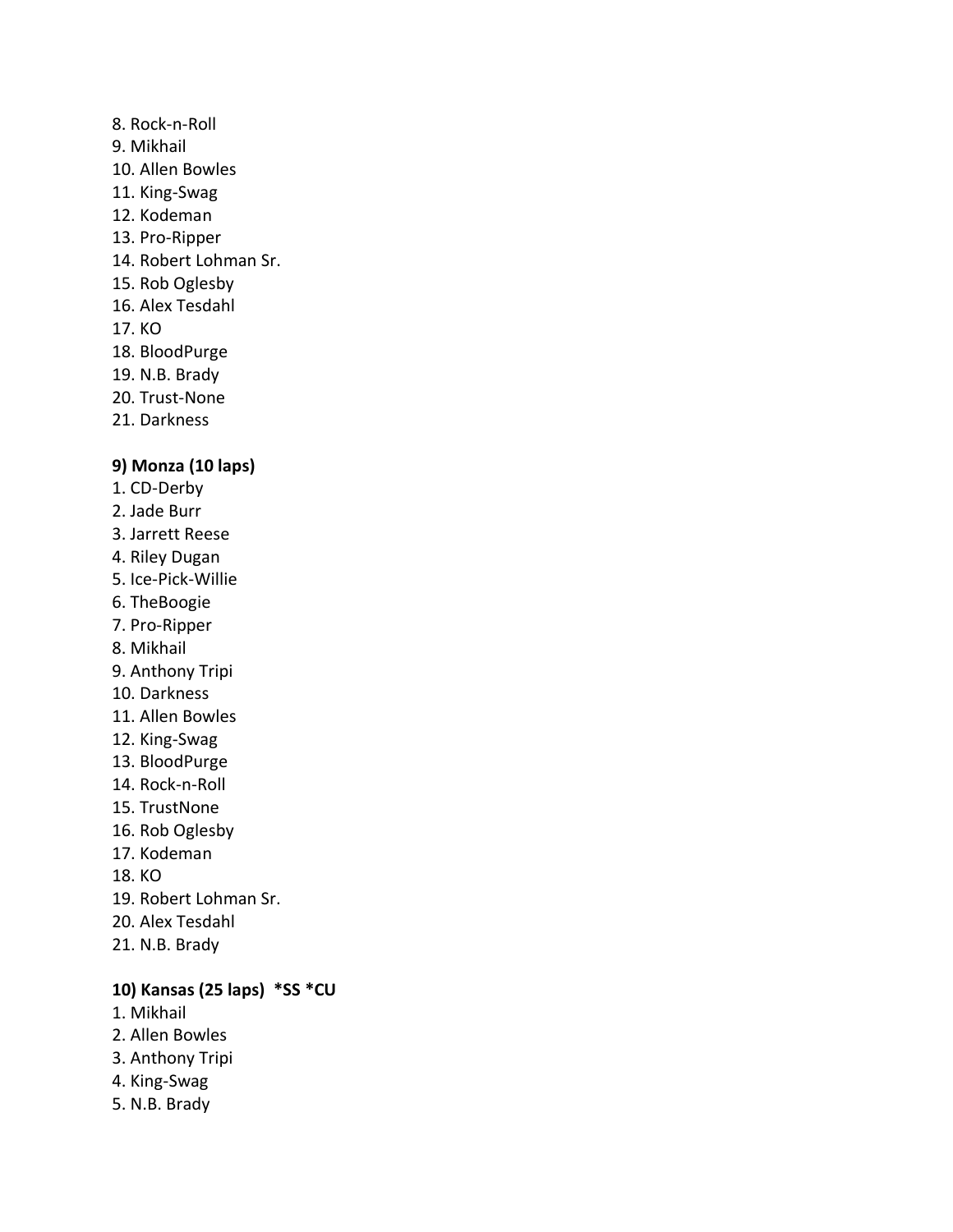8. Rock-n-Roll
9. Mikhail
10. Allen Bowles
11. King-Swag
12. Kodeman
13. Pro-Ripper
14. Robert Lohman Sr.
15. Rob Oglesby
16. Alex Tesdahl
17. KO
18. BloodPurge
19. N.B. Brady
20. Trust-None
21. Darkness

**9) Monza (10 laps)**

1. CD-Derby
2. Jade Burr
3. Jarrett Reese
4. Riley Dugan
5. Ice-Pick-Willie
6. TheBoogie
7. Pro-Ripper
8. Mikhail
9. Anthony Tripi
10. Darkness
11. Allen Bowles
12. King-Swag
13. BloodPurge
14. Rock-n-Roll
15. TrustNone
16. Rob Oglesby
17. Kodeman
18. KO
19. Robert Lohman Sr.
20. Alex Tesdahl
21. N.B. Brady

**10) Kansas (25 laps) *SS *CU**

1. Mikhail
2. Allen Bowles
3. Anthony Tripi
4. King-Swag
5. N.B. Brady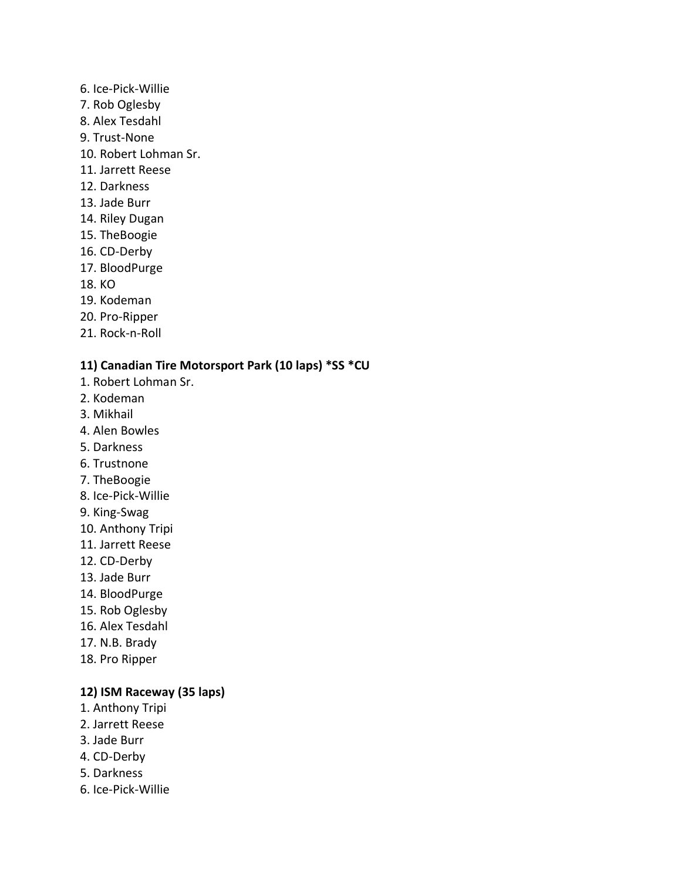6. Ice-Pick-Willie
7. Rob Oglesby
8. Alex Tesdahl
9. Trust-None
10. Robert Lohman Sr.
11. Jarrett Reese
12. Darkness
13. Jade Burr
14. Riley Dugan
15. TheBoogie
16. CD-Derby
17. BloodPurge
18. KO
19. Kodeman
20. Pro-Ripper
21. Rock-n-Roll

**11) Canadian Tire Motorsport Park (10 laps) *SS *CU**

1. Robert Lohman Sr.
2. Kodeman
3. Mikhail
4. Alen Bowles
5. Darkness
6. Trustnone
7. TheBoogie
8. Ice-Pick-Willie
9. King-Swag
10. Anthony Tripi
11. Jarrett Reese
12. CD-Derby
13. Jade Burr
14. BloodPurge
15. Rob Oglesby
16. Alex Tesdahl
17. N.B. Brady
18. Pro Ripper

**12) ISM Raceway (35 laps)**

1. Anthony Tripi
2. Jarrett Reese
3. Jade Burr
4. CD-Derby
5. Darkness
6. Ice-Pick-Willie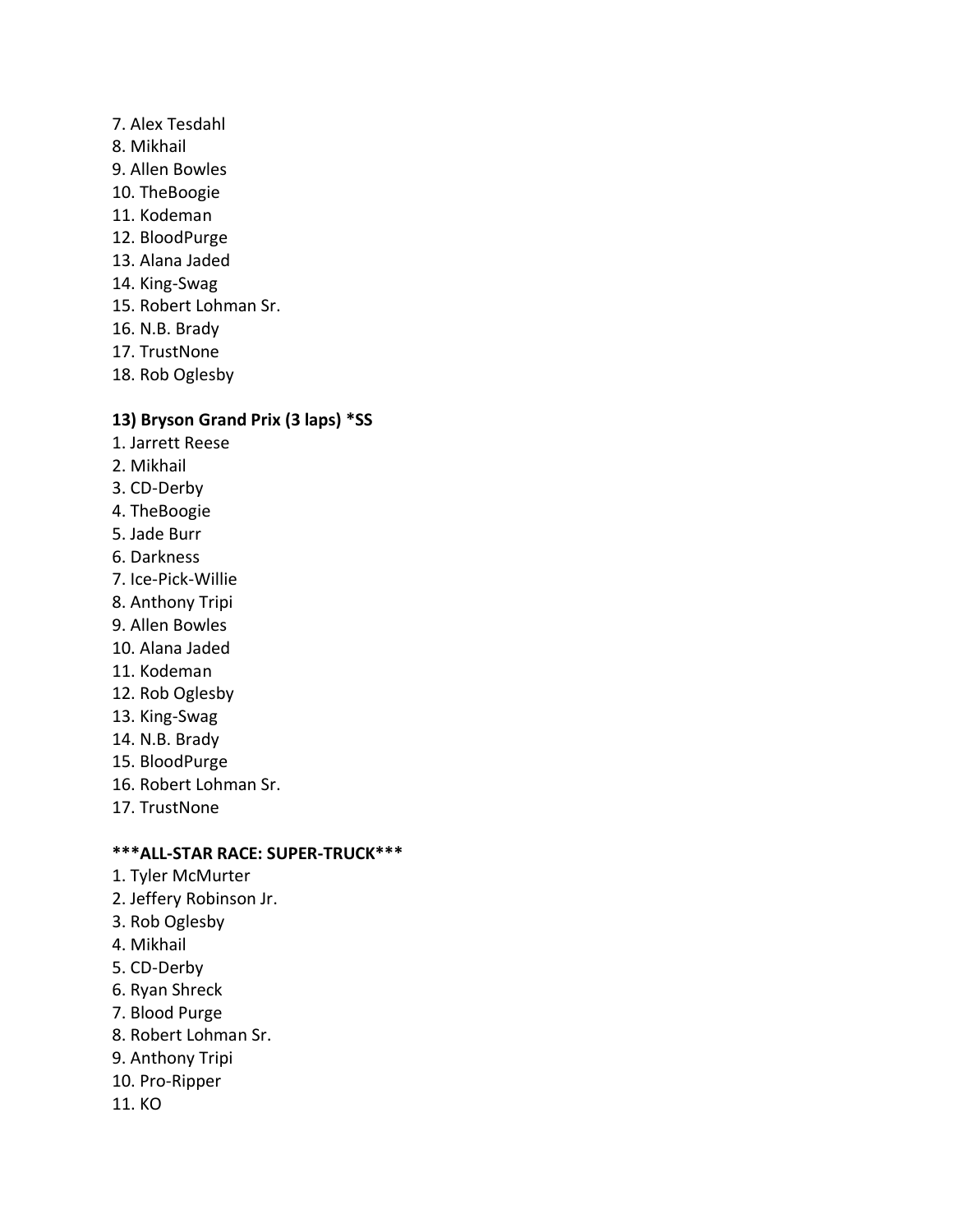7. Alex Tesdahl
8. Mikhail
9. Allen Bowles
10. TheBoogie
11. Kodeman
12. BloodPurge
13. Alana Jaded
14. King-Swag
15. Robert Lohman Sr.
16. N.B. Brady
17. TrustNone
18. Rob Oglesby

**13) Bryson Grand Prix (3 laps) *SS**

1. Jarrett Reese
2. Mikhail
3. CD-Derby
4. TheBoogie
5. Jade Burr
6. Darkness
7. Ice-Pick-Willie
8. Anthony Tripi
9. Allen Bowles
10. Alana Jaded
11. Kodeman
12. Rob Oglesby
13. King-Swag
14. N.B. Brady
15. BloodPurge
16. Robert Lohman Sr.
17. TrustNone

**\*\*\*ALL-STAR RACE: SUPER-TRUCK\*\*\***

1. Tyler McMurter
2. Jeffery Robinson Jr.
3. Rob Oglesby
4. Mikhail
5. CD-Derby
6. Ryan Shreck
7. Blood Purge
8. Robert Lohman Sr.
9. Anthony Tripi
10. Pro-Ripper
11. KO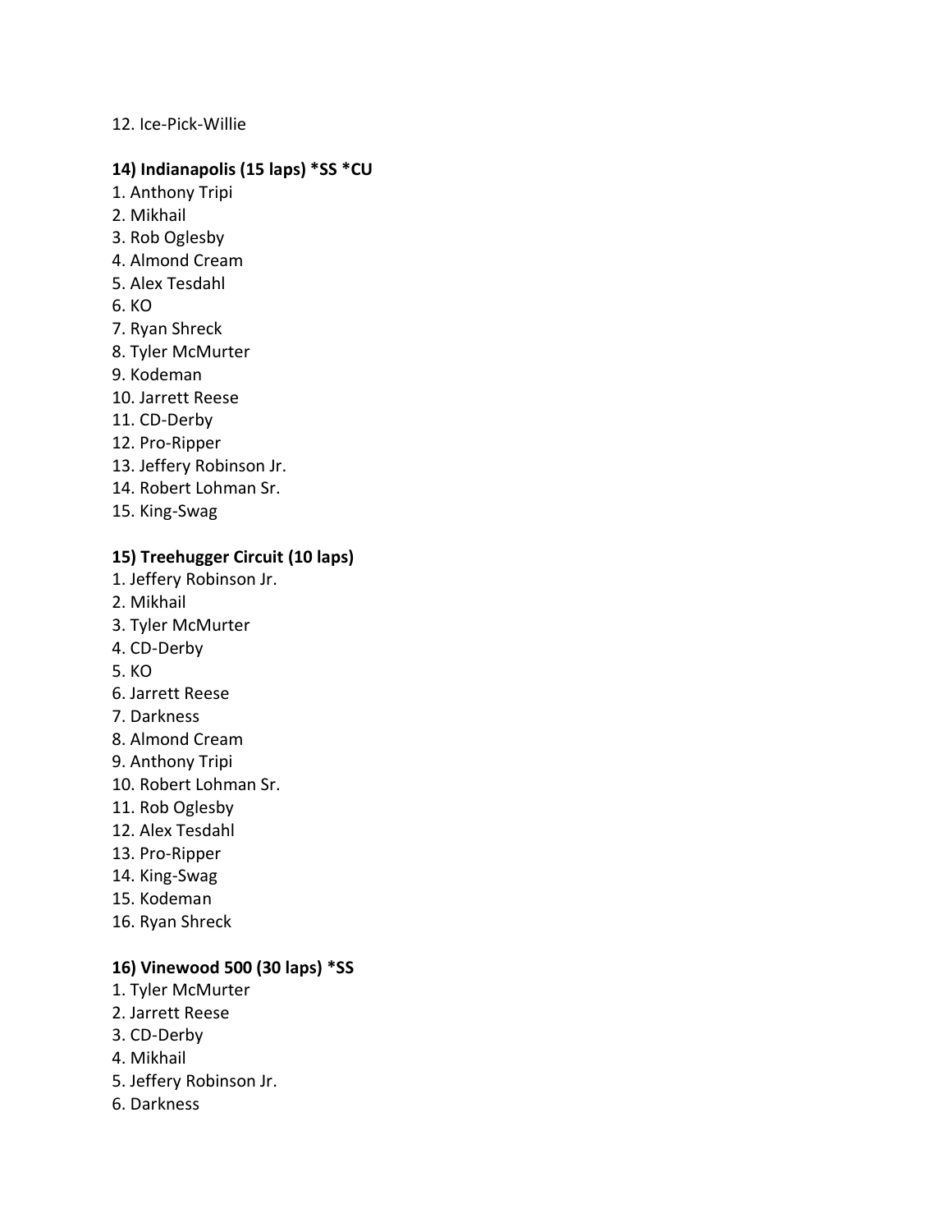12. Ice-Pick-Willie

**14) Indianapolis (15 laps) *SS *CU**

1. Anthony Tripi
2. Mikhail
3. Rob Oglesby
4. Almond Cream
5. Alex Tesdahl
6. KO
7. Ryan Shreck
8. Tyler McMurter
9. Kodeman
10. Jarrett Reese
11. CD-Derby
12. Pro-Ripper
13. Jeffery Robinson Jr.
14. Robert Lohman Sr.
15. King-Swag

**15) Treehugger Circuit (10 laps)**

1. Jeffery Robinson Jr.
2. Mikhail
3. Tyler McMurter
4. CD-Derby
5. KO
6. Jarrett Reese
7. Darkness
8. Almond Cream
9. Anthony Tripi
10. Robert Lohman Sr.
11. Rob Oglesby
12. Alex Tesdahl
13. Pro-Ripper
14. King-Swag
15. Kodeman
16. Ryan Shreck

**16) Vinewood 500 (30 laps) *SS**

1. Tyler McMurter
2. Jarrett Reese
3. CD-Derby
4. Mikhail
5. Jeffery Robinson Jr.
6. Darkness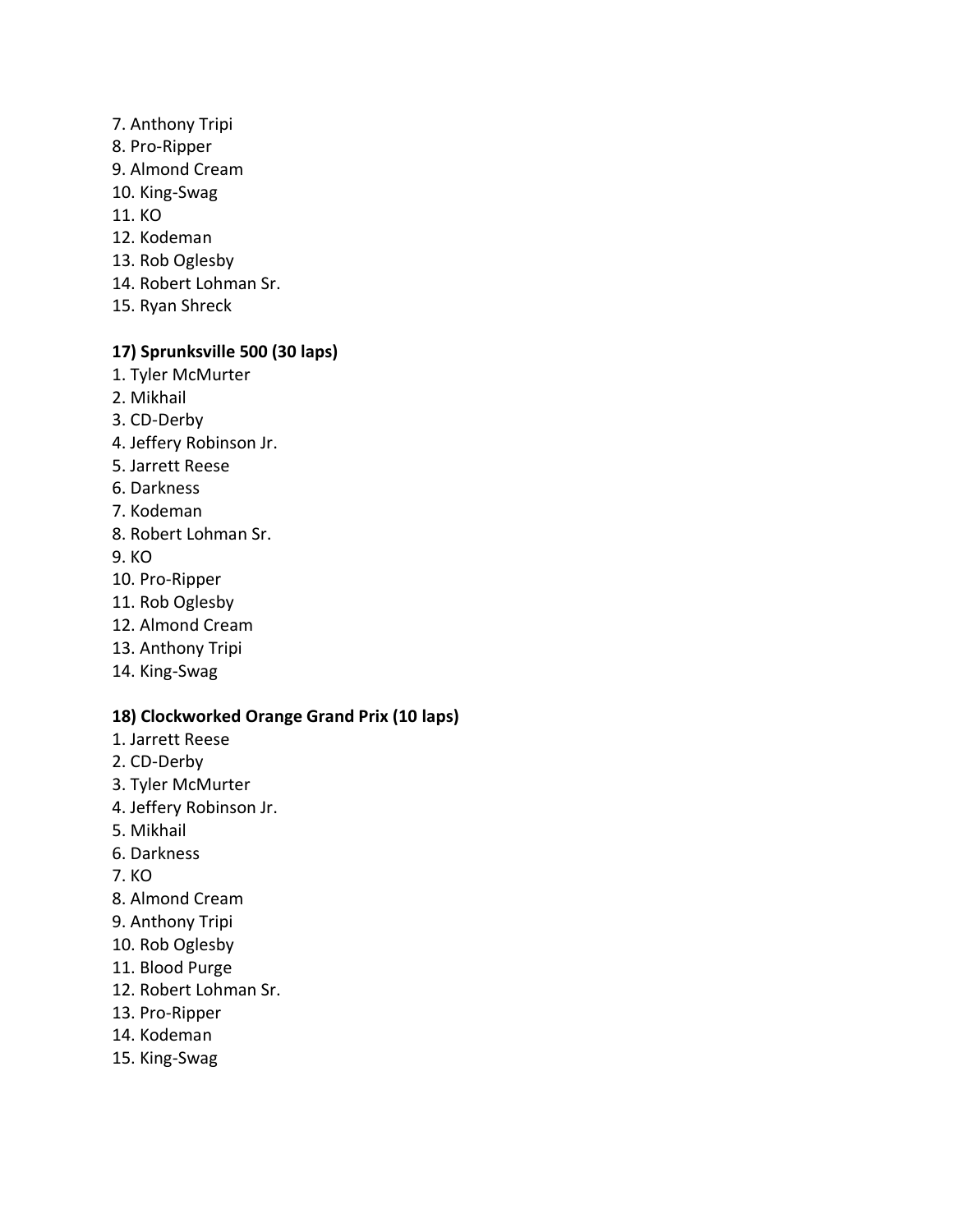7. Anthony Tripi
8. Pro-Ripper
9. Almond Cream
10. King-Swag
11. KO
12. Kodeman
13. Rob Oglesby
14. Robert Lohman Sr.
15. Ryan Shreck

**17) Sprunksville 500 (30 laps)**

1. Tyler McMurter
2. Mikhail
3. CD-Derby
4. Jeffery Robinson Jr.
5. Jarrett Reese
6. Darkness
7. Kodeman
8. Robert Lohman Sr.
9. KO
10. Pro-Ripper
11. Rob Oglesby
12. Almond Cream
13. Anthony Tripi
14. King-Swag

**18) Clockworked Orange Grand Prix (10 laps)**

1. Jarrett Reese
2. CD-Derby
3. Tyler McMurter
4. Jeffery Robinson Jr.
5. Mikhail
6. Darkness
7. KO
8. Almond Cream
9. Anthony Tripi
10. Rob Oglesby
11. Blood Purge
12. Robert Lohman Sr.
13. Pro-Ripper
14. Kodeman
15. King-Swag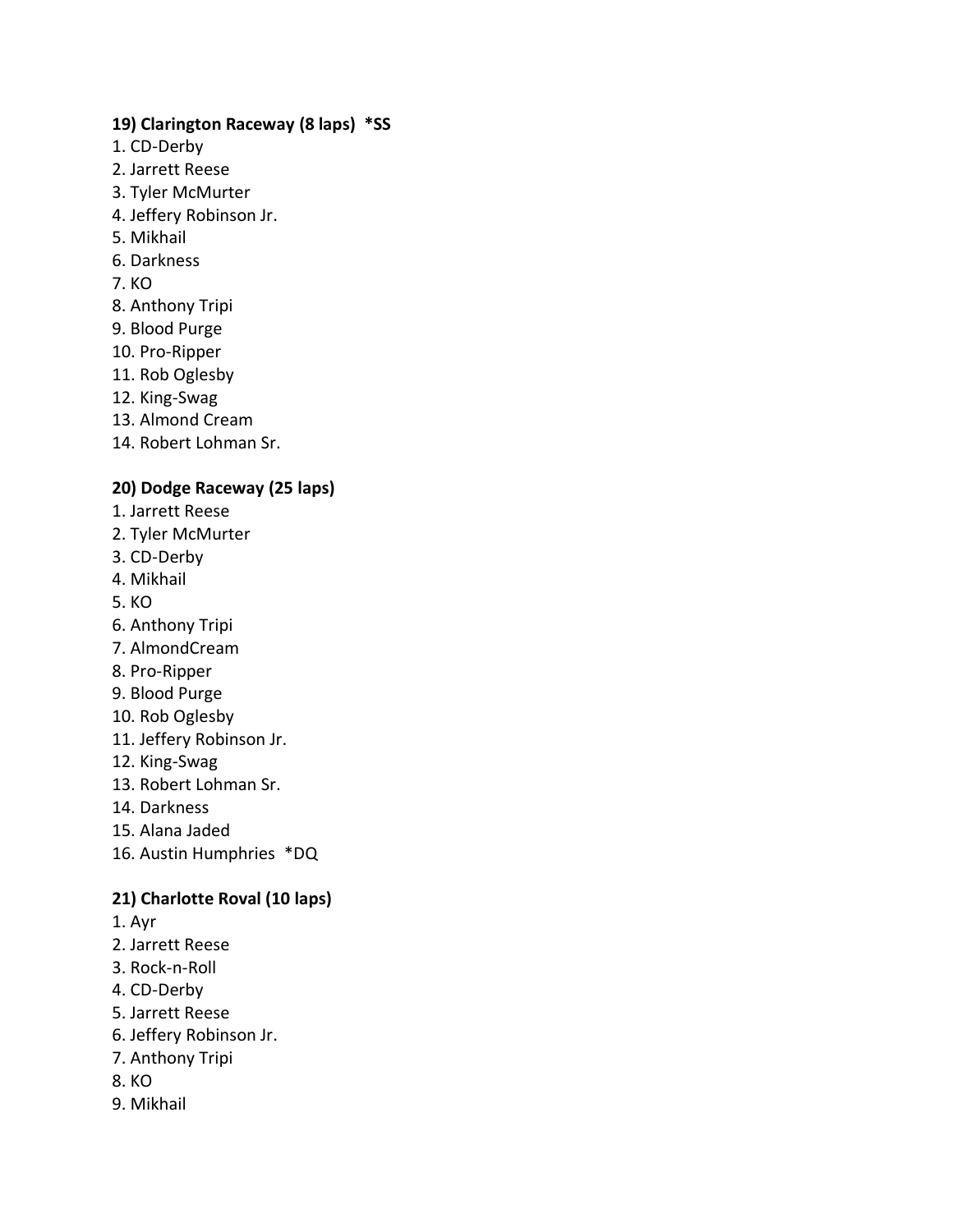**19) Clarington Raceway (8 laps) *SS**

1. CD-Derby
2. Jarrett Reese
3. Tyler McMurter
4. Jeffery Robinson Jr.
5. Mikhail
6. Darkness
7. KO
8. Anthony Tripi
9. Blood Purge
10. Pro-Ripper
11. Rob Oglesby
12. King-Swag
13. Almond Cream
14. Robert Lohman Sr.

**20) Dodge Raceway (25 laps)**

1. Jarrett Reese
2. Tyler McMurter
3. CD-Derby
4. Mikhail
5. KO
6. Anthony Tripi
7. AlmondCream
8. Pro-Ripper
9. Blood Purge
10. Rob Oglesby
11. Jeffery Robinson Jr.
12. King-Swag
13. Robert Lohman Sr.
14. Darkness
15. Alana Jaded
16. Austin Humphries *DQ

**21) Charlotte Roval (10 laps)**

1. Ayr
2. Jarrett Reese
3. Rock-n-Roll
4. CD-Derby
5. Jarrett Reese
6. Jeffery Robinson Jr.
7. Anthony Tripi
8. KO
9. Mikhail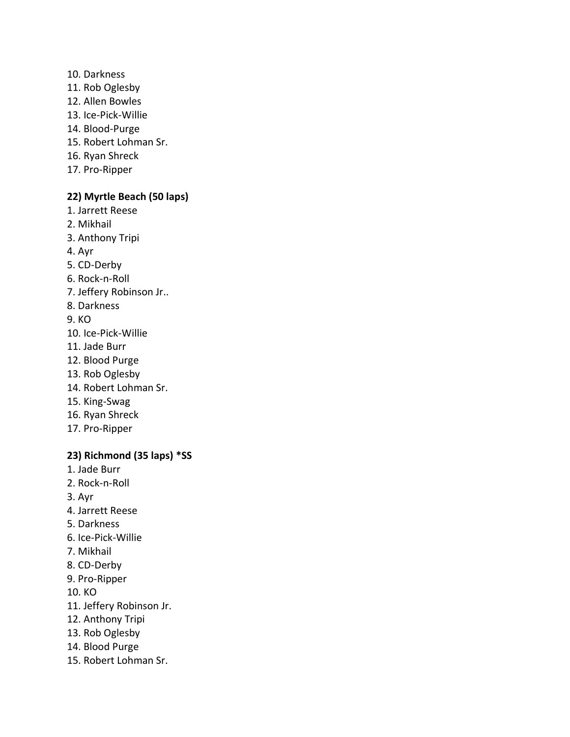10. Darkness
11. Rob Oglesby
12. Allen Bowles
13. Ice-Pick-Willie
14. Blood-Purge
15. Robert Lohman Sr.
16. Ryan Shreck
17. Pro-Ripper

**22) Myrtle Beach (50 laps)**

1. Jarrett Reese
2. Mikhail
3. Anthony Tripi
4. Ayr
5. CD-Derby
6. Rock-n-Roll
7. Jeffery Robinson Jr..
8. Darkness
9. KO
10. Ice-Pick-Willie
11. Jade Burr
12. Blood Purge
13. Rob Oglesby
14. Robert Lohman Sr.
15. King-Swag
16. Ryan Shreck
17. Pro-Ripper

**23) Richmond (35 laps) *SS**

1. Jade Burr
2. Rock-n-Roll
3. Ayr
4. Jarrett Reese
5. Darkness
6. Ice-Pick-Willie
7. Mikhail
8. CD-Derby
9. Pro-Ripper
10. KO
11. Jeffery Robinson Jr.
12. Anthony Tripi
13. Rob Oglesby
14. Blood Purge
15. Robert Lohman Sr.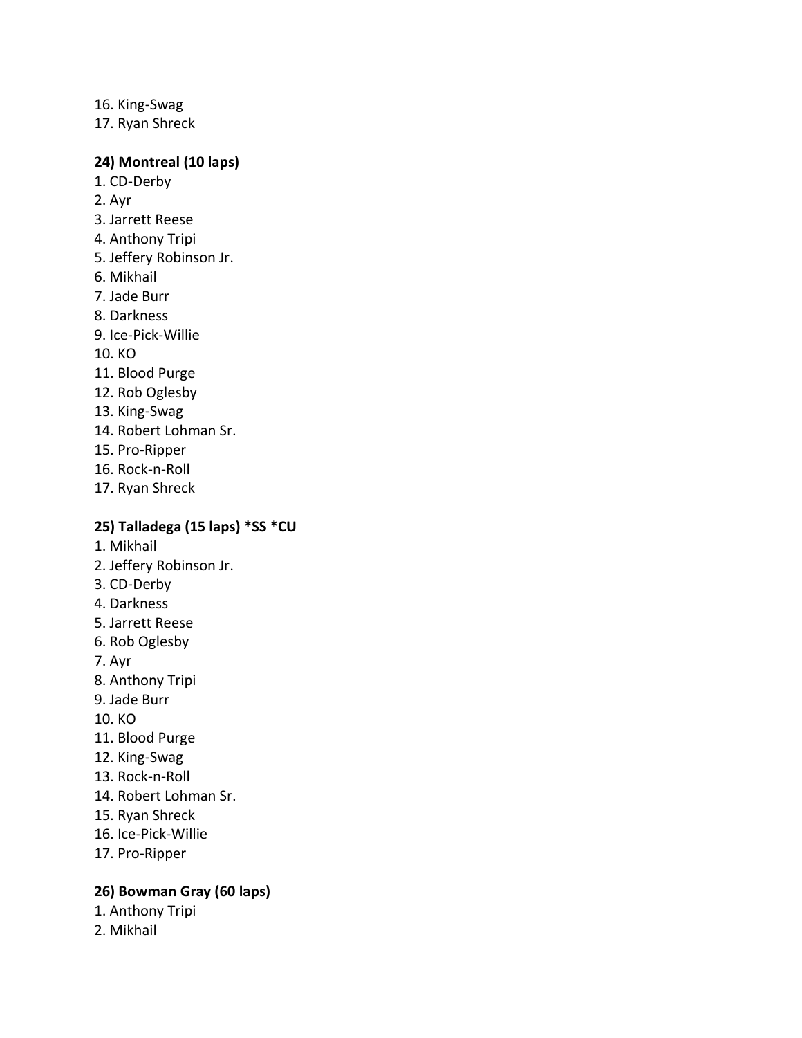16. King-Swag
17. Ryan Shreck

**24) Montreal (10 laps)**

1. CD-Derby
2. Ayr
3. Jarrett Reese
4. Anthony Tripi
5. Jeffery Robinson Jr.
6. Mikhail
7. Jade Burr
8. Darkness
9. Ice-Pick-Willie
10. KO
11. Blood Purge
12. Rob Oglesby
13. King-Swag
14. Robert Lohman Sr.
15. Pro-Ripper
16. Rock-n-Roll
17. Ryan Shreck

**25) Talladega (15 laps) *SS *CU**

1. Mikhail
2. Jeffery Robinson Jr.
3. CD-Derby
4. Darkness
5. Jarrett Reese
6. Rob Oglesby
7. Ayr
8. Anthony Tripi
9. Jade Burr
10. KO
11. Blood Purge
12. King-Swag
13. Rock-n-Roll
14. Robert Lohman Sr.
15. Ryan Shreck
16. Ice-Pick-Willie
17. Pro-Ripper

**26) Bowman Gray (60 laps)**

1. Anthony Tripi
2. Mikhail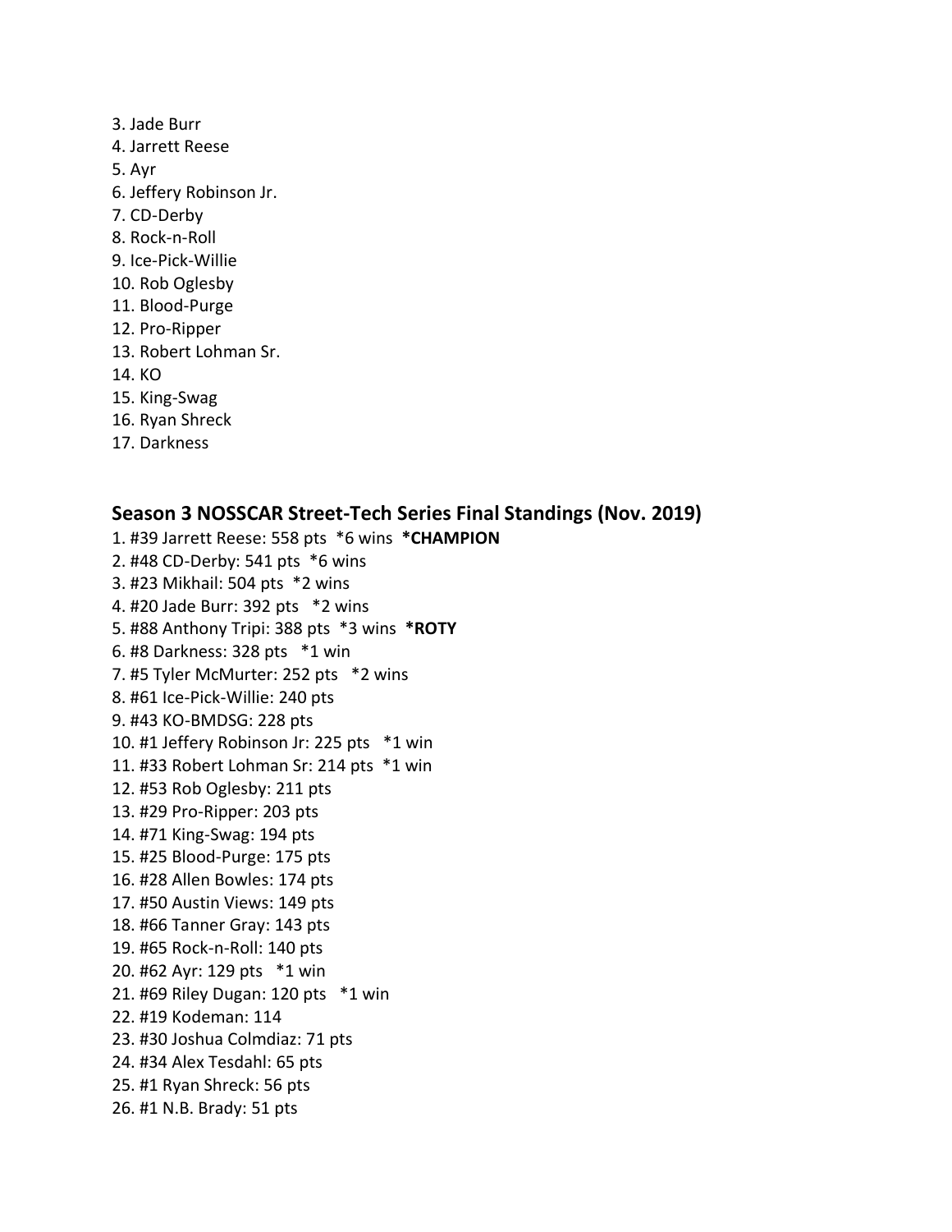3. Jade Burr
4. Jarrett Reese
5. Ayr
6. Jeffery Robinson Jr.
7. CD-Derby
8. Rock-n-Roll
9. Ice-Pick-Willie
10. Rob Oglesby
11. Blood-Purge
12. Pro-Ripper
13. Robert Lohman Sr.
14. KO
15. King-Swag
16. Ryan Shreck
17. Darkness

### Season 3 NOSSCAR Street-Tech Series Final Standings (Nov. 2019)

1. #39 Jarrett Reese: 558 pts *6 wins **\*CHAMPION**
2. #48 CD-Derby: 541 pts *6 wins
3. #23 Mikhail: 504 pts *2 wins
4. #20 Jade Burr: 392 pts *2 wins
5. #88 Anthony Tripi: 388 pts *3 wins **\*ROTY**
6. #8 Darkness: 328 pts *1 win
7. #5 Tyler McMurter: 252 pts *2 wins
8. #61 Ice-Pick-Willie: 240 pts
9. #43 KO-BMDSG: 228 pts
10. #1 Jeffery Robinson Jr: 225 pts *1 win
11. #33 Robert Lohman Sr: 214 pts *1 win
12. #53 Rob Oglesby: 211 pts
13. #29 Pro-Ripper: 203 pts
14. #71 King-Swag: 194 pts
15. #25 Blood-Purge: 175 pts
16. #28 Allen Bowles: 174 pts
17. #50 Austin Views: 149 pts
18. #66 Tanner Gray: 143 pts
19. #65 Rock-n-Roll: 140 pts
20. #62 Ayr: 129 pts *1 win
21. #69 Riley Dugan: 120 pts *1 win
22. #19 Kodeman: 114
23. #30 Joshua Colmdiaz: 71 pts
24. #34 Alex Tesdahl: 65 pts
25. #1 Ryan Shreck: 56 pts
26. #1 N.B. Brady: 51 pts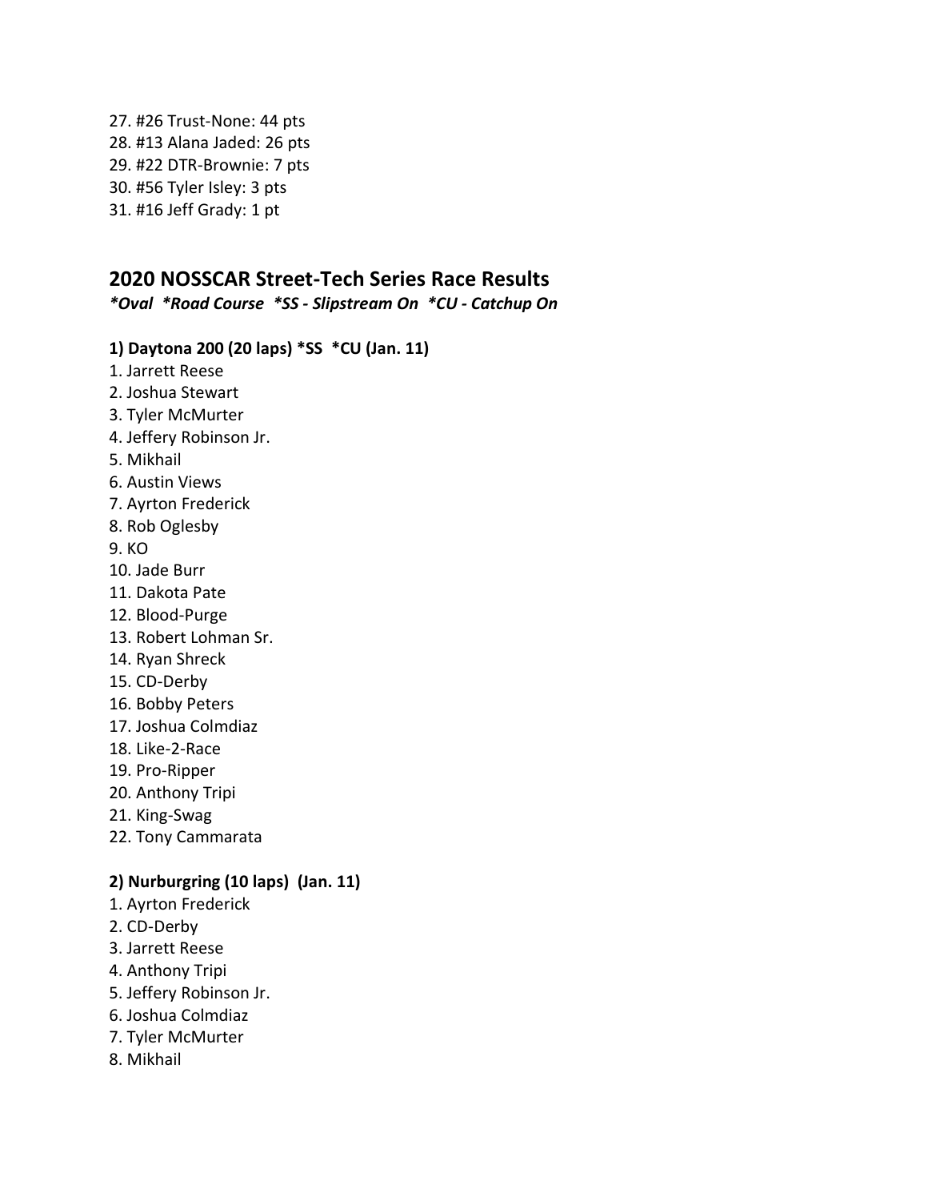27. #26 Trust-None: 44 pts
28. #13 Alana Jaded: 26 pts
29. #22 DTR-Brownie: 7 pts
30. #56 Tyler Isley: 3 pts
31. #16 Jeff Grady: 1 pt

## 2020 NOSSCAR Street-Tech Series Race Results

***Oval \*Road Course \*SS - Slipstream On \*CU - Catchup On***

### 1) Daytona 200 (20 laps) *SS *CU (Jan. 11)

1. Jarrett Reese
2. Joshua Stewart
3. Tyler McMurter
4. Jeffery Robinson Jr.
5. Mikhail
6. Austin Views
7. Ayrton Frederick
8. Rob Oglesby
9. KO
10. Jade Burr
11. Dakota Pate
12. Blood-Purge
13. Robert Lohman Sr.
14. Ryan Shreck
15. CD-Derby
16. Bobby Peters
17. Joshua Colmdiaz
18. Like-2-Race
19. Pro-Ripper
20. Anthony Tripi
21. King-Swag
22. Tony Cammarata

### 2) Nurburgring (10 laps) (Jan. 11)

1. Ayrton Frederick
2. CD-Derby
3. Jarrett Reese
4. Anthony Tripi
5. Jeffery Robinson Jr.
6. Joshua Colmdiaz
7. Tyler McMurter
8. Mikhail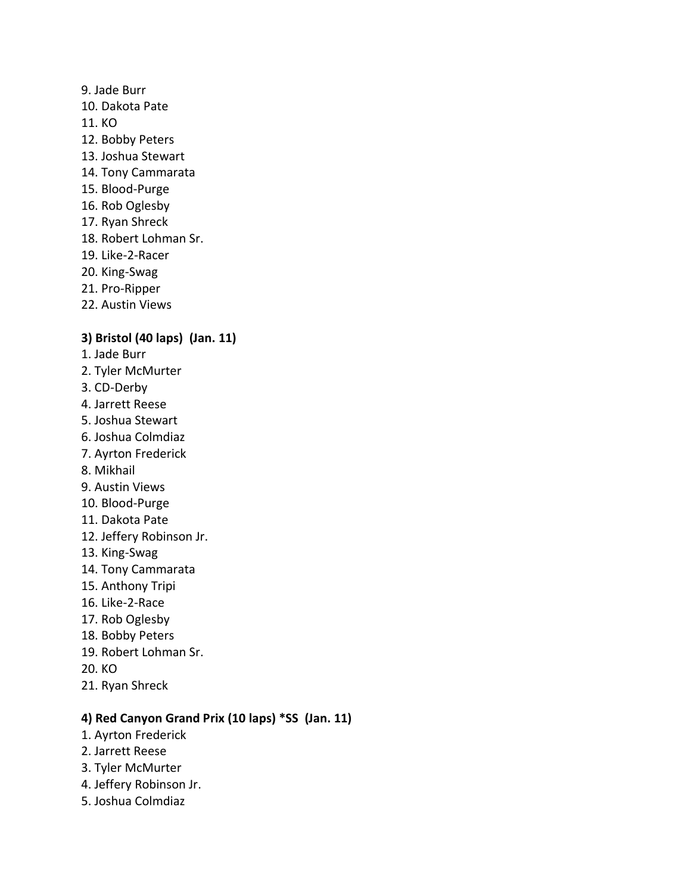9. Jade Burr
10. Dakota Pate
11. KO
12. Bobby Peters
13. Joshua Stewart
14. Tony Cammarata
15. Blood-Purge
16. Rob Oglesby
17. Ryan Shreck
18. Robert Lohman Sr.
19. Like-2-Racer
20. King-Swag
21. Pro-Ripper
22. Austin Views

**3) Bristol (40 laps) (Jan. 11)**

1. Jade Burr
2. Tyler McMurter
3. CD-Derby
4. Jarrett Reese
5. Joshua Stewart
6. Joshua Colmdiaz
7. Ayrton Frederick
8. Mikhail
9. Austin Views
10. Blood-Purge
11. Dakota Pate
12. Jeffery Robinson Jr.
13. King-Swag
14. Tony Cammarata
15. Anthony Tripi
16. Like-2-Race
17. Rob Oglesby
18. Bobby Peters
19. Robert Lohman Sr.
20. KO
21. Ryan Shreck

**4) Red Canyon Grand Prix (10 laps) *SS (Jan. 11)**

1. Ayrton Frederick
2. Jarrett Reese
3. Tyler McMurter
4. Jeffery Robinson Jr.
5. Joshua Colmdiaz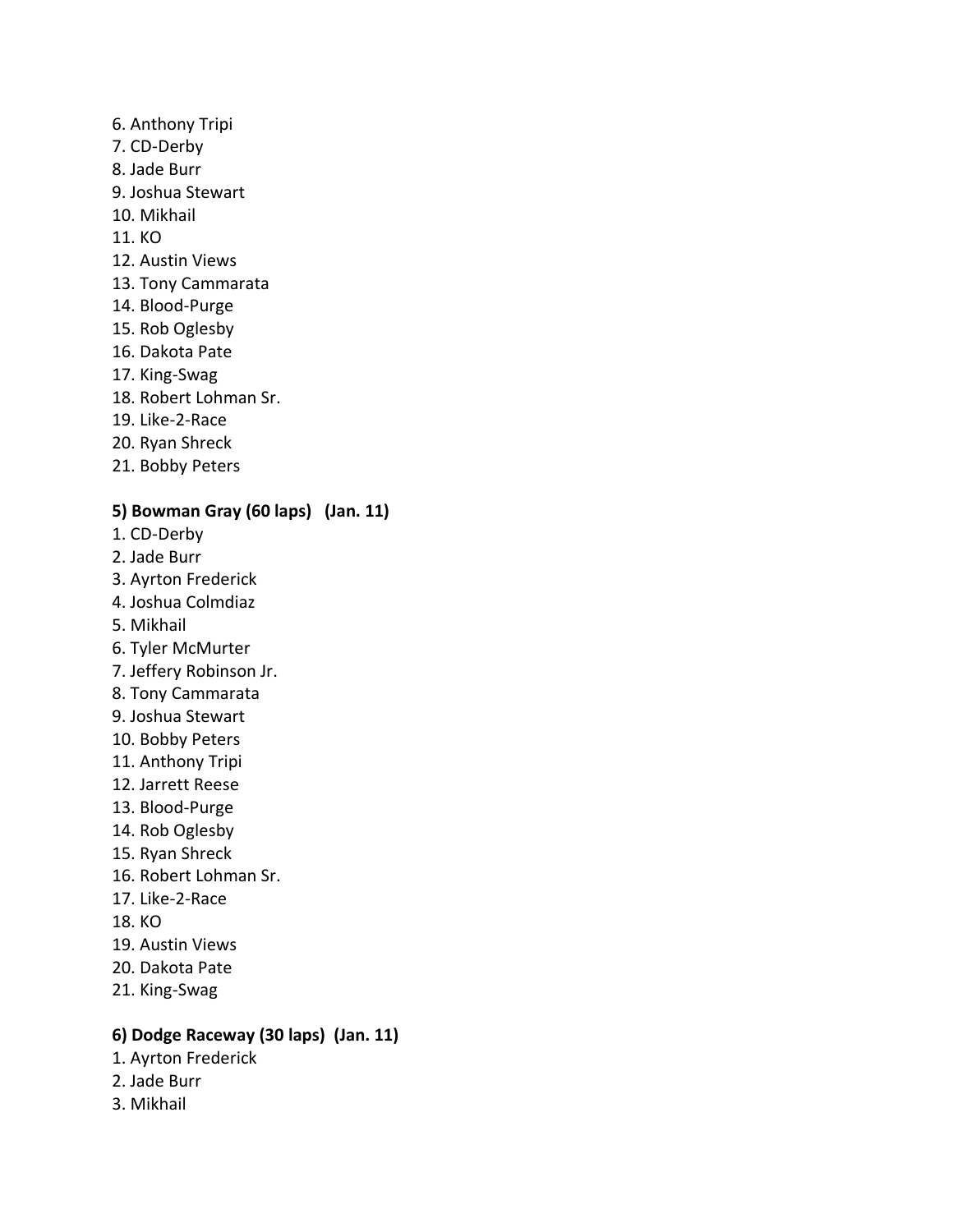6. Anthony Tripi
7. CD-Derby
8. Jade Burr
9. Joshua Stewart
10. Mikhail
11. KO
12. Austin Views
13. Tony Cammarata
14. Blood-Purge
15. Rob Oglesby
16. Dakota Pate
17. King-Swag
18. Robert Lohman Sr.
19. Like-2-Race
20. Ryan Shreck
21. Bobby Peters

**5) Bowman Gray (60 laps) (Jan. 11)**

1. CD-Derby
2. Jade Burr
3. Ayrton Frederick
4. Joshua Colmdiaz
5. Mikhail
6. Tyler McMurter
7. Jeffery Robinson Jr.
8. Tony Cammarata
9. Joshua Stewart
10. Bobby Peters
11. Anthony Tripi
12. Jarrett Reese
13. Blood-Purge
14. Rob Oglesby
15. Ryan Shreck
16. Robert Lohman Sr.
17. Like-2-Race
18. KO
19. Austin Views
20. Dakota Pate
21. King-Swag

**6) Dodge Raceway (30 laps) (Jan. 11)**

1. Ayrton Frederick
2. Jade Burr
3. Mikhail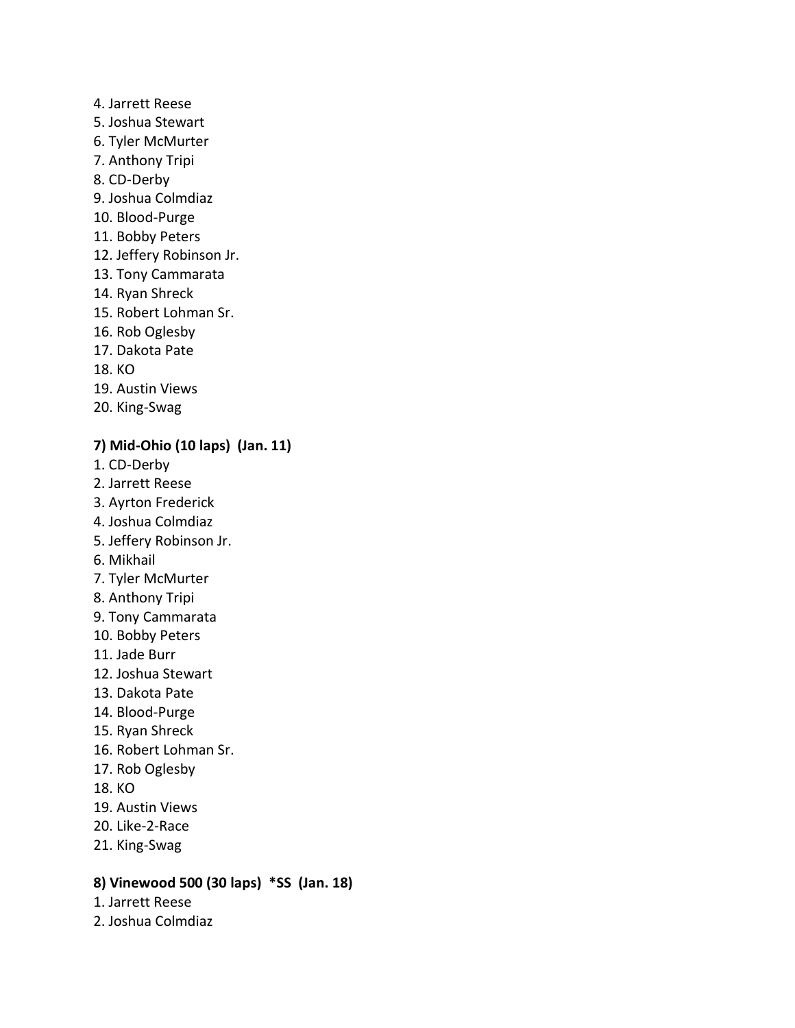4. Jarrett Reese
5. Joshua Stewart
6. Tyler McMurter
7. Anthony Tripi
8. CD-Derby
9. Joshua Colmdiaz
10. Blood-Purge
11. Bobby Peters
12. Jeffery Robinson Jr.
13. Tony Cammarata
14. Ryan Shreck
15. Robert Lohman Sr.
16. Rob Oglesby
17. Dakota Pate
18. KO
19. Austin Views
20. King-Swag

**7) Mid-Ohio (10 laps) (Jan. 11)**

1. CD-Derby
2. Jarrett Reese
3. Ayrton Frederick
4. Joshua Colmdiaz
5. Jeffery Robinson Jr.
6. Mikhail
7. Tyler McMurter
8. Anthony Tripi
9. Tony Cammarata
10. Bobby Peters
11. Jade Burr
12. Joshua Stewart
13. Dakota Pate
14. Blood-Purge
15. Ryan Shreck
16. Robert Lohman Sr.
17. Rob Oglesby
18. KO
19. Austin Views
20. Like-2-Race
21. King-Swag

**8) Vinewood 500 (30 laps) *SS (Jan. 18)**

1. Jarrett Reese
2. Joshua Colmdiaz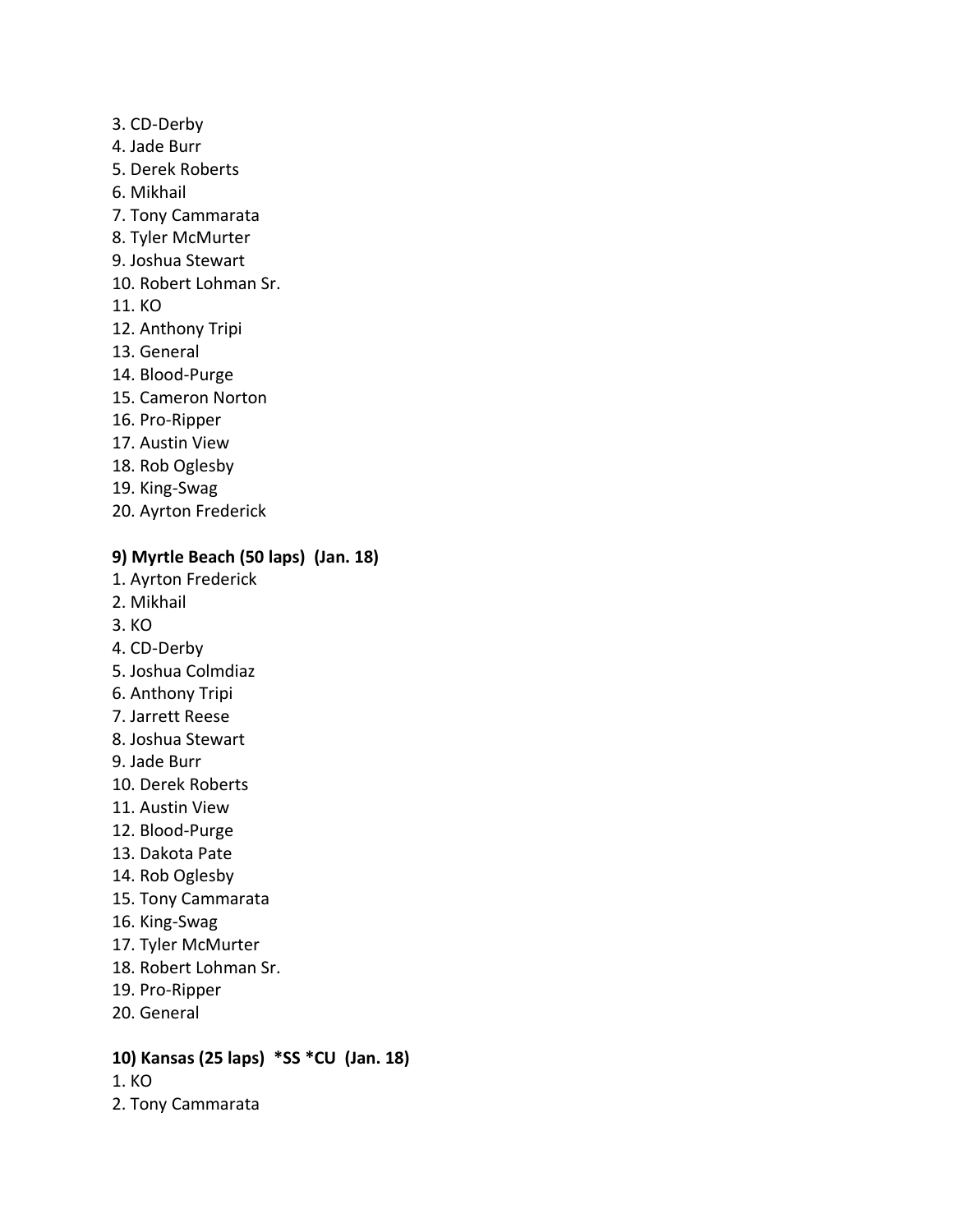3. CD-Derby
4. Jade Burr
5. Derek Roberts
6. Mikhail
7. Tony Cammarata
8. Tyler McMurter
9. Joshua Stewart
10. Robert Lohman Sr.
11. KO
12. Anthony Tripi
13. General
14. Blood-Purge
15. Cameron Norton
16. Pro-Ripper
17. Austin View
18. Rob Oglesby
19. King-Swag
20. Ayrton Frederick

**9) Myrtle Beach (50 laps) (Jan. 18)**

1. Ayrton Frederick
2. Mikhail
3. KO
4. CD-Derby
5. Joshua Colmdiaz
6. Anthony Tripi
7. Jarrett Reese
8. Joshua Stewart
9. Jade Burr
10. Derek Roberts
11. Austin View
12. Blood-Purge
13. Dakota Pate
14. Rob Oglesby
15. Tony Cammarata
16. King-Swag
17. Tyler McMurter
18. Robert Lohman Sr.
19. Pro-Ripper
20. General

**10) Kansas (25 laps) *SS *CU (Jan. 18)**

1. KO
2. Tony Cammarata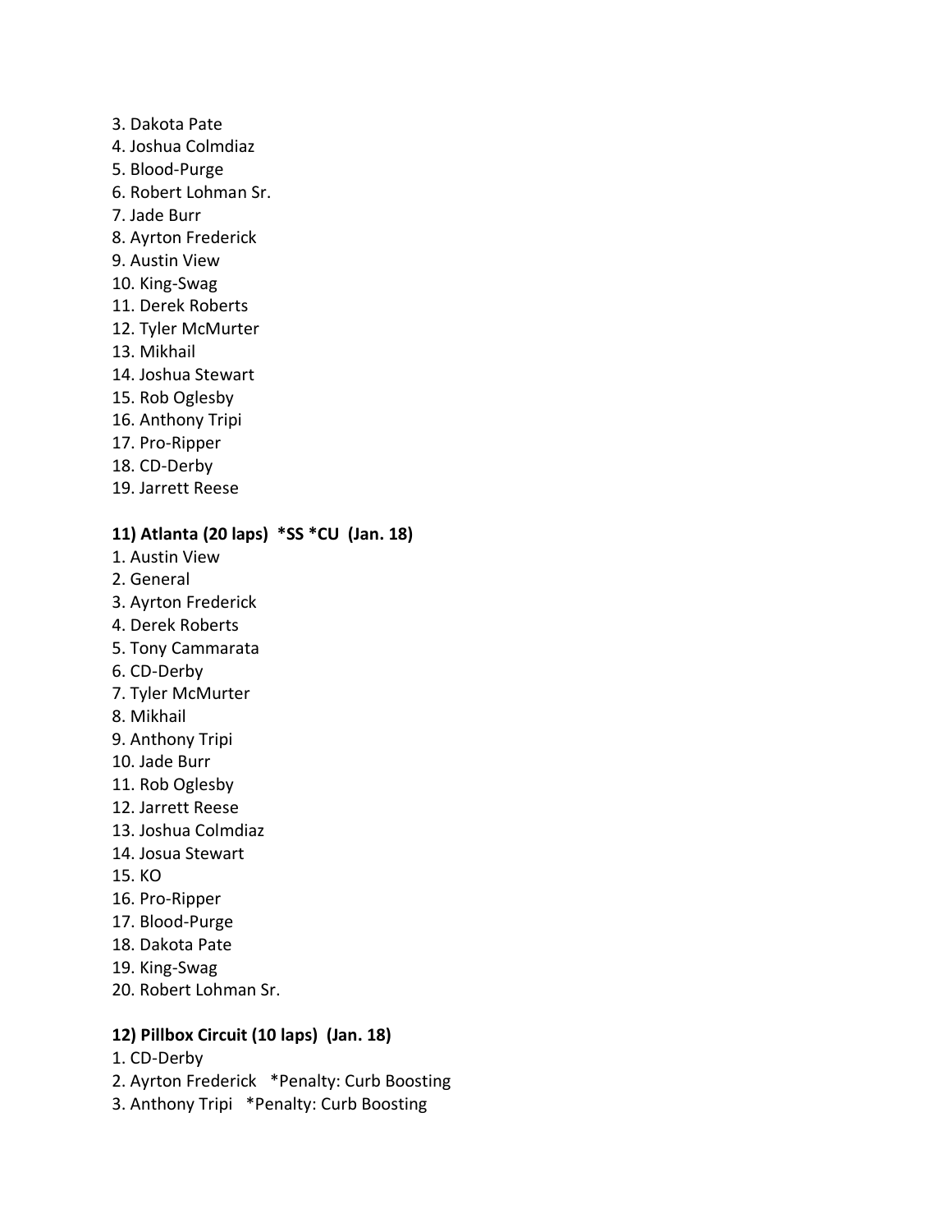3. Dakota Pate
4. Joshua Colmdiaz
5. Blood-Purge
6. Robert Lohman Sr.
7. Jade Burr
8. Ayrton Frederick
9. Austin View
10. King-Swag
11. Derek Roberts
12. Tyler McMurter
13. Mikhail
14. Joshua Stewart
15. Rob Oglesby
16. Anthony Tripi
17. Pro-Ripper
18. CD-Derby
19. Jarrett Reese

**11) Atlanta (20 laps)  *SS *CU  (Jan. 18)**

1. Austin View
2. General
3. Ayrton Frederick
4. Derek Roberts
5. Tony Cammarata
6. CD-Derby
7. Tyler McMurter
8. Mikhail
9. Anthony Tripi
10. Jade Burr
11. Rob Oglesby
12. Jarrett Reese
13. Joshua Colmdiaz
14. Josua Stewart
15. KO
16. Pro-Ripper
17. Blood-Purge
18. Dakota Pate
19. King-Swag
20. Robert Lohman Sr.

**12) Pillbox Circuit (10 laps)  (Jan. 18)**

1. CD-Derby
2. Ayrton Frederick   *Penalty: Curb Boosting
3. Anthony Tripi   *Penalty: Curb Boosting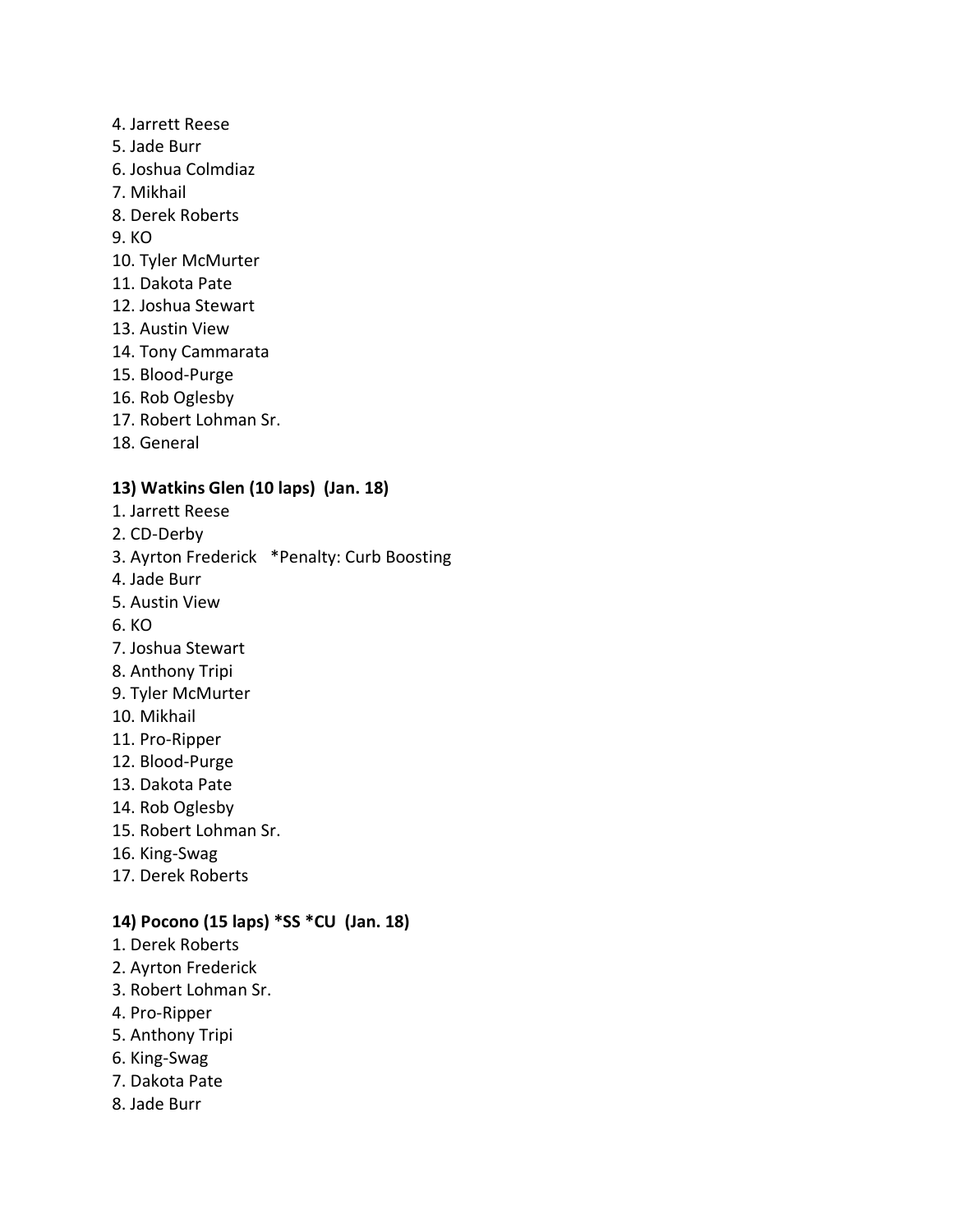4. Jarrett Reese
5. Jade Burr
6. Joshua Colmdiaz
7. Mikhail
8. Derek Roberts
9. KO
10. Tyler McMurter
11. Dakota Pate
12. Joshua Stewart
13. Austin View
14. Tony Cammarata
15. Blood-Purge
16. Rob Oglesby
17. Robert Lohman Sr.
18. General

**13) Watkins Glen (10 laps) (Jan. 18)**

1. Jarrett Reese
2. CD-Derby
3. Ayrton Frederick *Penalty: Curb Boosting
4. Jade Burr
5. Austin View
6. KO
7. Joshua Stewart
8. Anthony Tripi
9. Tyler McMurter
10. Mikhail
11. Pro-Ripper
12. Blood-Purge
13. Dakota Pate
14. Rob Oglesby
15. Robert Lohman Sr.
16. King-Swag
17. Derek Roberts

**14) Pocono (15 laps) *SS *CU (Jan. 18)**

1. Derek Roberts
2. Ayrton Frederick
3. Robert Lohman Sr.
4. Pro-Ripper
5. Anthony Tripi
6. King-Swag
7. Dakota Pate
8. Jade Burr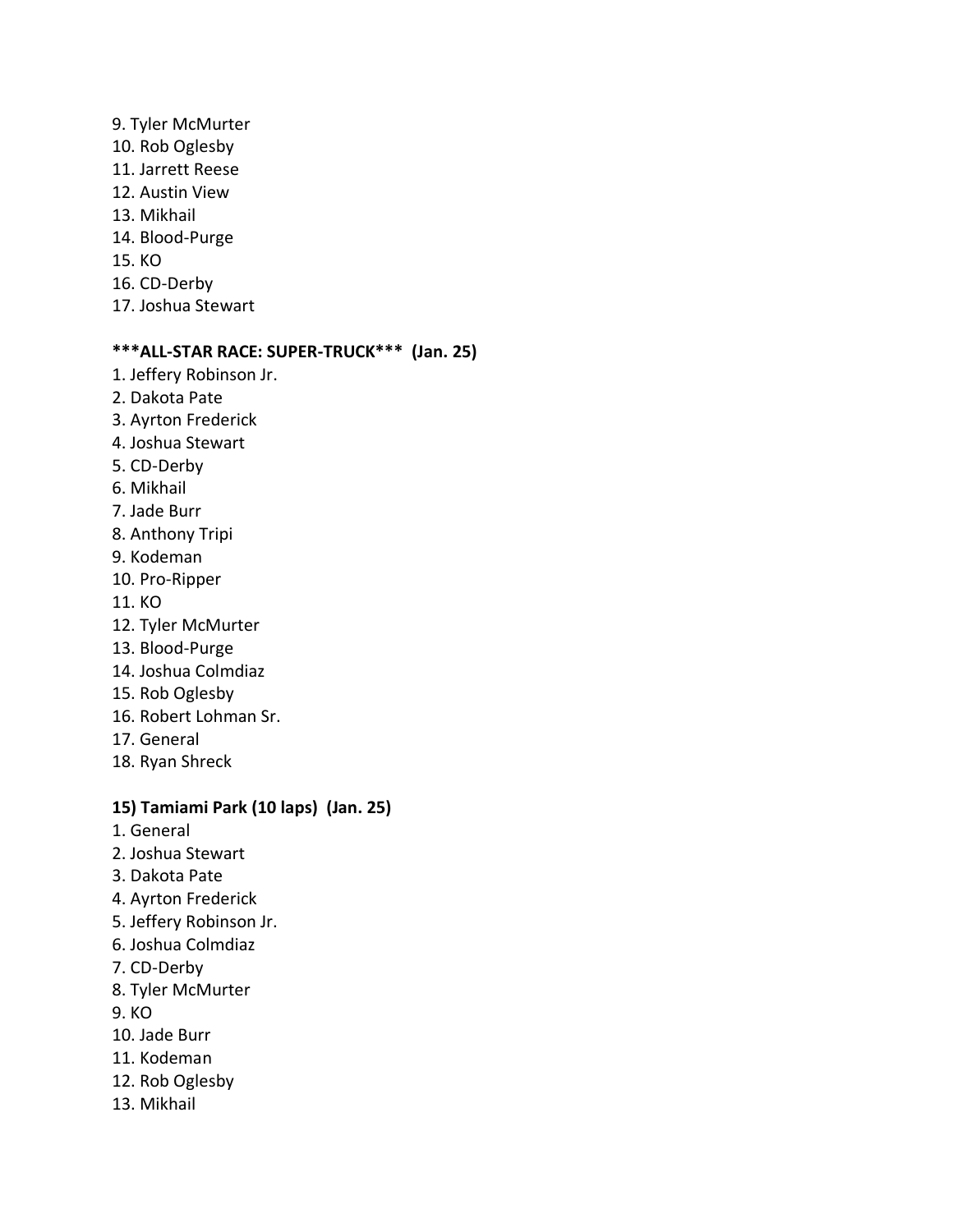9. Tyler McMurter
10. Rob Oglesby
11. Jarrett Reese
12. Austin View
13. Mikhail
14. Blood-Purge
15. KO
16. CD-Derby
17. Joshua Stewart

**\*\*\*ALL-STAR RACE: SUPER-TRUCK\*\*\*  (Jan. 25)**

1. Jeffery Robinson Jr.
2. Dakota Pate
3. Ayrton Frederick
4. Joshua Stewart
5. CD-Derby
6. Mikhail
7. Jade Burr
8. Anthony Tripi
9. Kodeman
10. Pro-Ripper
11. KO
12. Tyler McMurter
13. Blood-Purge
14. Joshua Colmdiaz
15. Rob Oglesby
16. Robert Lohman Sr.
17. General
18. Ryan Shreck

**15) Tamiami Park (10 laps)  (Jan. 25)**

1. General
2. Joshua Stewart
3. Dakota Pate
4. Ayrton Frederick
5. Jeffery Robinson Jr.
6. Joshua Colmdiaz
7. CD-Derby
8. Tyler McMurter
9. KO
10. Jade Burr
11. Kodeman
12. Rob Oglesby
13. Mikhail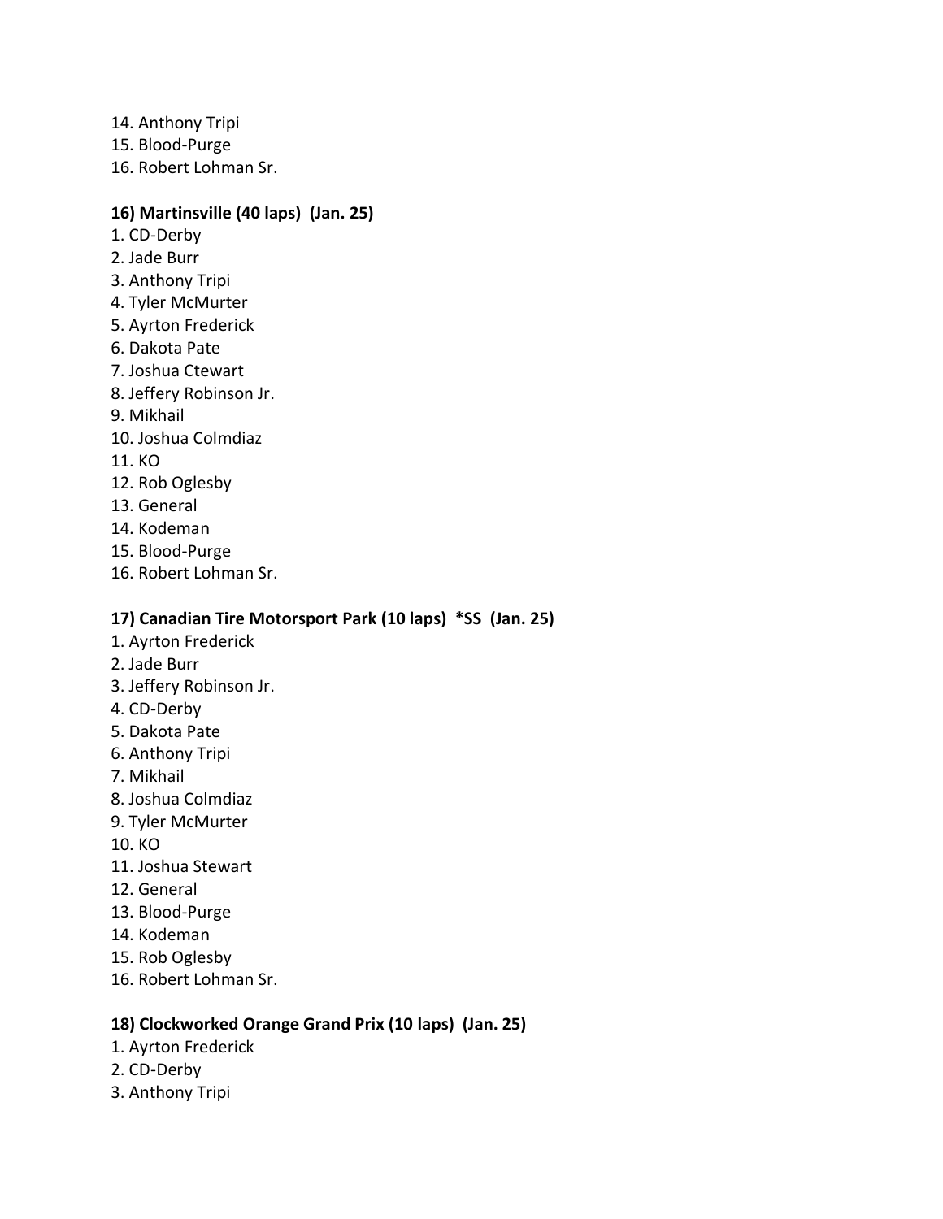14. Anthony Tripi
15. Blood-Purge
16. Robert Lohman Sr.

**16) Martinsville (40 laps) (Jan. 25)**

1. CD-Derby
2. Jade Burr
3. Anthony Tripi
4. Tyler McMurter
5. Ayrton Frederick
6. Dakota Pate
7. Joshua Ctewart
8. Jeffery Robinson Jr.
9. Mikhail
10. Joshua Colmdiaz
11. KO
12. Rob Oglesby
13. General
14. Kodeman
15. Blood-Purge
16. Robert Lohman Sr.

**17) Canadian Tire Motorsport Park (10 laps) *SS (Jan. 25)**

1. Ayrton Frederick
2. Jade Burr
3. Jeffery Robinson Jr.
4. CD-Derby
5. Dakota Pate
6. Anthony Tripi
7. Mikhail
8. Joshua Colmdiaz
9. Tyler McMurter
10. KO
11. Joshua Stewart
12. General
13. Blood-Purge
14. Kodeman
15. Rob Oglesby
16. Robert Lohman Sr.

**18) Clockworked Orange Grand Prix (10 laps) (Jan. 25)**

1. Ayrton Frederick
2. CD-Derby
3. Anthony Tripi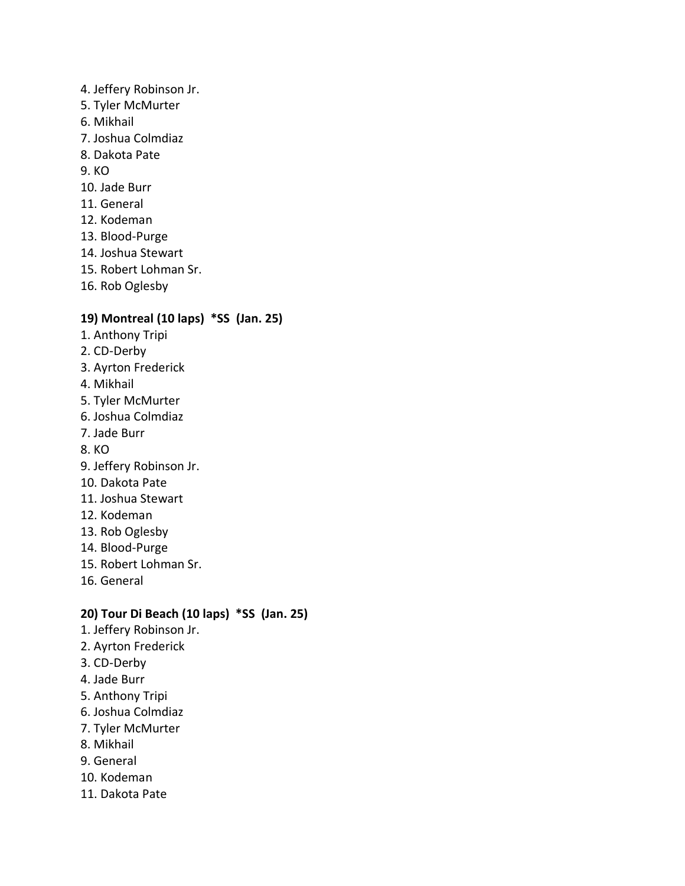4. Jeffery Robinson Jr.
5. Tyler McMurter
6. Mikhail
7. Joshua Colmdiaz
8. Dakota Pate
9. KO
10. Jade Burr
11. General
12. Kodeman
13. Blood-Purge
14. Joshua Stewart
15. Robert Lohman Sr.
16. Rob Oglesby

**19) Montreal (10 laps) *SS (Jan. 25)**

1. Anthony Tripi
2. CD-Derby
3. Ayrton Frederick
4. Mikhail
5. Tyler McMurter
6. Joshua Colmdiaz
7. Jade Burr
8. KO
9. Jeffery Robinson Jr.
10. Dakota Pate
11. Joshua Stewart
12. Kodeman
13. Rob Oglesby
14. Blood-Purge
15. Robert Lohman Sr.
16. General

**20) Tour Di Beach (10 laps) *SS (Jan. 25)**

1. Jeffery Robinson Jr.
2. Ayrton Frederick
3. CD-Derby
4. Jade Burr
5. Anthony Tripi
6. Joshua Colmdiaz
7. Tyler McMurter
8. Mikhail
9. General
10. Kodeman
11. Dakota Pate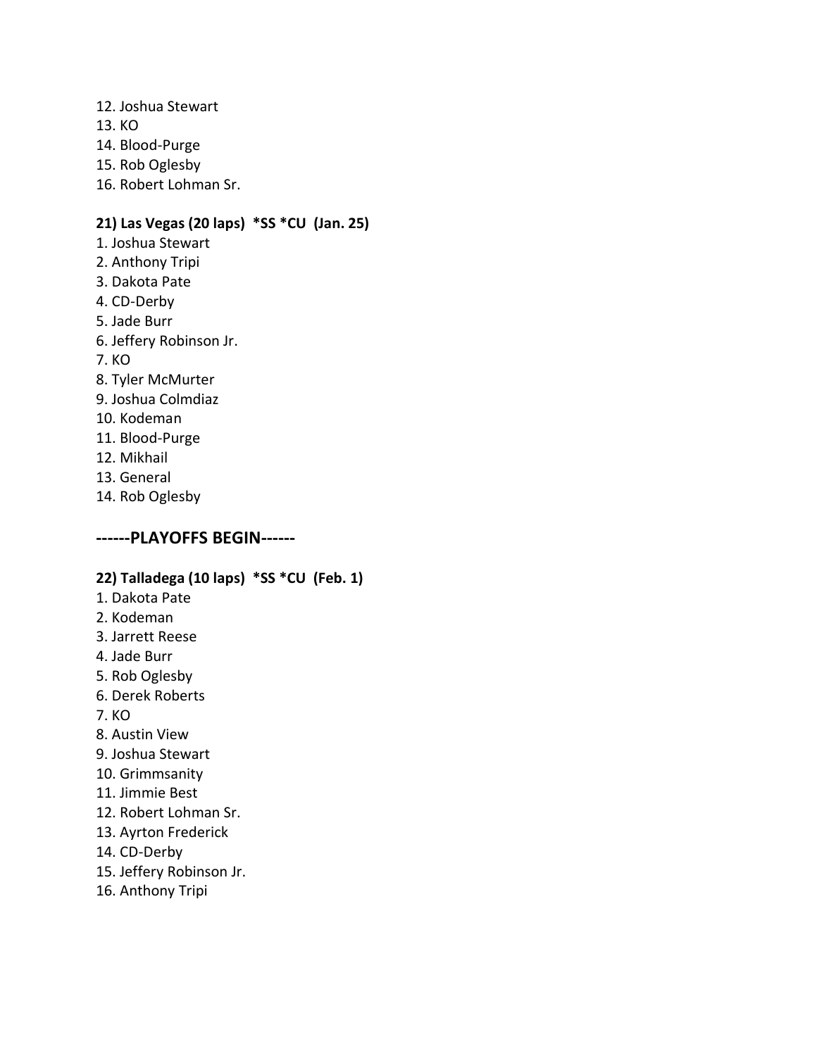12. Joshua Stewart
13. KO
14. Blood-Purge
15. Rob Oglesby
16. Robert Lohman Sr.

**21) Las Vegas (20 laps) *SS *CU (Jan. 25)**

1. Joshua Stewart
2. Anthony Tripi
3. Dakota Pate
4. CD-Derby
5. Jade Burr
6. Jeffery Robinson Jr.
7. KO
8. Tyler McMurter
9. Joshua Colmdiaz
10. Kodeman
11. Blood-Purge
12. Mikhail
13. General
14. Rob Oglesby

## ------PLAYOFFS BEGIN------

**22) Talladega (10 laps) *SS *CU (Feb. 1)**

1. Dakota Pate
2. Kodeman
3. Jarrett Reese
4. Jade Burr
5. Rob Oglesby
6. Derek Roberts
7. KO
8. Austin View
9. Joshua Stewart
10. Grimmsanity
11. Jimmie Best
12. Robert Lohman Sr.
13. Ayrton Frederick
14. CD-Derby
15. Jeffery Robinson Jr.
16. Anthony Tripi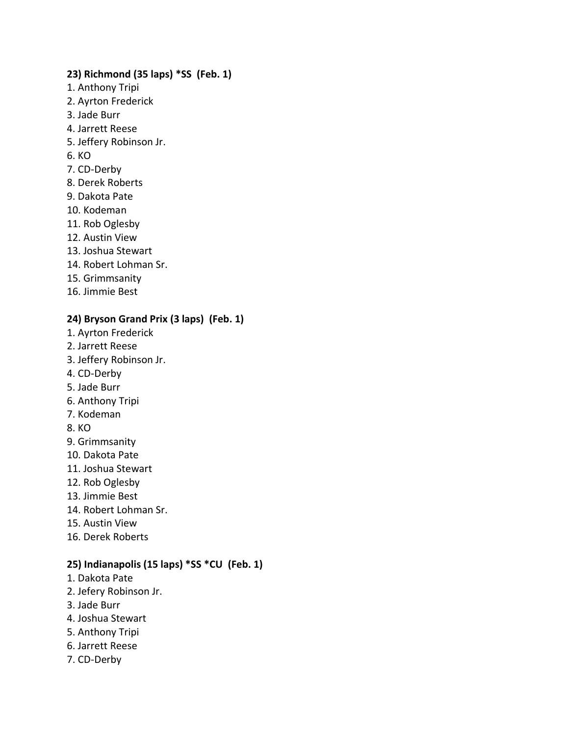**23) Richmond (35 laps) *SS (Feb. 1)**

1. Anthony Tripi
2. Ayrton Frederick
3. Jade Burr
4. Jarrett Reese
5. Jeffery Robinson Jr.
6. KO
7. CD-Derby
8. Derek Roberts
9. Dakota Pate
10. Kodeman
11. Rob Oglesby
12. Austin View
13. Joshua Stewart
14. Robert Lohman Sr.
15. Grimmsanity
16. Jimmie Best

**24) Bryson Grand Prix (3 laps) (Feb. 1)**

1. Ayrton Frederick
2. Jarrett Reese
3. Jeffery Robinson Jr.
4. CD-Derby
5. Jade Burr
6. Anthony Tripi
7. Kodeman
8. KO
9. Grimmsanity
10. Dakota Pate
11. Joshua Stewart
12. Rob Oglesby
13. Jimmie Best
14. Robert Lohman Sr.
15. Austin View
16. Derek Roberts

**25) Indianapolis (15 laps) *SS *CU (Feb. 1)**

1. Dakota Pate
2. Jefery Robinson Jr.
3. Jade Burr
4. Joshua Stewart
5. Anthony Tripi
6. Jarrett Reese
7. CD-Derby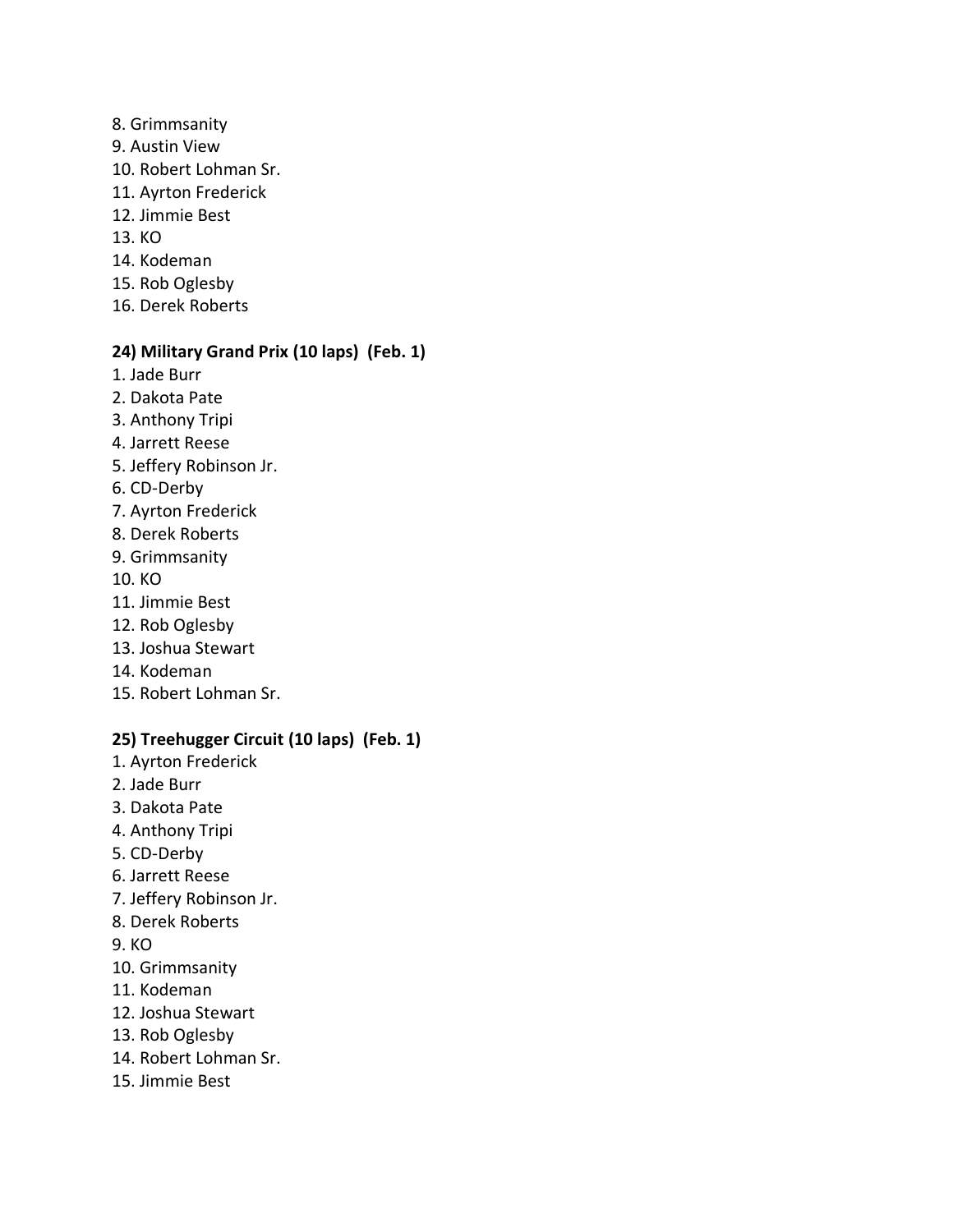8. Grimmsanity
9. Austin View
10. Robert Lohman Sr.
11. Ayrton Frederick
12. Jimmie Best
13. KO
14. Kodeman
15. Rob Oglesby
16. Derek Roberts

**24) Military Grand Prix (10 laps) (Feb. 1)**

1. Jade Burr
2. Dakota Pate
3. Anthony Tripi
4. Jarrett Reese
5. Jeffery Robinson Jr.
6. CD-Derby
7. Ayrton Frederick
8. Derek Roberts
9. Grimmsanity
10. KO
11. Jimmie Best
12. Rob Oglesby
13. Joshua Stewart
14. Kodeman
15. Robert Lohman Sr.

**25) Treehugger Circuit (10 laps) (Feb. 1)**

1. Ayrton Frederick
2. Jade Burr
3. Dakota Pate
4. Anthony Tripi
5. CD-Derby
6. Jarrett Reese
7. Jeffery Robinson Jr.
8. Derek Roberts
9. KO
10. Grimmsanity
11. Kodeman
12. Joshua Stewart
13. Rob Oglesby
14. Robert Lohman Sr.
15. Jimmie Best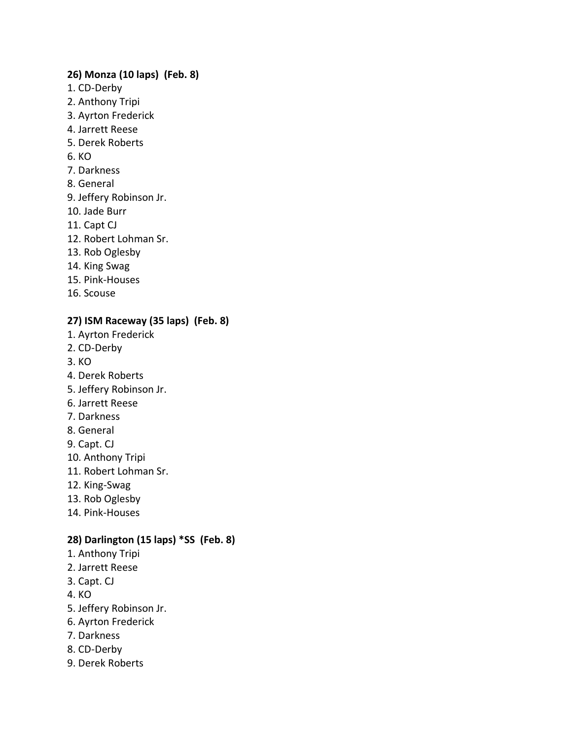**26) Monza (10 laps) (Feb. 8)**

1. CD-Derby
2. Anthony Tripi
3. Ayrton Frederick
4. Jarrett Reese
5. Derek Roberts
6. KO
7. Darkness
8. General
9. Jeffery Robinson Jr.
10. Jade Burr
11. Capt CJ
12. Robert Lohman Sr.
13. Rob Oglesby
14. King Swag
15. Pink-Houses
16. Scouse

**27) ISM Raceway (35 laps) (Feb. 8)**

1. Ayrton Frederick
2. CD-Derby
3. KO
4. Derek Roberts
5. Jeffery Robinson Jr.
6. Jarrett Reese
7. Darkness
8. General
9. Capt. CJ
10. Anthony Tripi
11. Robert Lohman Sr.
12. King-Swag
13. Rob Oglesby
14. Pink-Houses

**28) Darlington (15 laps) *SS (Feb. 8)**

1. Anthony Tripi
2. Jarrett Reese
3. Capt. CJ
4. KO
5. Jeffery Robinson Jr.
6. Ayrton Frederick
7. Darkness
8. CD-Derby
9. Derek Roberts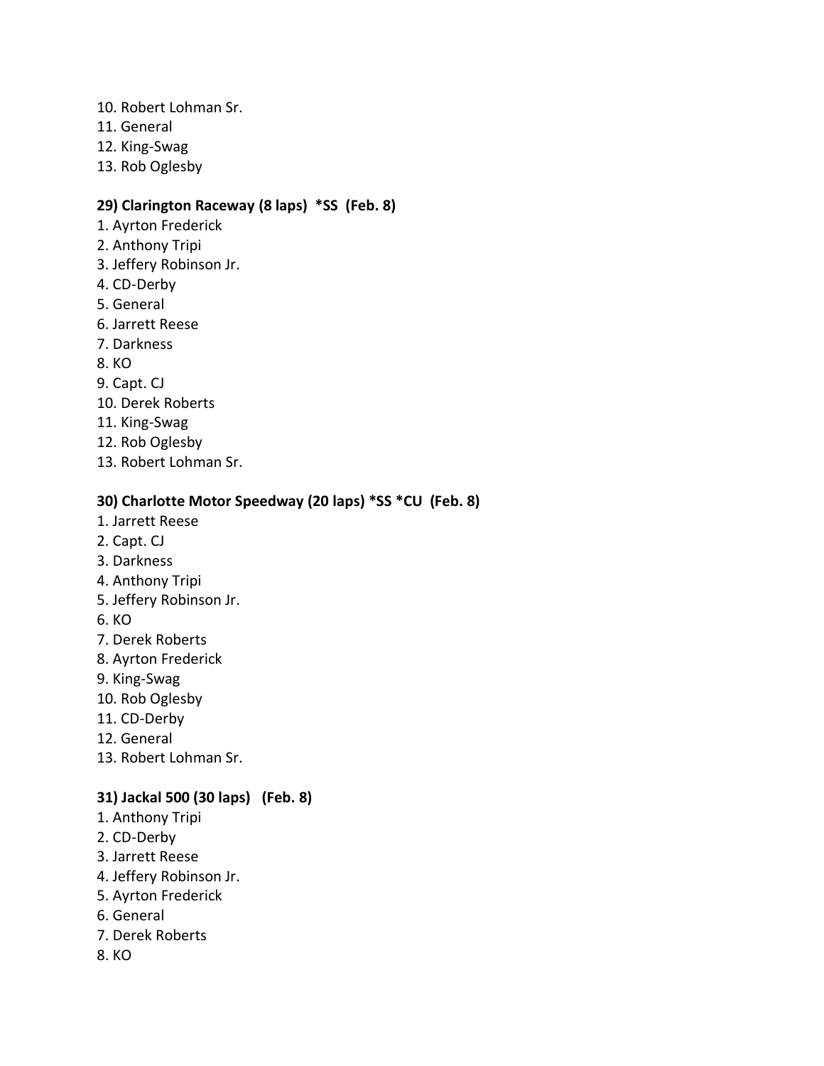10. Robert Lohman Sr.
11. General
12. King-Swag
13. Rob Oglesby

**29) Clarington Raceway (8 laps)  *SS  (Feb. 8)**

1. Ayrton Frederick
2. Anthony Tripi
3. Jeffery Robinson Jr.
4. CD-Derby
5. General
6. Jarrett Reese
7. Darkness
8. KO
9. Capt. CJ
10. Derek Roberts
11. King-Swag
12. Rob Oglesby
13. Robert Lohman Sr.

**30) Charlotte Motor Speedway (20 laps) *SS *CU  (Feb. 8)**

1. Jarrett Reese
2. Capt. CJ
3. Darkness
4. Anthony Tripi
5. Jeffery Robinson Jr.
6. KO
7. Derek Roberts
8. Ayrton Frederick
9. King-Swag
10. Rob Oglesby
11. CD-Derby
12. General
13. Robert Lohman Sr.

**31) Jackal 500 (30 laps)   (Feb. 8)**

1. Anthony Tripi
2. CD-Derby
3. Jarrett Reese
4. Jeffery Robinson Jr.
5. Ayrton Frederick
6. General
7. Derek Roberts
8. KO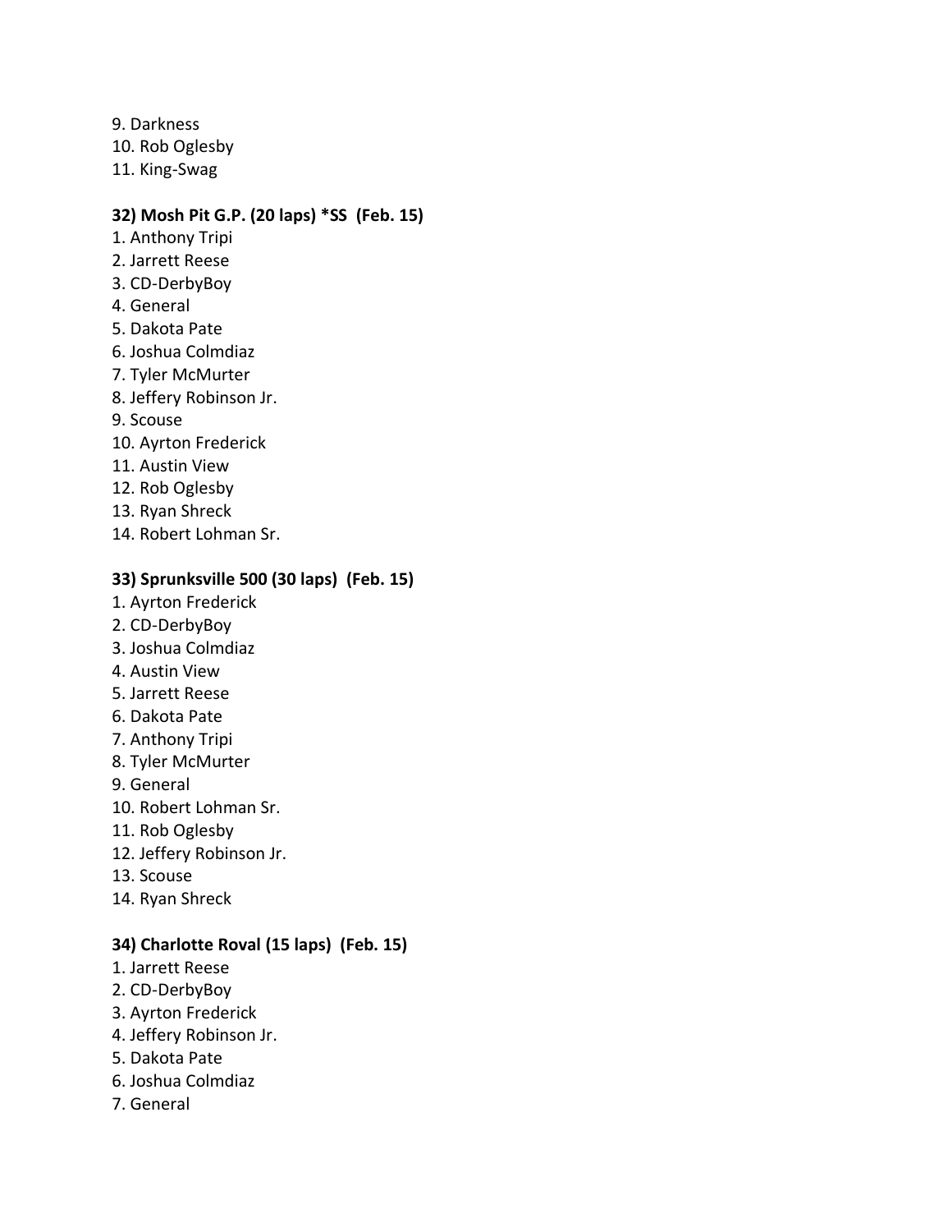9. Darkness
10. Rob Oglesby
11. King-Swag

**32) Mosh Pit G.P. (20 laps) *SS (Feb. 15)**

1. Anthony Tripi
2. Jarrett Reese
3. CD-DerbyBoy
4. General
5. Dakota Pate
6. Joshua Colmdiaz
7. Tyler McMurter
8. Jeffery Robinson Jr.
9. Scouse
10. Ayrton Frederick
11. Austin View
12. Rob Oglesby
13. Ryan Shreck
14. Robert Lohman Sr.

**33) Sprunksville 500 (30 laps) (Feb. 15)**

1. Ayrton Frederick
2. CD-DerbyBoy
3. Joshua Colmdiaz
4. Austin View
5. Jarrett Reese
6. Dakota Pate
7. Anthony Tripi
8. Tyler McMurter
9. General
10. Robert Lohman Sr.
11. Rob Oglesby
12. Jeffery Robinson Jr.
13. Scouse
14. Ryan Shreck

**34) Charlotte Roval (15 laps) (Feb. 15)**

1. Jarrett Reese
2. CD-DerbyBoy
3. Ayrton Frederick
4. Jeffery Robinson Jr.
5. Dakota Pate
6. Joshua Colmdiaz
7. General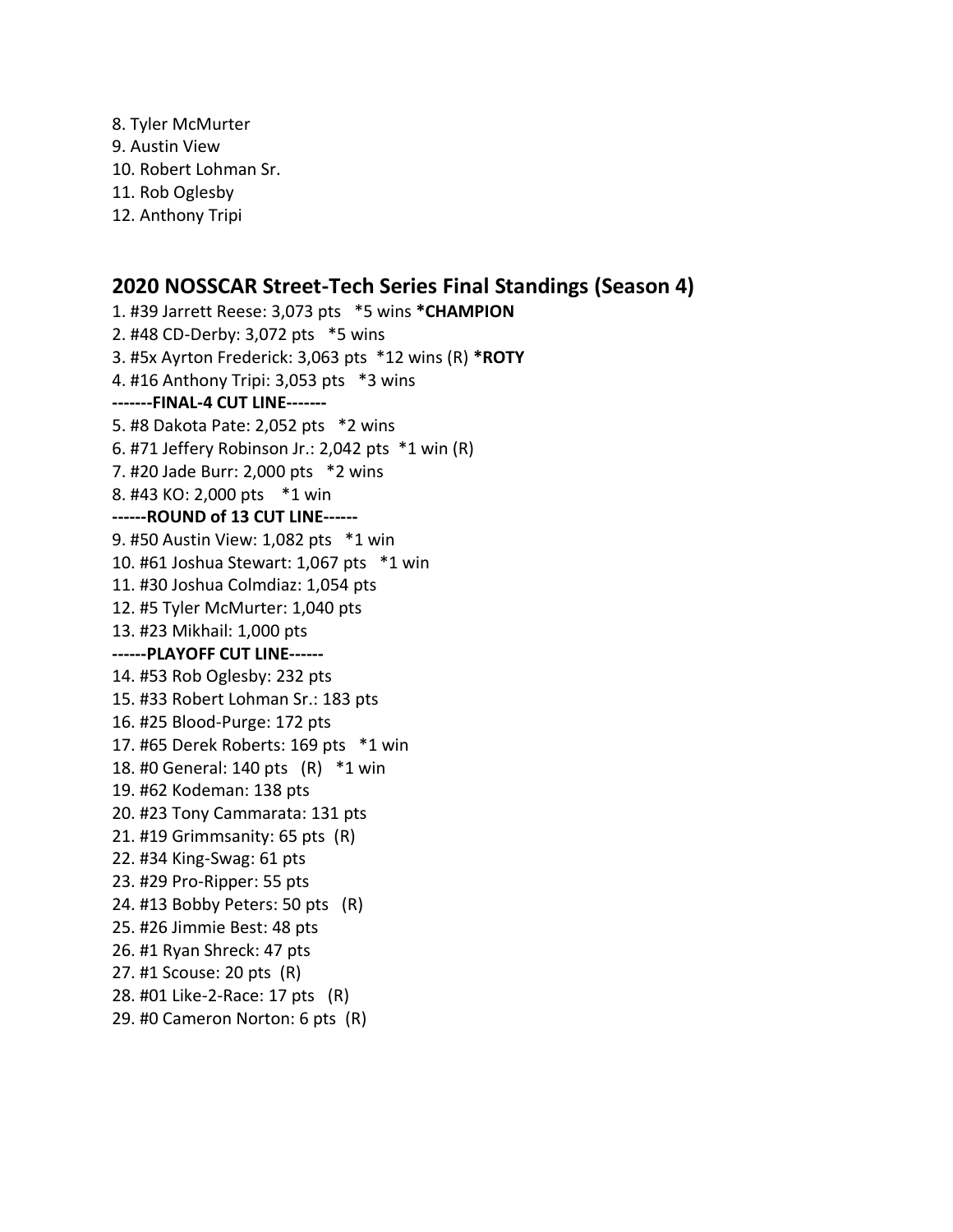8. Tyler McMurter
9. Austin View
10. Robert Lohman Sr.
11. Rob Oglesby
12. Anthony Tripi

## 2020 NOSSCAR Street-Tech Series Final Standings (Season 4)

1. #39 Jarrett Reese: 3,073 pts *5 wins ***CHAMPION**
2. #48 CD-Derby: 3,072 pts *5 wins
3. #5x Ayrton Frederick: 3,063 pts *12 wins (R) ***ROTY**
4. #16 Anthony Tripi: 3,053 pts *3 wins

**-------FINAL-4 CUT LINE-------**

5. #8 Dakota Pate: 2,052 pts *2 wins
6. #71 Jeffery Robinson Jr.: 2,042 pts *1 win (R)
7. #20 Jade Burr: 2,000 pts *2 wins
8. #43 KO: 2,000 pts *1 win

**------ROUND of 13 CUT LINE------**

9. #50 Austin View: 1,082 pts *1 win
10. #61 Joshua Stewart: 1,067 pts *1 win
11. #30 Joshua Colmdiaz: 1,054 pts
12. #5 Tyler McMurter: 1,040 pts
13. #23 Mikhail: 1,000 pts

**------PLAYOFF CUT LINE------**

14. #53 Rob Oglesby: 232 pts
15. #33 Robert Lohman Sr.: 183 pts
16. #25 Blood-Purge: 172 pts
17. #65 Derek Roberts: 169 pts *1 win
18. #0 General: 140 pts (R) *1 win
19. #62 Kodeman: 138 pts
20. #23 Tony Cammarata: 131 pts
21. #19 Grimmsanity: 65 pts (R)
22. #34 King-Swag: 61 pts
23. #29 Pro-Ripper: 55 pts
24. #13 Bobby Peters: 50 pts (R)
25. #26 Jimmie Best: 48 pts
26. #1 Ryan Shreck: 47 pts
27. #1 Scouse: 20 pts (R)
28. #01 Like-2-Race: 17 pts (R)
29. #0 Cameron Norton: 6 pts (R)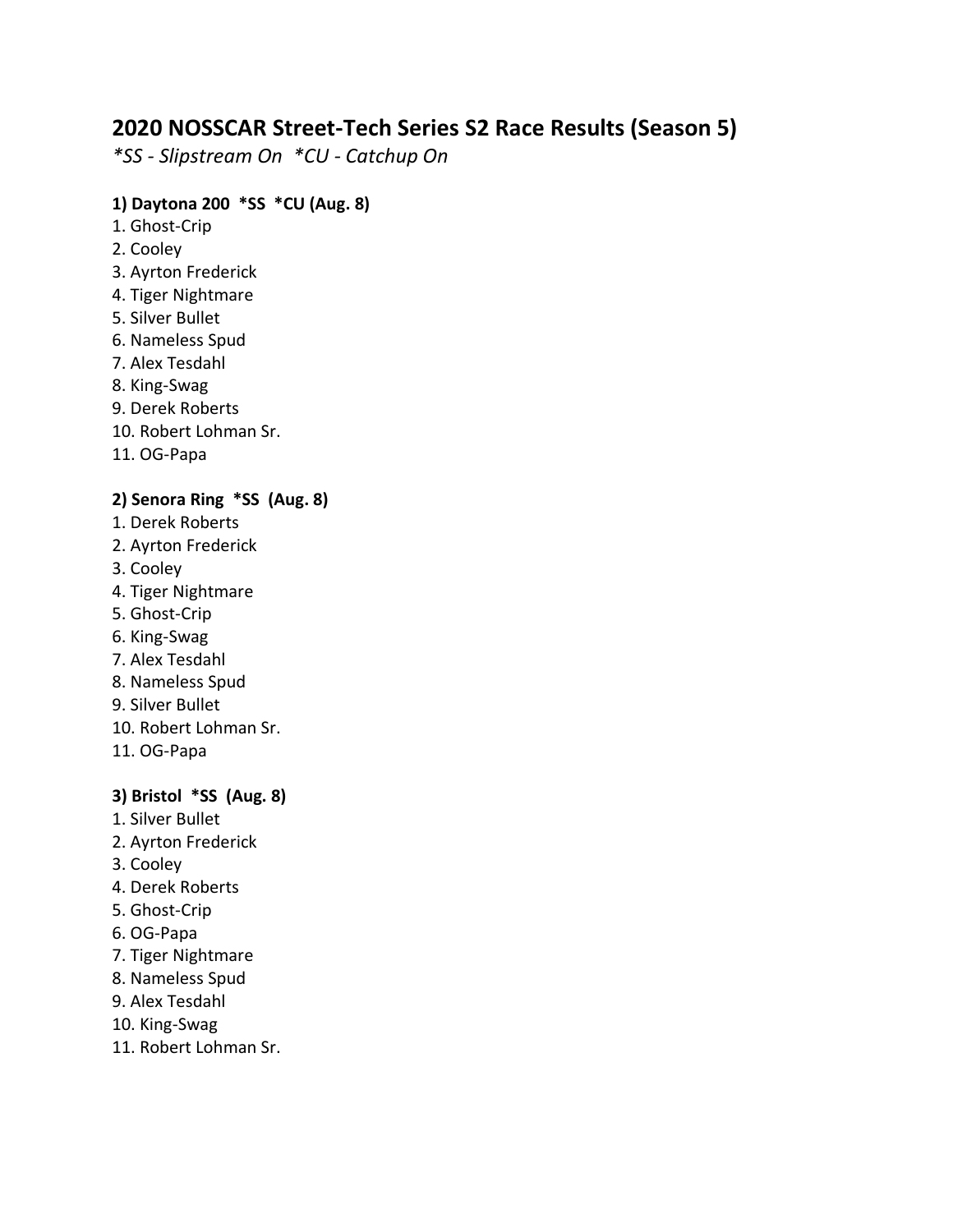## 2020 NOSSCAR Street-Tech Series S2 Race Results (Season 5)

*\*SS - Slipstream On  \*CU - Catchup On*

**1) Daytona 200  *SS  *CU (Aug. 8)**

1. Ghost-Crip
2. Cooley
3. Ayrton Frederick
4. Tiger Nightmare
5. Silver Bullet
6. Nameless Spud
7. Alex Tesdahl
8. King-Swag
9. Derek Roberts
10. Robert Lohman Sr.
11. OG-Papa

**2) Senora Ring  *SS  (Aug. 8)**

1. Derek Roberts
2. Ayrton Frederick
3. Cooley
4. Tiger Nightmare
5. Ghost-Crip
6. King-Swag
7. Alex Tesdahl
8. Nameless Spud
9. Silver Bullet
10. Robert Lohman Sr.
11. OG-Papa

**3) Bristol  *SS  (Aug. 8)**

1. Silver Bullet
2. Ayrton Frederick
3. Cooley
4. Derek Roberts
5. Ghost-Crip
6. OG-Papa
7. Tiger Nightmare
8. Nameless Spud
9. Alex Tesdahl
10. King-Swag
11. Robert Lohman Sr.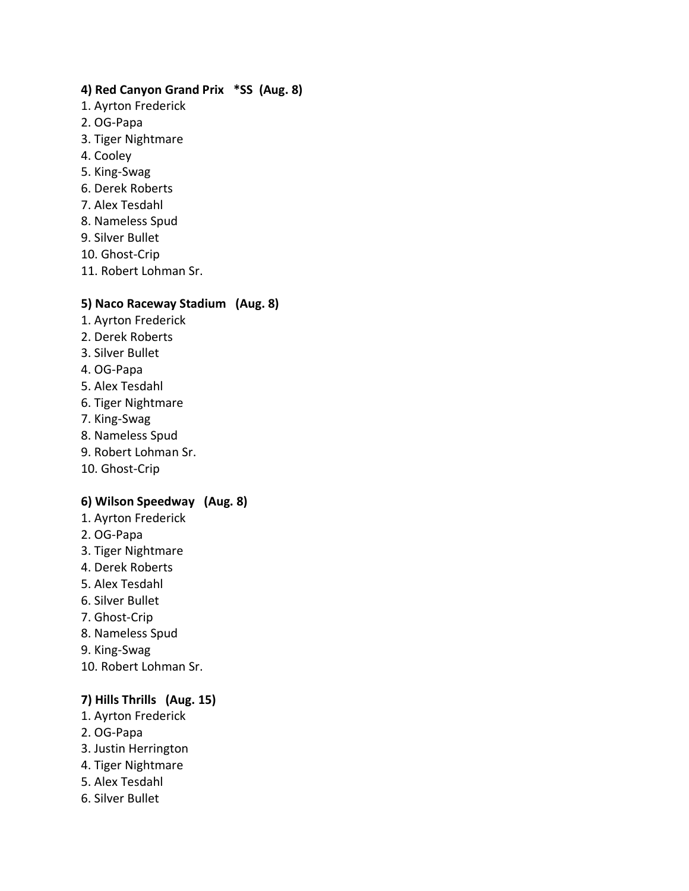**4) Red Canyon Grand Prix   *SS  (Aug. 8)**

1. Ayrton Frederick
2. OG-Papa
3. Tiger Nightmare
4. Cooley
5. King-Swag
6. Derek Roberts
7. Alex Tesdahl
8. Nameless Spud
9. Silver Bullet
10. Ghost-Crip
11. Robert Lohman Sr.

**5) Naco Raceway Stadium   (Aug. 8)**

1. Ayrton Frederick
2. Derek Roberts
3. Silver Bullet
4. OG-Papa
5. Alex Tesdahl
6. Tiger Nightmare
7. King-Swag
8. Nameless Spud
9. Robert Lohman Sr.
10. Ghost-Crip

**6) Wilson Speedway   (Aug. 8)**

1. Ayrton Frederick
2. OG-Papa
3. Tiger Nightmare
4. Derek Roberts
5. Alex Tesdahl
6. Silver Bullet
7. Ghost-Crip
8. Nameless Spud
9. King-Swag
10. Robert Lohman Sr.

**7) Hills Thrills   (Aug. 15)**

1. Ayrton Frederick
2. OG-Papa
3. Justin Herrington
4. Tiger Nightmare
5. Alex Tesdahl
6. Silver Bullet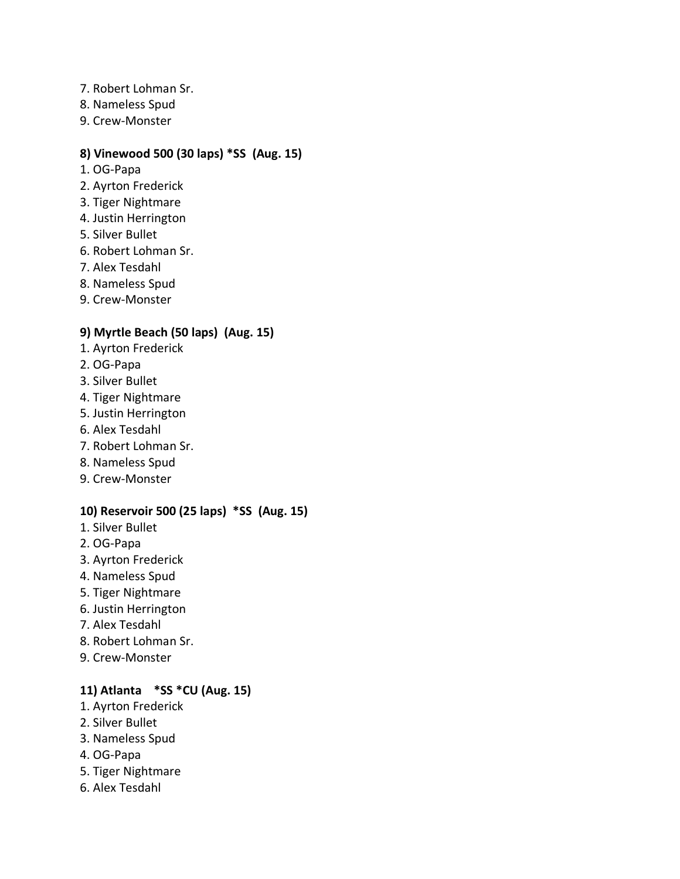7. Robert Lohman Sr.
8. Nameless Spud
9. Crew-Monster

**8) Vinewood 500 (30 laps) *SS (Aug. 15)**

1. OG-Papa
2. Ayrton Frederick
3. Tiger Nightmare
4. Justin Herrington
5. Silver Bullet
6. Robert Lohman Sr.
7. Alex Tesdahl
8. Nameless Spud
9. Crew-Monster

**9) Myrtle Beach (50 laps) (Aug. 15)**

1. Ayrton Frederick
2. OG-Papa
3. Silver Bullet
4. Tiger Nightmare
5. Justin Herrington
6. Alex Tesdahl
7. Robert Lohman Sr.
8. Nameless Spud
9. Crew-Monster

**10) Reservoir 500 (25 laps) *SS (Aug. 15)**

1. Silver Bullet
2. OG-Papa
3. Ayrton Frederick
4. Nameless Spud
5. Tiger Nightmare
6. Justin Herrington
7. Alex Tesdahl
8. Robert Lohman Sr.
9. Crew-Monster

**11) Atlanta *SS *CU (Aug. 15)**

1. Ayrton Frederick
2. Silver Bullet
3. Nameless Spud
4. OG-Papa
5. Tiger Nightmare
6. Alex Tesdahl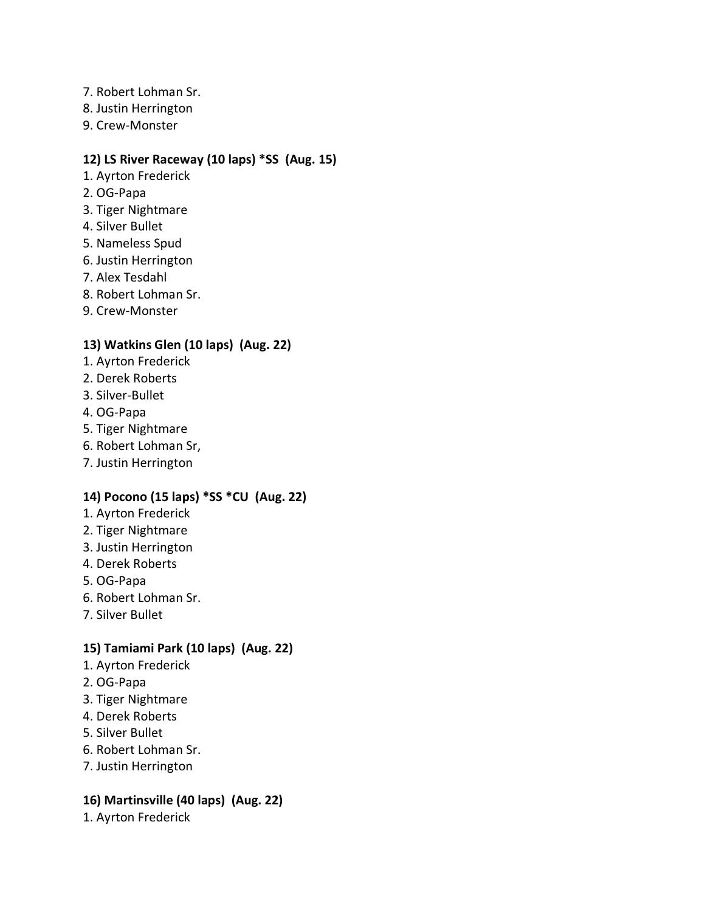7. Robert Lohman Sr.
8. Justin Herrington
9. Crew-Monster

**12) LS River Raceway (10 laps) *SS (Aug. 15)**

1. Ayrton Frederick
2. OG-Papa
3. Tiger Nightmare
4. Silver Bullet
5. Nameless Spud
6. Justin Herrington
7. Alex Tesdahl
8. Robert Lohman Sr.
9. Crew-Monster

**13) Watkins Glen (10 laps) (Aug. 22)**

1. Ayrton Frederick
2. Derek Roberts
3. Silver-Bullet
4. OG-Papa
5. Tiger Nightmare
6. Robert Lohman Sr,
7. Justin Herrington

**14) Pocono (15 laps) *SS *CU (Aug. 22)**

1. Ayrton Frederick
2. Tiger Nightmare
3. Justin Herrington
4. Derek Roberts
5. OG-Papa
6. Robert Lohman Sr.
7. Silver Bullet

**15) Tamiami Park (10 laps) (Aug. 22)**

1. Ayrton Frederick
2. OG-Papa
3. Tiger Nightmare
4. Derek Roberts
5. Silver Bullet
6. Robert Lohman Sr.
7. Justin Herrington

**16) Martinsville (40 laps) (Aug. 22)**

1. Ayrton Frederick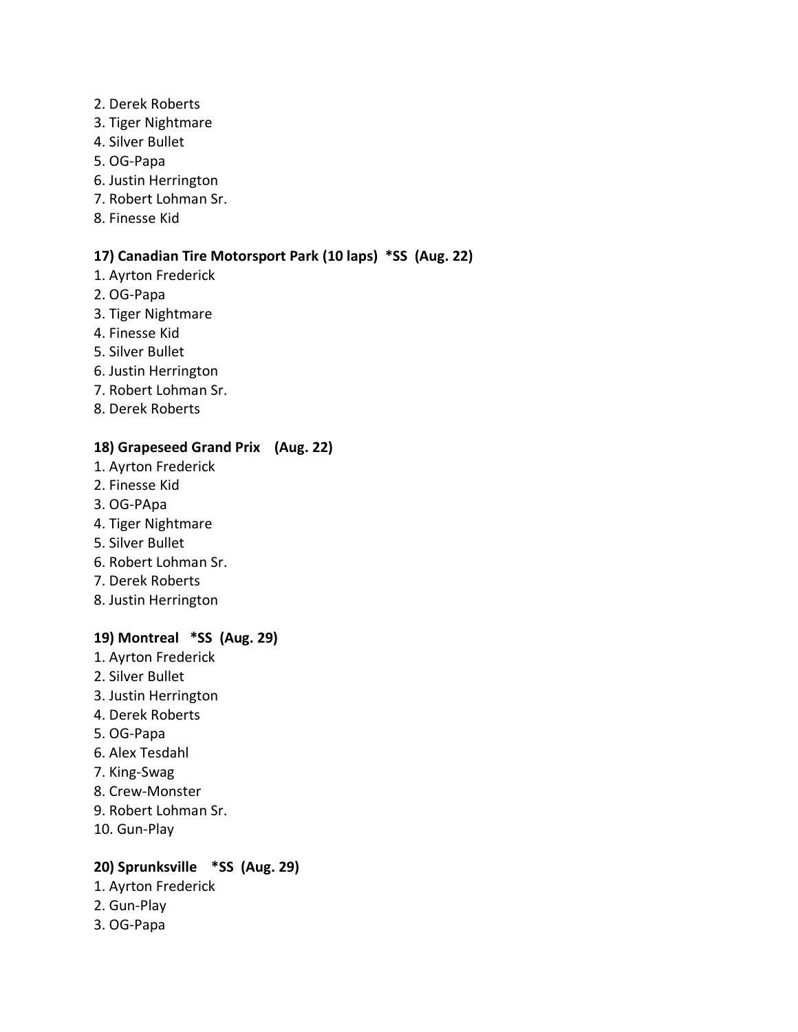2. Derek Roberts
3. Tiger Nightmare
4. Silver Bullet
5. OG-Papa
6. Justin Herrington
7. Robert Lohman Sr.
8. Finesse Kid

**17) Canadian Tire Motorsport Park (10 laps) *SS (Aug. 22)**

1. Ayrton Frederick
2. OG-Papa
3. Tiger Nightmare
4. Finesse Kid
5. Silver Bullet
6. Justin Herrington
7. Robert Lohman Sr.
8. Derek Roberts

**18) Grapeseed Grand Prix (Aug. 22)**

1. Ayrton Frederick
2. Finesse Kid
3. OG-PApa
4. Tiger Nightmare
5. Silver Bullet
6. Robert Lohman Sr.
7. Derek Roberts
8. Justin Herrington

**19) Montreal *SS (Aug. 29)**

1. Ayrton Frederick
2. Silver Bullet
3. Justin Herrington
4. Derek Roberts
5. OG-Papa
6. Alex Tesdahl
7. King-Swag
8. Crew-Monster
9. Robert Lohman Sr.
10. Gun-Play

**20) Sprunksville *SS (Aug. 29)**

1. Ayrton Frederick
2. Gun-Play
3. OG-Papa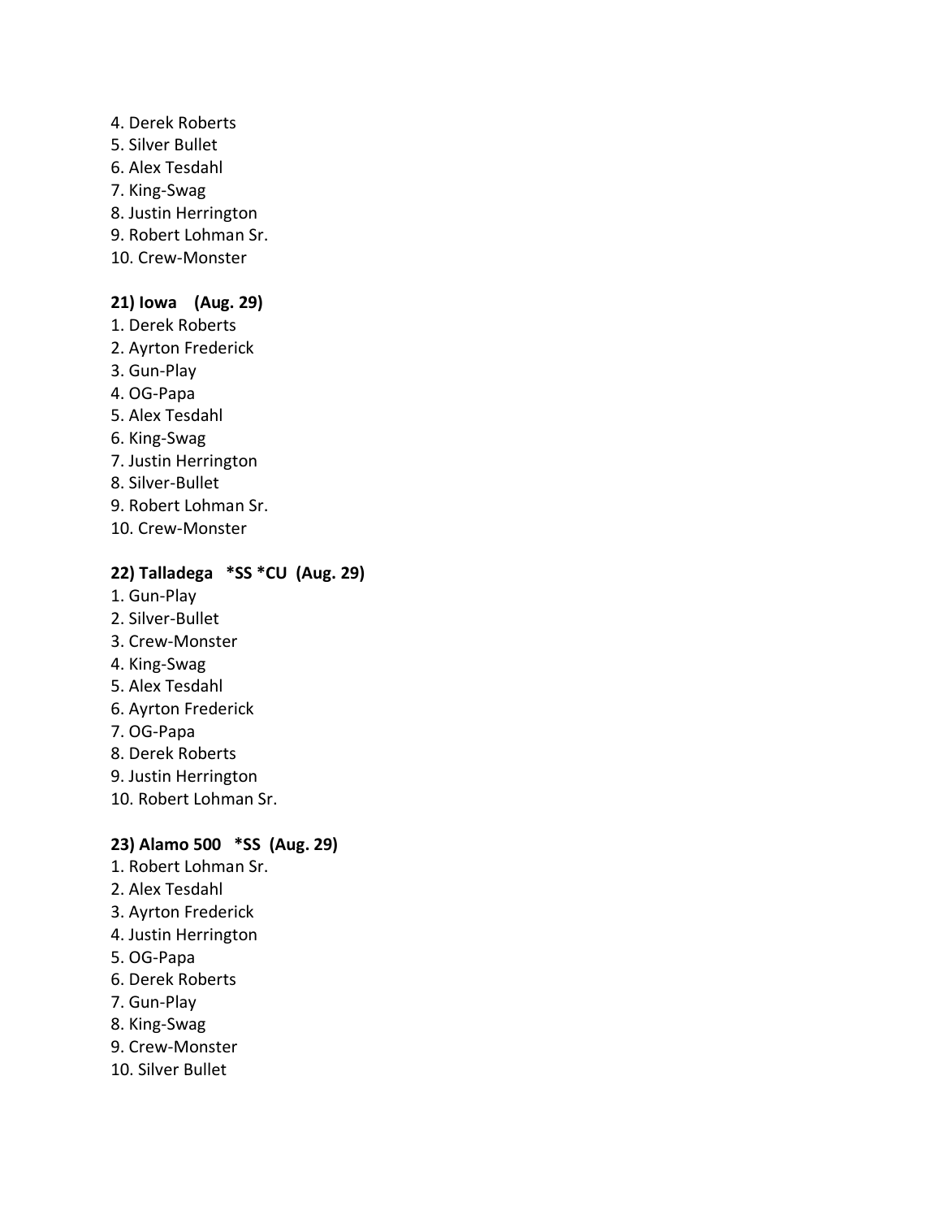4. Derek Roberts
5. Silver Bullet
6. Alex Tesdahl
7. King-Swag
8. Justin Herrington
9. Robert Lohman Sr.
10. Crew-Monster

**21) Iowa (Aug. 29)**

1. Derek Roberts
2. Ayrton Frederick
3. Gun-Play
4. OG-Papa
5. Alex Tesdahl
6. King-Swag
7. Justin Herrington
8. Silver-Bullet
9. Robert Lohman Sr.
10. Crew-Monster

**22) Talladega *SS *CU (Aug. 29)**

1. Gun-Play
2. Silver-Bullet
3. Crew-Monster
4. King-Swag
5. Alex Tesdahl
6. Ayrton Frederick
7. OG-Papa
8. Derek Roberts
9. Justin Herrington
10. Robert Lohman Sr.

**23) Alamo 500 *SS (Aug. 29)**

1. Robert Lohman Sr.
2. Alex Tesdahl
3. Ayrton Frederick
4. Justin Herrington
5. OG-Papa
6. Derek Roberts
7. Gun-Play
8. King-Swag
9. Crew-Monster
10. Silver Bullet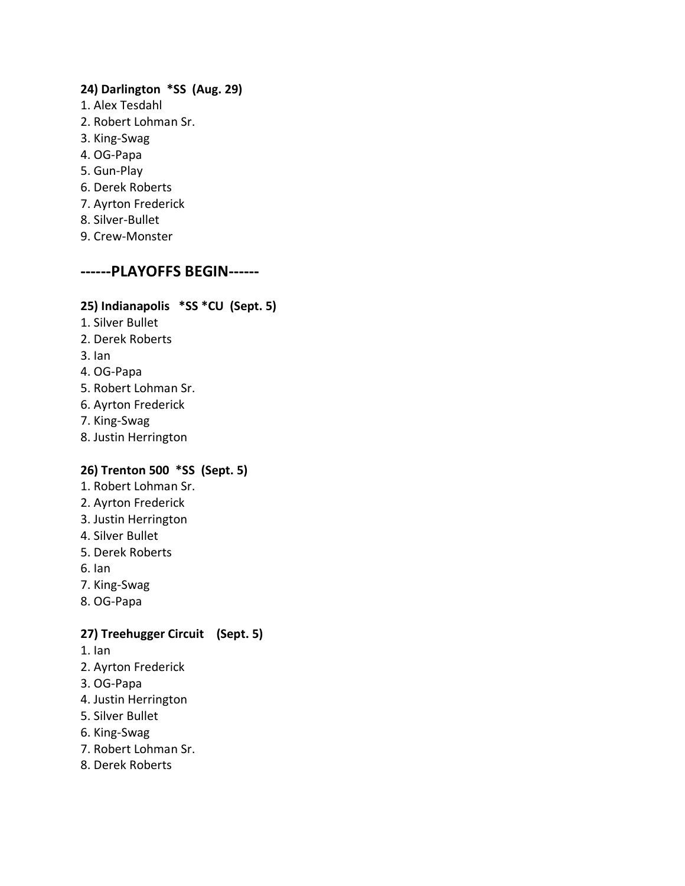**24) Darlington \*SS (Aug. 29)**

1. Alex Tesdahl
2. Robert Lohman Sr.
3. King-Swag
4. OG-Papa
5. Gun-Play
6. Derek Roberts
7. Ayrton Frederick
8. Silver-Bullet
9. Crew-Monster

## ------PLAYOFFS BEGIN------

**25) Indianapolis \*SS \*CU (Sept. 5)**

1. Silver Bullet
2. Derek Roberts
3. Ian
4. OG-Papa
5. Robert Lohman Sr.
6. Ayrton Frederick
7. King-Swag
8. Justin Herrington

**26) Trenton 500 \*SS (Sept. 5)**

1. Robert Lohman Sr.
2. Ayrton Frederick
3. Justin Herrington
4. Silver Bullet
5. Derek Roberts
6. Ian
7. King-Swag
8. OG-Papa

**27) Treehugger Circuit (Sept. 5)**

1. Ian
2. Ayrton Frederick
3. OG-Papa
4. Justin Herrington
5. Silver Bullet
6. King-Swag
7. Robert Lohman Sr.
8. Derek Roberts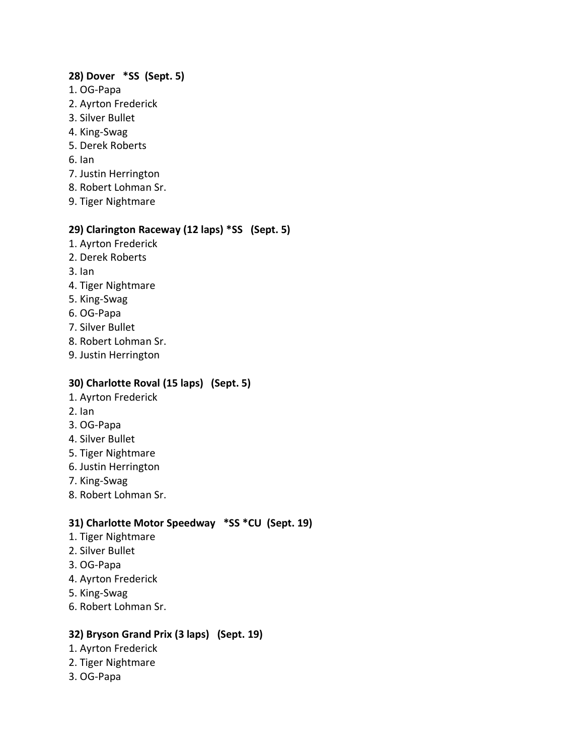**28) Dover   *SS  (Sept. 5)**

1. OG-Papa
2. Ayrton Frederick
3. Silver Bullet
4. King-Swag
5. Derek Roberts
6. Ian
7. Justin Herrington
8. Robert Lohman Sr.
9. Tiger Nightmare

**29) Clarington Raceway (12 laps) *SS   (Sept. 5)**

1. Ayrton Frederick
2. Derek Roberts
3. Ian
4. Tiger Nightmare
5. King-Swag
6. OG-Papa
7. Silver Bullet
8. Robert Lohman Sr.
9. Justin Herrington

**30) Charlotte Roval (15 laps)   (Sept. 5)**

1. Ayrton Frederick
2. Ian
3. OG-Papa
4. Silver Bullet
5. Tiger Nightmare
6. Justin Herrington
7. King-Swag
8. Robert Lohman Sr.

**31) Charlotte Motor Speedway   *SS *CU  (Sept. 19)**

1. Tiger Nightmare
2. Silver Bullet
3. OG-Papa
4. Ayrton Frederick
5. King-Swag
6. Robert Lohman Sr.

**32) Bryson Grand Prix (3 laps)   (Sept. 19)**

1. Ayrton Frederick
2. Tiger Nightmare
3. OG-Papa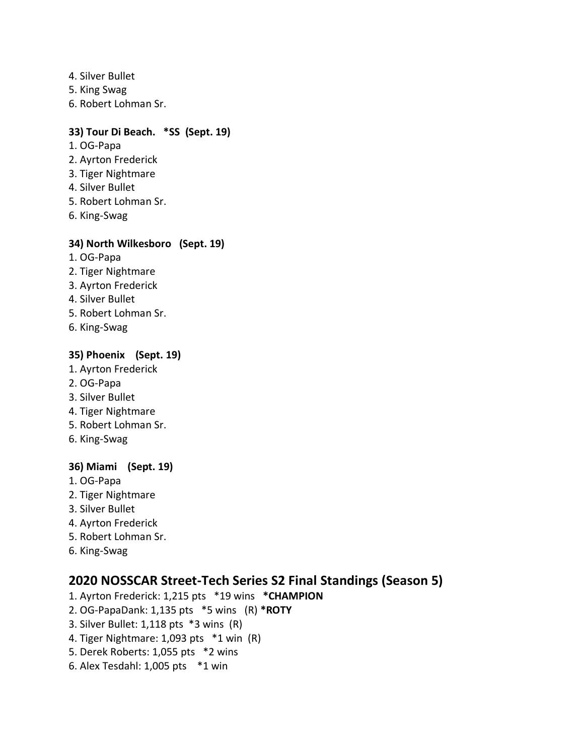4. Silver Bullet
5. King Swag
6. Robert Lohman Sr.

**33) Tour Di Beach. *SS (Sept. 19)**
1. OG-Papa
2. Ayrton Frederick
3. Tiger Nightmare
4. Silver Bullet
5. Robert Lohman Sr.
6. King-Swag

**34) North Wilkesboro (Sept. 19)**
1. OG-Papa
2. Tiger Nightmare
3. Ayrton Frederick
4. Silver Bullet
5. Robert Lohman Sr.
6. King-Swag

**35) Phoenix (Sept. 19)**
1. Ayrton Frederick
2. OG-Papa
3. Silver Bullet
4. Tiger Nightmare
5. Robert Lohman Sr.
6. King-Swag

**36) Miami (Sept. 19)**
1. OG-Papa
2. Tiger Nightmare
3. Silver Bullet
4. Ayrton Frederick
5. Robert Lohman Sr.
6. King-Swag

## 2020 NOSSCAR Street-Tech Series S2 Final Standings (Season 5)

1. Ayrton Frederick: 1,215 pts *19 wins **\*CHAMPION**
2. OG-PapaDank: 1,135 pts *5 wins (R) **\*ROTY**
3. Silver Bullet: 1,118 pts *3 wins (R)
4. Tiger Nightmare: 1,093 pts *1 win (R)
5. Derek Roberts: 1,055 pts *2 wins
6. Alex Tesdahl: 1,005 pts *1 win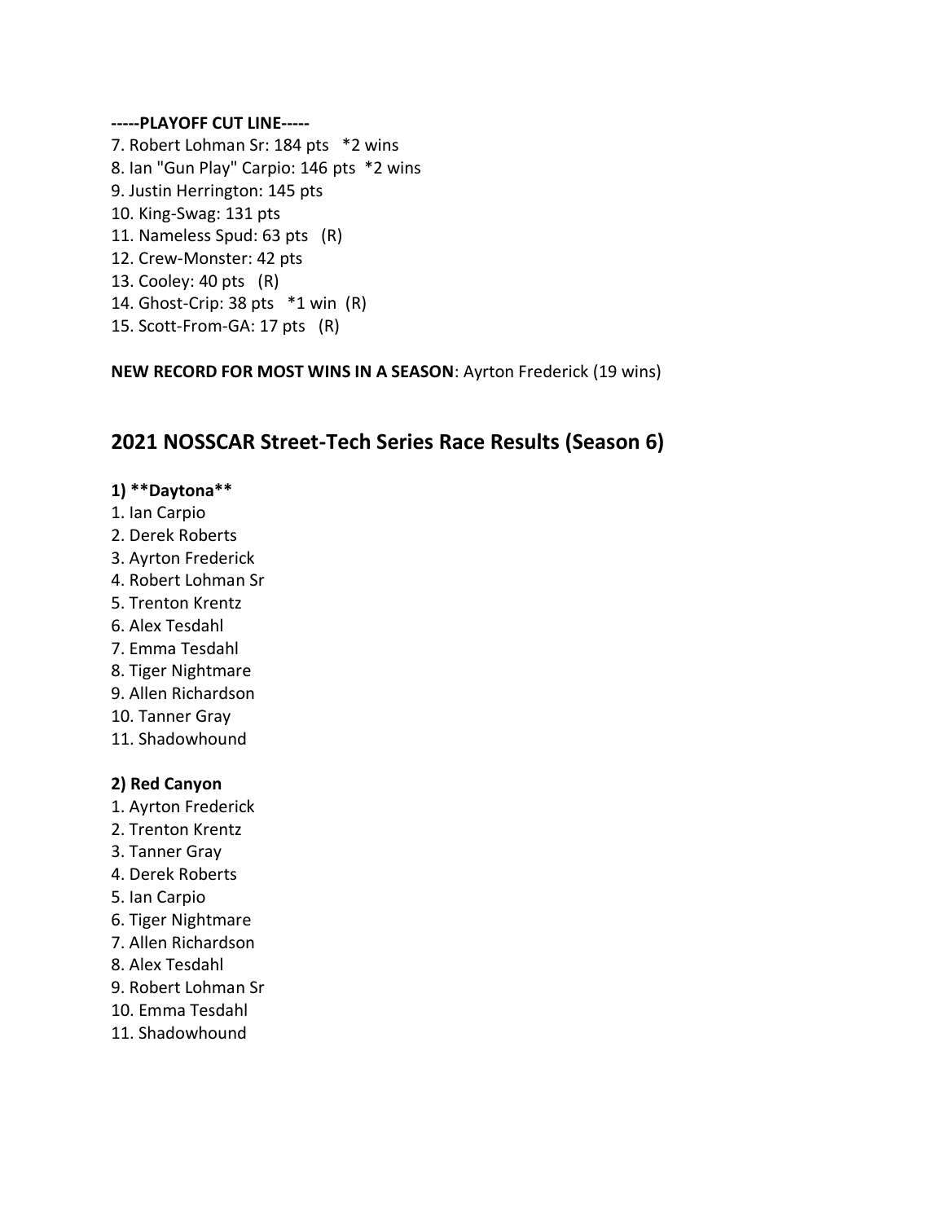**-----PLAYOFF CUT LINE-----**

7. Robert Lohman Sr: 184 pts   *2 wins
8. Ian "Gun Play" Carpio: 146 pts  *2 wins
9. Justin Herrington: 145 pts
10. King-Swag: 131 pts
11. Nameless Spud: 63 pts   (R)
12. Crew-Monster: 42 pts
13. Cooley: 40 pts   (R)
14. Ghost-Crip: 38 pts   *1 win  (R)
15. Scott-From-GA: 17 pts   (R)

**NEW RECORD FOR MOST WINS IN A SEASON**: Ayrton Frederick (19 wins)

## 2021 NOSSCAR Street-Tech Series Race Results (Season 6)

#### 1) **Daytona**

1. Ian Carpio
2. Derek Roberts
3. Ayrton Frederick
4. Robert Lohman Sr
5. Trenton Krentz
6. Alex Tesdahl
7. Emma Tesdahl
8. Tiger Nightmare
9. Allen Richardson
10. Tanner Gray
11. Shadowhound

#### 2) Red Canyon

1. Ayrton Frederick
2. Trenton Krentz
3. Tanner Gray
4. Derek Roberts
5. Ian Carpio
6. Tiger Nightmare
7. Allen Richardson
8. Alex Tesdahl
9. Robert Lohman Sr
10. Emma Tesdahl
11. Shadowhound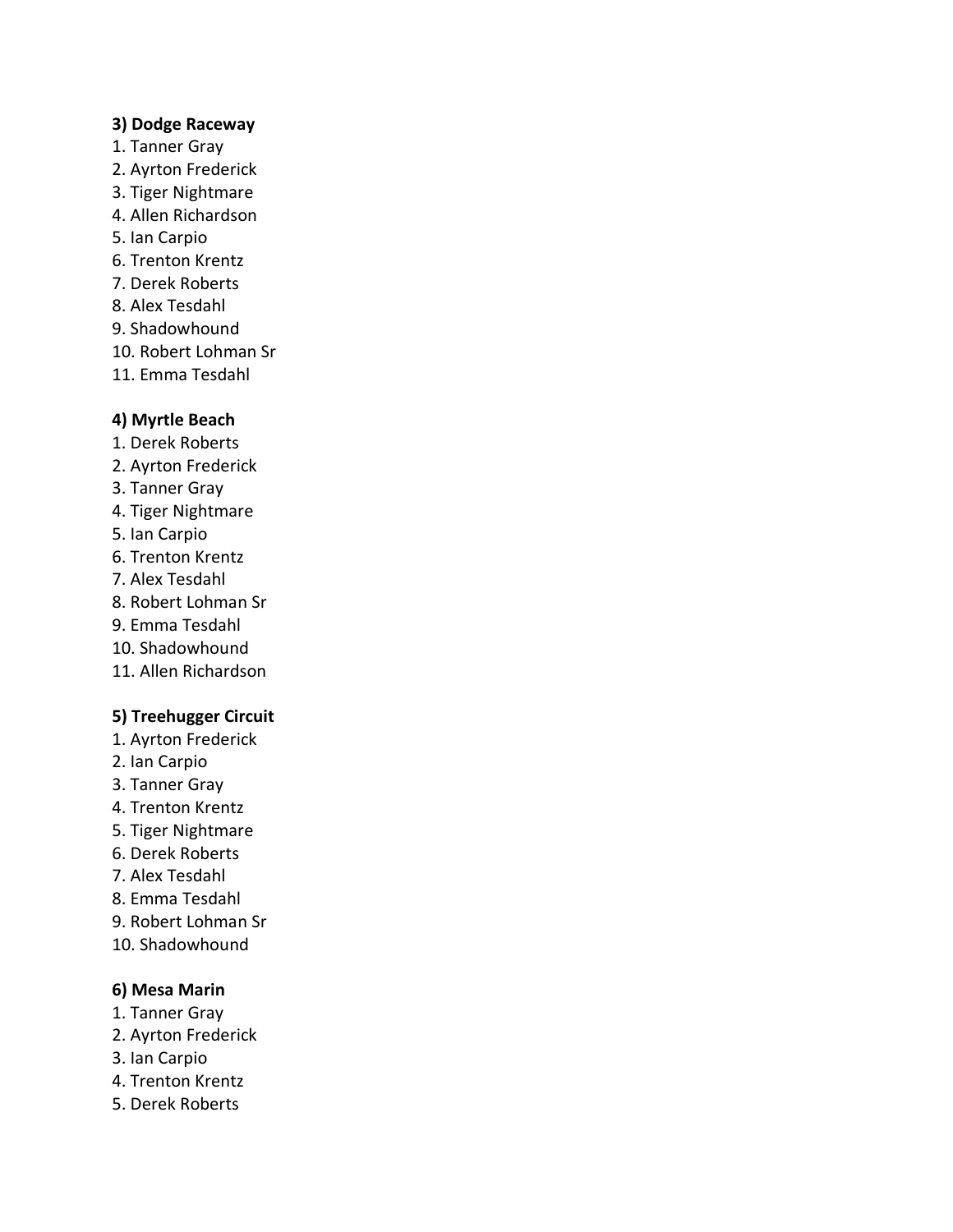**3) Dodge Raceway**

1. Tanner Gray
2. Ayrton Frederick
3. Tiger Nightmare
4. Allen Richardson
5. Ian Carpio
6. Trenton Krentz
7. Derek Roberts
8. Alex Tesdahl
9. Shadowhound
10. Robert Lohman Sr
11. Emma Tesdahl

**4) Myrtle Beach**

1. Derek Roberts
2. Ayrton Frederick
3. Tanner Gray
4. Tiger Nightmare
5. Ian Carpio
6. Trenton Krentz
7. Alex Tesdahl
8. Robert Lohman Sr
9. Emma Tesdahl
10. Shadowhound
11. Allen Richardson

**5) Treehugger Circuit**

1. Ayrton Frederick
2. Ian Carpio
3. Tanner Gray
4. Trenton Krentz
5. Tiger Nightmare
6. Derek Roberts
7. Alex Tesdahl
8. Emma Tesdahl
9. Robert Lohman Sr
10. Shadowhound

**6) Mesa Marin**

1. Tanner Gray
2. Ayrton Frederick
3. Ian Carpio
4. Trenton Krentz
5. Derek Roberts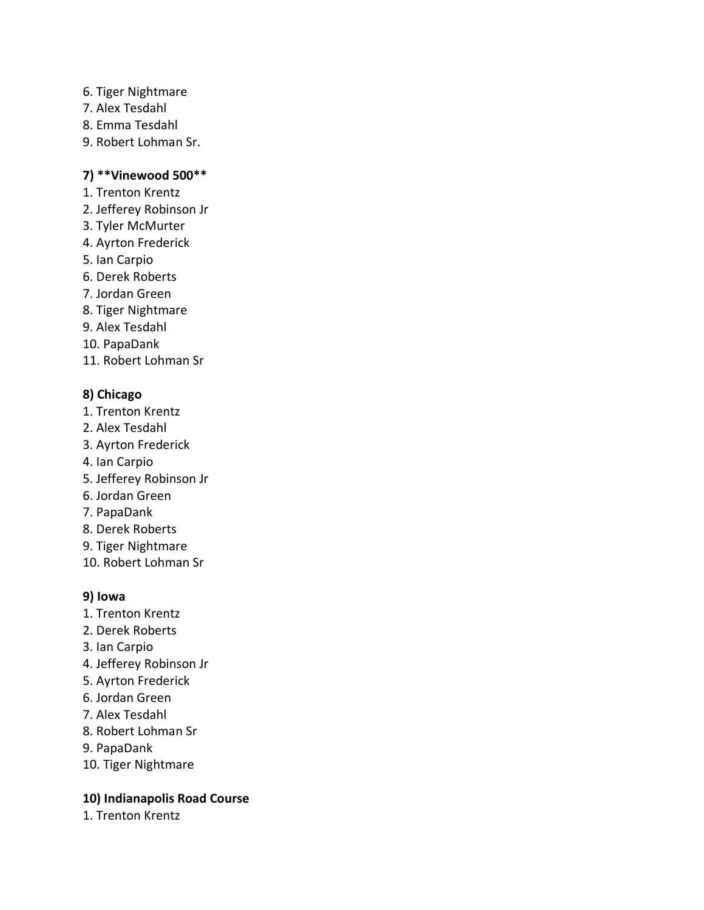6. Tiger Nightmare
7. Alex Tesdahl
8. Emma Tesdahl
9. Robert Lohman Sr.

### 7) **Vinewood 500**

1. Trenton Krentz
2. Jefferey Robinson Jr
3. Tyler McMurter
4. Ayrton Frederick
5. Ian Carpio
6. Derek Roberts
7. Jordan Green
8. Tiger Nightmare
9. Alex Tesdahl
10. PapaDank
11. Robert Lohman Sr

### 8) Chicago

1. Trenton Krentz
2. Alex Tesdahl
3. Ayrton Frederick
4. Ian Carpio
5. Jefferey Robinson Jr
6. Jordan Green
7. PapaDank
8. Derek Roberts
9. Tiger Nightmare
10. Robert Lohman Sr

### 9) Iowa

1. Trenton Krentz
2. Derek Roberts
3. Ian Carpio
4. Jefferey Robinson Jr
5. Ayrton Frederick
6. Jordan Green
7. Alex Tesdahl
8. Robert Lohman Sr
9. PapaDank
10. Tiger Nightmare

### 10) Indianapolis Road Course

1. Trenton Krentz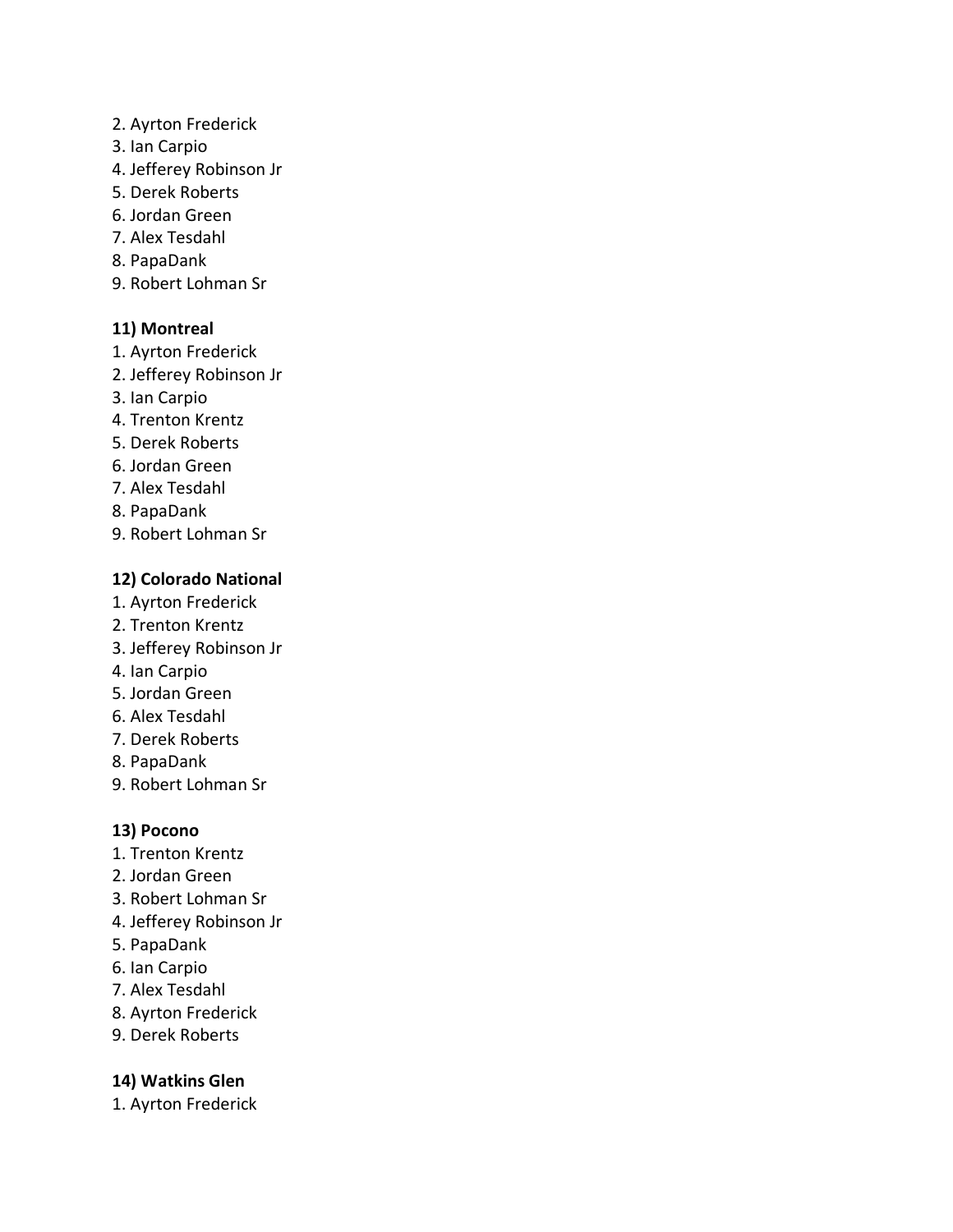2. Ayrton Frederick
3. Ian Carpio
4. Jefferey Robinson Jr
5. Derek Roberts
6. Jordan Green
7. Alex Tesdahl
8. PapaDank
9. Robert Lohman Sr

**11) Montreal**

1. Ayrton Frederick
2. Jefferey Robinson Jr
3. Ian Carpio
4. Trenton Krentz
5. Derek Roberts
6. Jordan Green
7. Alex Tesdahl
8. PapaDank
9. Robert Lohman Sr

**12) Colorado National**

1. Ayrton Frederick
2. Trenton Krentz
3. Jefferey Robinson Jr
4. Ian Carpio
5. Jordan Green
6. Alex Tesdahl
7. Derek Roberts
8. PapaDank
9. Robert Lohman Sr

**13) Pocono**

1. Trenton Krentz
2. Jordan Green
3. Robert Lohman Sr
4. Jefferey Robinson Jr
5. PapaDank
6. Ian Carpio
7. Alex Tesdahl
8. Ayrton Frederick
9. Derek Roberts

**14) Watkins Glen**

1. Ayrton Frederick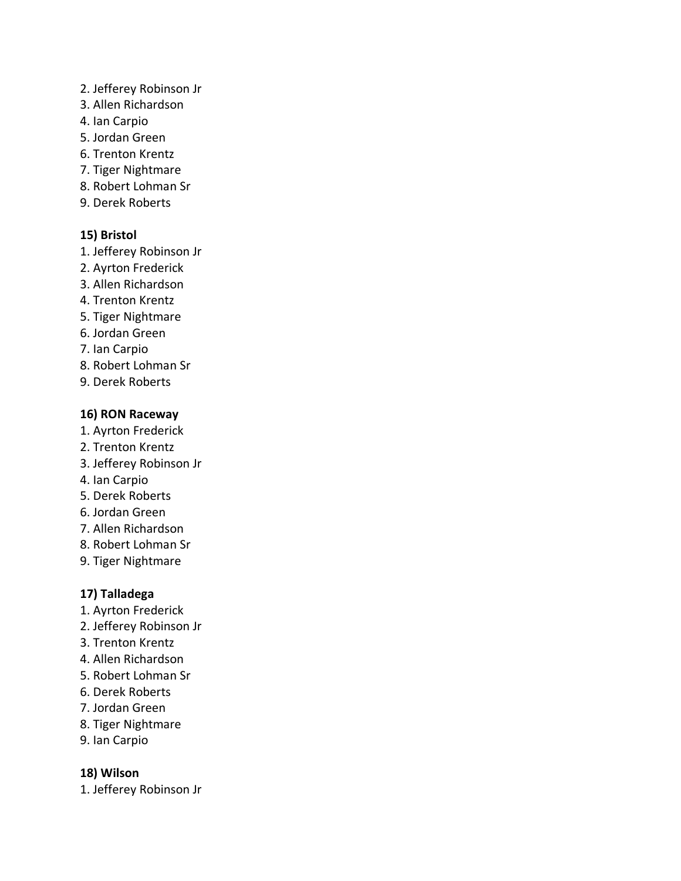2. Jefferey Robinson Jr
3. Allen Richardson
4. Ian Carpio
5. Jordan Green
6. Trenton Krentz
7. Tiger Nightmare
8. Robert Lohman Sr
9. Derek Roberts

**15) Bristol**

1. Jefferey Robinson Jr
2. Ayrton Frederick
3. Allen Richardson
4. Trenton Krentz
5. Tiger Nightmare
6. Jordan Green
7. Ian Carpio
8. Robert Lohman Sr
9. Derek Roberts

**16) RON Raceway**

1. Ayrton Frederick
2. Trenton Krentz
3. Jefferey Robinson Jr
4. Ian Carpio
5. Derek Roberts
6. Jordan Green
7. Allen Richardson
8. Robert Lohman Sr
9. Tiger Nightmare

**17) Talladega**

1. Ayrton Frederick
2. Jefferey Robinson Jr
3. Trenton Krentz
4. Allen Richardson
5. Robert Lohman Sr
6. Derek Roberts
7. Jordan Green
8. Tiger Nightmare
9. Ian Carpio

**18) Wilson**

1. Jefferey Robinson Jr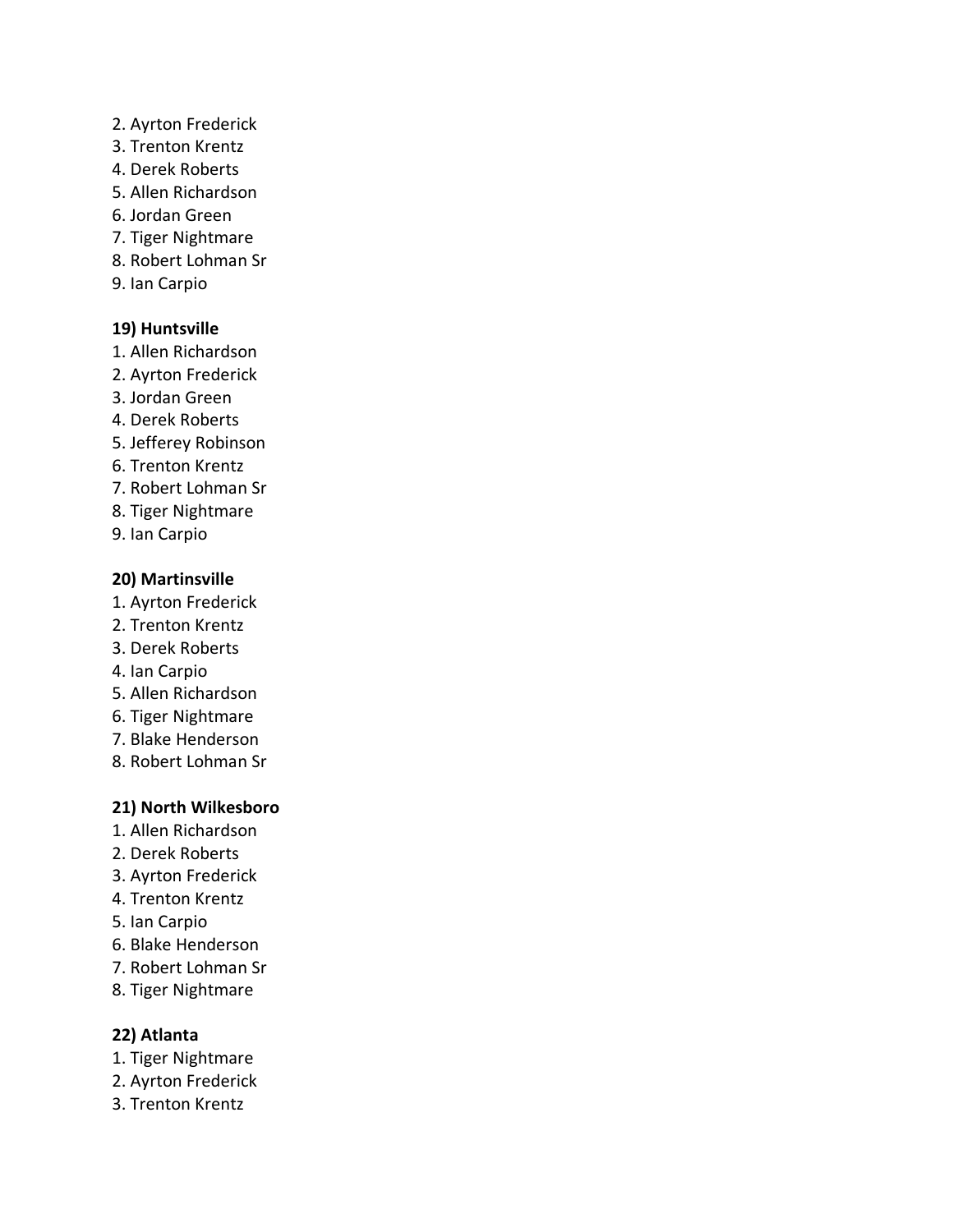2. Ayrton Frederick
3. Trenton Krentz
4. Derek Roberts
5. Allen Richardson
6. Jordan Green
7. Tiger Nightmare
8. Robert Lohman Sr
9. Ian Carpio

**19) Huntsville**

1. Allen Richardson
2. Ayrton Frederick
3. Jordan Green
4. Derek Roberts
5. Jefferey Robinson
6. Trenton Krentz
7. Robert Lohman Sr
8. Tiger Nightmare
9. Ian Carpio

**20) Martinsville**

1. Ayrton Frederick
2. Trenton Krentz
3. Derek Roberts
4. Ian Carpio
5. Allen Richardson
6. Tiger Nightmare
7. Blake Henderson
8. Robert Lohman Sr

**21) North Wilkesboro**

1. Allen Richardson
2. Derek Roberts
3. Ayrton Frederick
4. Trenton Krentz
5. Ian Carpio
6. Blake Henderson
7. Robert Lohman Sr
8. Tiger Nightmare

**22) Atlanta**

1. Tiger Nightmare
2. Ayrton Frederick
3. Trenton Krentz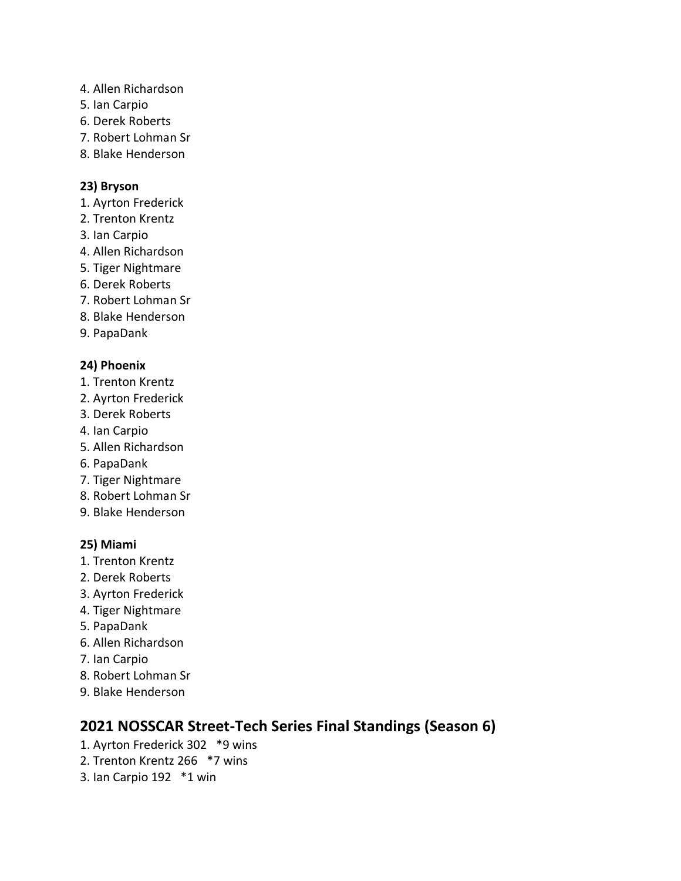4. Allen Richardson
5. Ian Carpio
6. Derek Roberts
7. Robert Lohman Sr
8. Blake Henderson

**23) Bryson**

1. Ayrton Frederick
2. Trenton Krentz
3. Ian Carpio
4. Allen Richardson
5. Tiger Nightmare
6. Derek Roberts
7. Robert Lohman Sr
8. Blake Henderson
9. PapaDank

**24) Phoenix**

1. Trenton Krentz
2. Ayrton Frederick
3. Derek Roberts
4. Ian Carpio
5. Allen Richardson
6. PapaDank
7. Tiger Nightmare
8. Robert Lohman Sr
9. Blake Henderson

**25) Miami**

1. Trenton Krentz
2. Derek Roberts
3. Ayrton Frederick
4. Tiger Nightmare
5. PapaDank
6. Allen Richardson
7. Ian Carpio
8. Robert Lohman Sr
9. Blake Henderson

## 2021 NOSSCAR Street-Tech Series Final Standings (Season 6)

1. Ayrton Frederick 302 *9 wins
2. Trenton Krentz 266 *7 wins
3. Ian Carpio 192 *1 win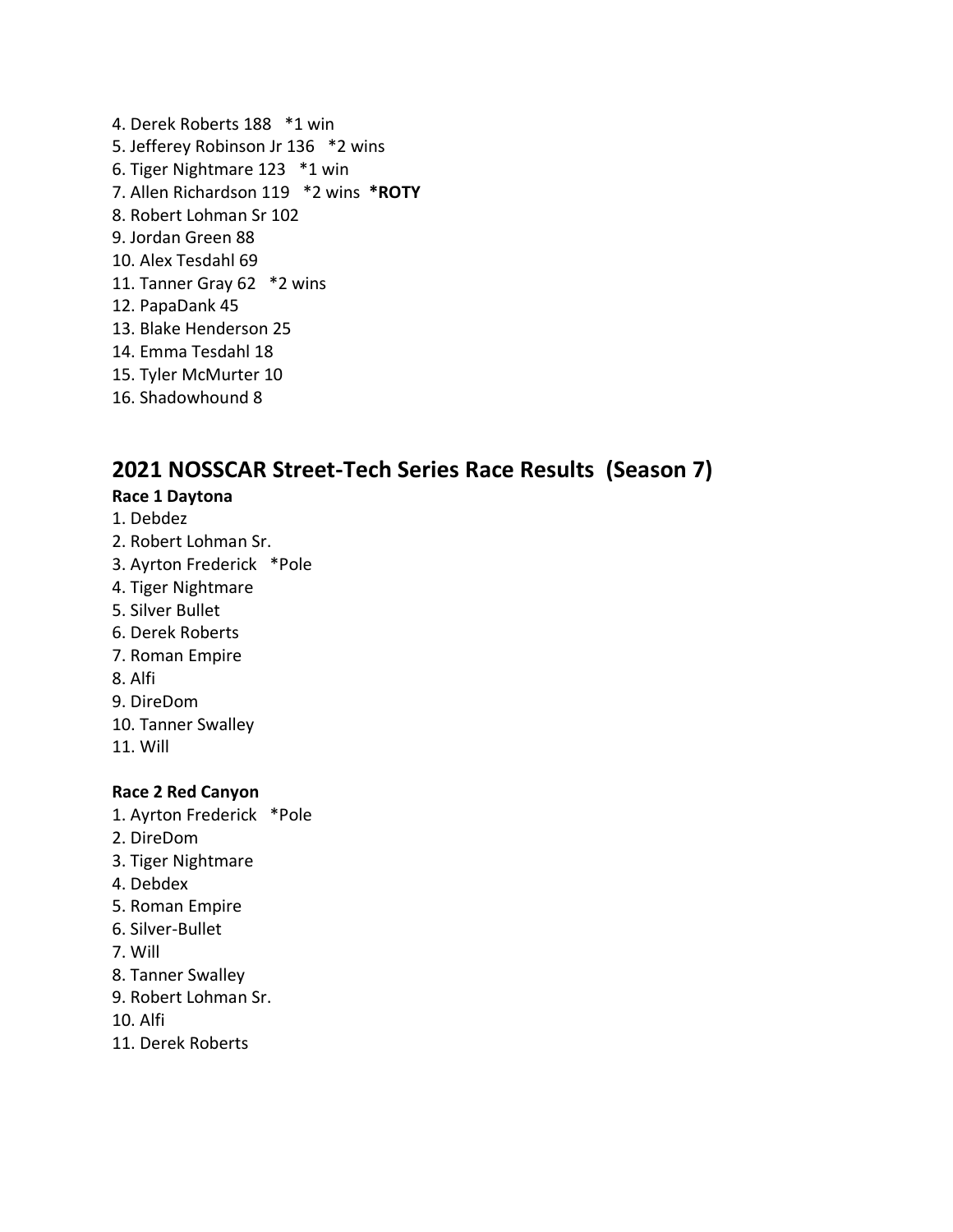4. Derek Roberts 188   *1 win
5. Jefferey Robinson Jr 136   *2 wins
6. Tiger Nightmare 123   *1 win
7. Allen Richardson 119   *2 wins  **\*ROTY**
8. Robert Lohman Sr 102
9. Jordan Green 88
10. Alex Tesdahl 69
11. Tanner Gray 62   *2 wins
12. PapaDank 45
13. Blake Henderson 25
14. Emma Tesdahl 18
15. Tyler McMurter 10
16. Shadowhound 8

## 2021 NOSSCAR Street-Tech Series Race Results  (Season 7)

**Race 1 Daytona**

1. Debdez
2. Robert Lohman Sr.
3. Ayrton Frederick   *Pole
4. Tiger Nightmare
5. Silver Bullet
6. Derek Roberts
7. Roman Empire
8. Alfi
9. DireDom
10. Tanner Swalley
11. Will

**Race 2 Red Canyon**

1. Ayrton Frederick   *Pole
2. DireDom
3. Tiger Nightmare
4. Debdex
5. Roman Empire
6. Silver-Bullet
7. Will
8. Tanner Swalley
9. Robert Lohman Sr.
10. Alfi
11. Derek Roberts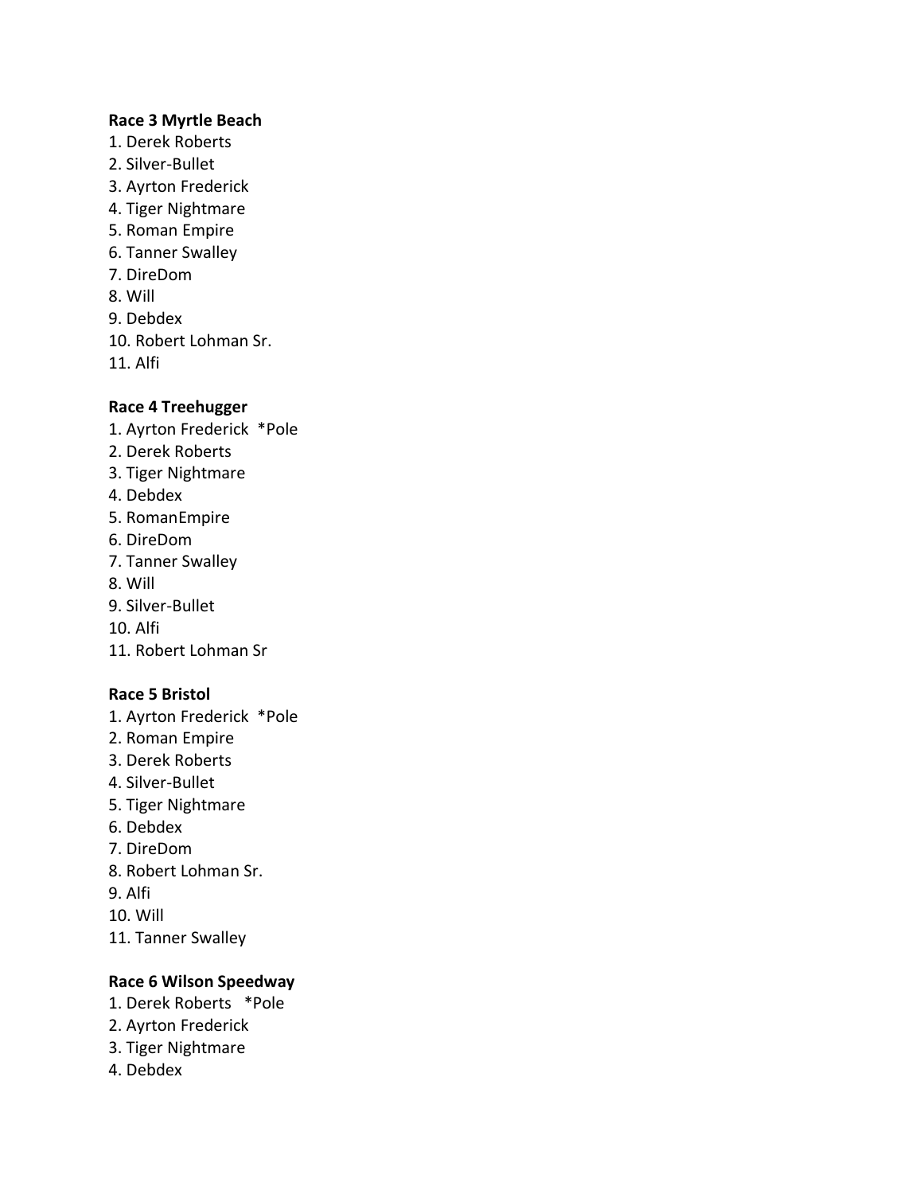**Race 3 Myrtle Beach**

1. Derek Roberts
2. Silver-Bullet
3. Ayrton Frederick
4. Tiger Nightmare
5. Roman Empire
6. Tanner Swalley
7. DireDom
8. Will
9. Debdex
10. Robert Lohman Sr.
11. Alfi

**Race 4 Treehugger**

1. Ayrton Frederick *Pole
2. Derek Roberts
3. Tiger Nightmare
4. Debdex
5. RomanEmpire
6. DireDom
7. Tanner Swalley
8. Will
9. Silver-Bullet
10. Alfi
11. Robert Lohman Sr

**Race 5 Bristol**

1. Ayrton Frederick *Pole
2. Roman Empire
3. Derek Roberts
4. Silver-Bullet
5. Tiger Nightmare
6. Debdex
7. DireDom
8. Robert Lohman Sr.
9. Alfi
10. Will
11. Tanner Swalley

**Race 6 Wilson Speedway**

1. Derek Roberts *Pole
2. Ayrton Frederick
3. Tiger Nightmare
4. Debdex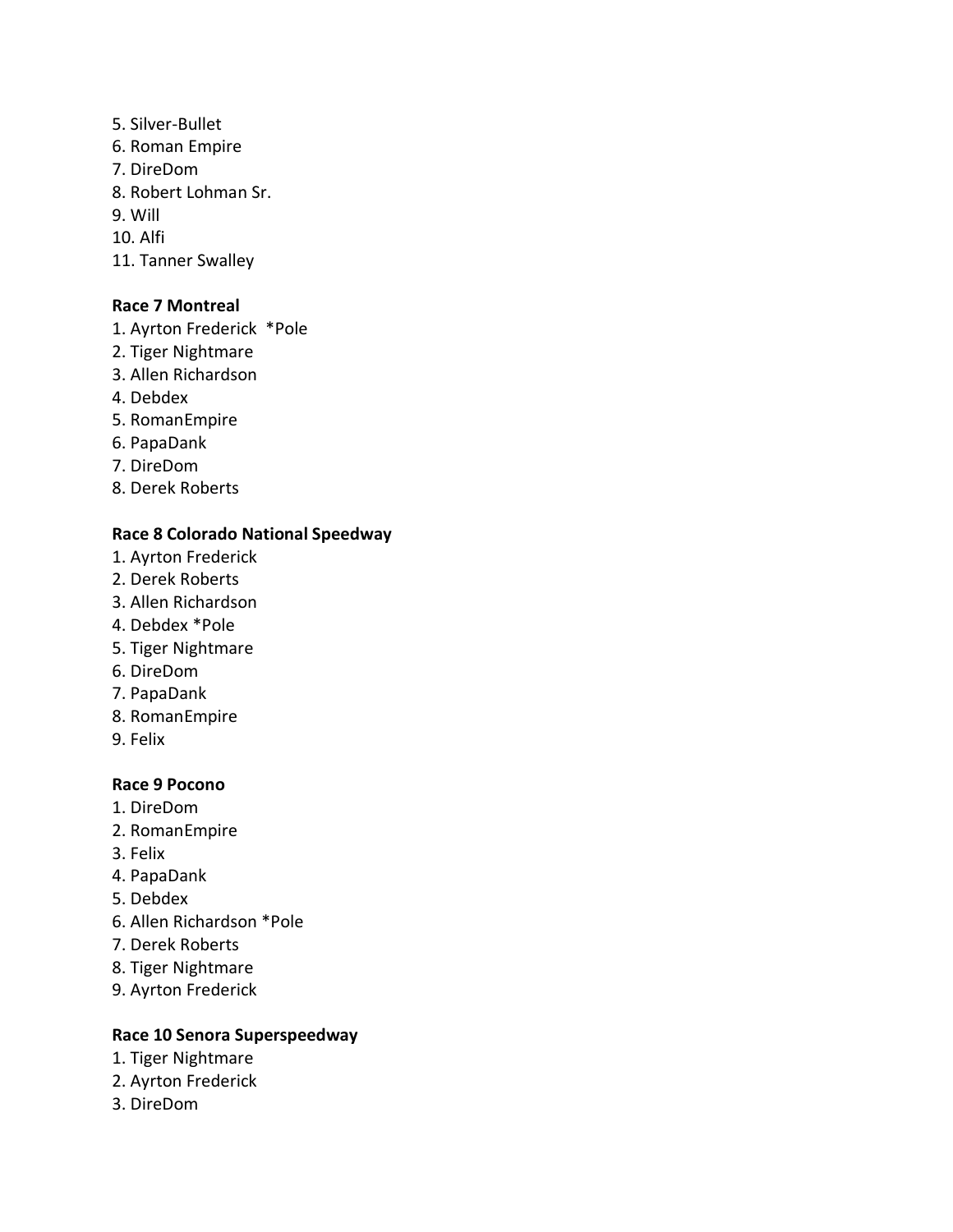5. Silver-Bullet
6. Roman Empire
7. DireDom
8. Robert Lohman Sr.
9. Will
10. Alfi
11. Tanner Swalley

**Race 7 Montreal**

1. Ayrton Frederick *Pole
2. Tiger Nightmare
3. Allen Richardson
4. Debdex
5. RomanEmpire
6. PapaDank
7. DireDom
8. Derek Roberts

**Race 8 Colorado National Speedway**

1. Ayrton Frederick
2. Derek Roberts
3. Allen Richardson
4. Debdex *Pole
5. Tiger Nightmare
6. DireDom
7. PapaDank
8. RomanEmpire
9. Felix

**Race 9 Pocono**

1. DireDom
2. RomanEmpire
3. Felix
4. PapaDank
5. Debdex
6. Allen Richardson *Pole
7. Derek Roberts
8. Tiger Nightmare
9. Ayrton Frederick

**Race 10 Senora Superspeedway**

1. Tiger Nightmare
2. Ayrton Frederick
3. DireDom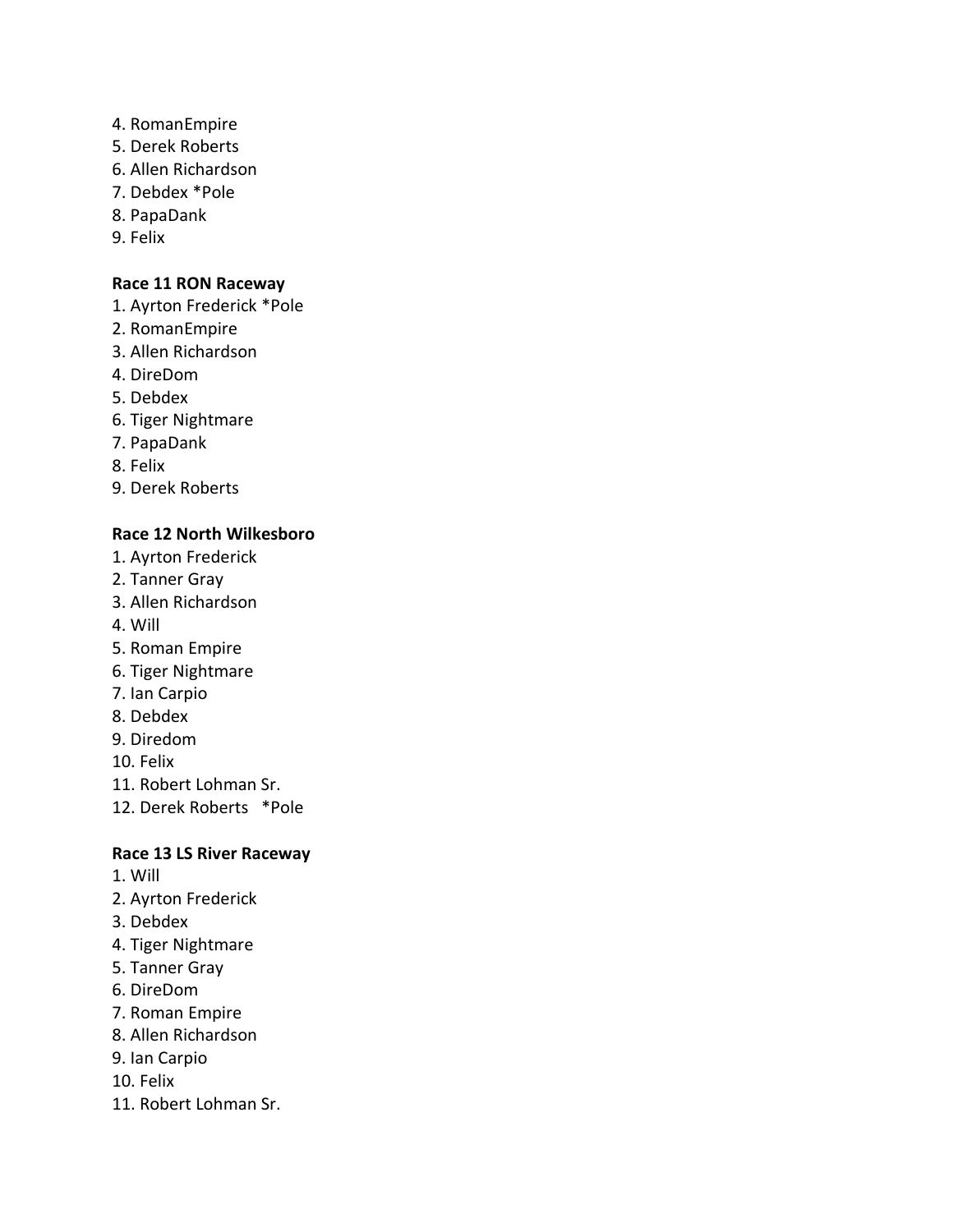4. RomanEmpire
5. Derek Roberts
6. Allen Richardson
7. Debdex *Pole
8. PapaDank
9. Felix

**Race 11 RON Raceway**

1. Ayrton Frederick *Pole
2. RomanEmpire
3. Allen Richardson
4. DireDom
5. Debdex
6. Tiger Nightmare
7. PapaDank
8. Felix
9. Derek Roberts

**Race 12 North Wilkesboro**

1. Ayrton Frederick
2. Tanner Gray
3. Allen Richardson
4. Will
5. Roman Empire
6. Tiger Nightmare
7. Ian Carpio
8. Debdex
9. Diredom
10. Felix
11. Robert Lohman Sr.
12. Derek Roberts   *Pole

**Race 13 LS River Raceway**

1. Will
2. Ayrton Frederick
3. Debdex
4. Tiger Nightmare
5. Tanner Gray
6. DireDom
7. Roman Empire
8. Allen Richardson
9. Ian Carpio
10. Felix
11. Robert Lohman Sr.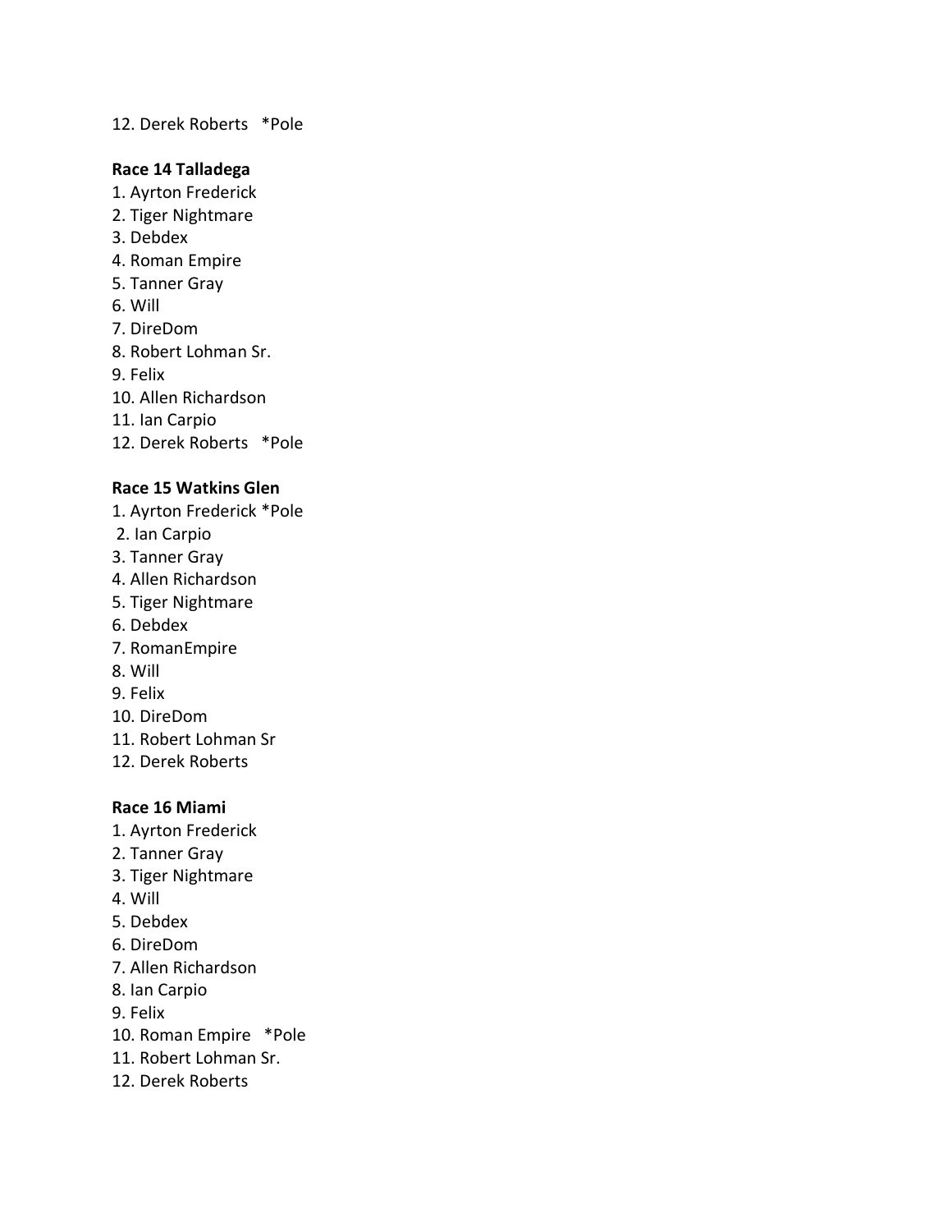12. Derek Roberts *Pole

**Race 14 Talladega**

1. Ayrton Frederick
2. Tiger Nightmare
3. Debdex
4. Roman Empire
5. Tanner Gray
6. Will
7. DireDom
8. Robert Lohman Sr.
9. Felix
10. Allen Richardson
11. Ian Carpio
12. Derek Roberts *Pole

**Race 15 Watkins Glen**

1. Ayrton Frederick *Pole
2. Ian Carpio
3. Tanner Gray
4. Allen Richardson
5. Tiger Nightmare
6. Debdex
7. RomanEmpire
8. Will
9. Felix
10. DireDom
11. Robert Lohman Sr
12. Derek Roberts

**Race 16 Miami**

1. Ayrton Frederick
2. Tanner Gray
3. Tiger Nightmare
4. Will
5. Debdex
6. DireDom
7. Allen Richardson
8. Ian Carpio
9. Felix
10. Roman Empire *Pole
11. Robert Lohman Sr.
12. Derek Roberts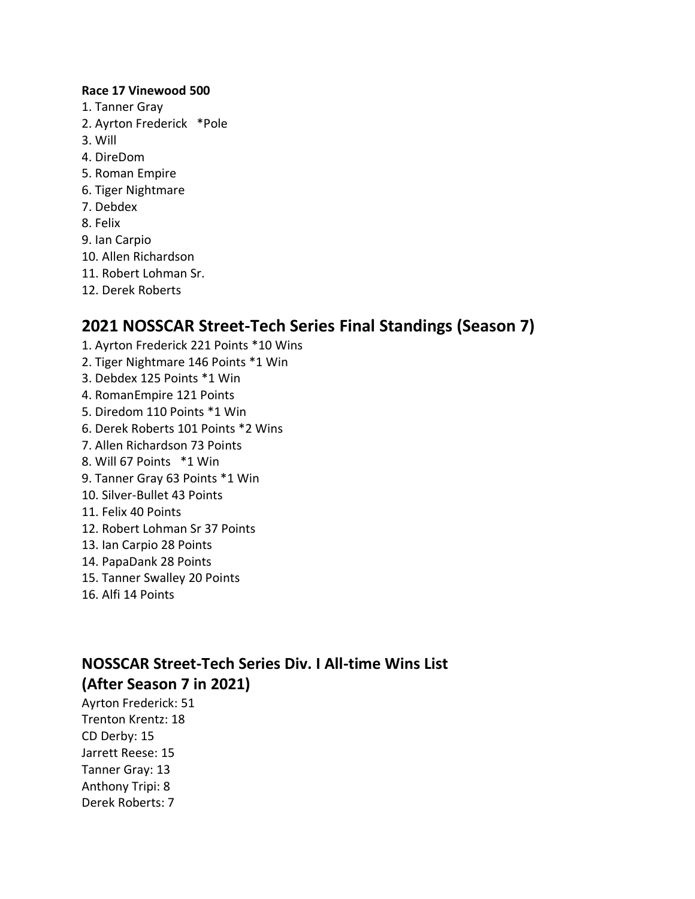**Race 17 Vinewood 500**

1. Tanner Gray
2. Ayrton Frederick *Pole
3. Will
4. DireDom
5. Roman Empire
6. Tiger Nightmare
7. Debdex
8. Felix
9. Ian Carpio
10. Allen Richardson
11. Robert Lohman Sr.
12. Derek Roberts

## 2021 NOSSCAR Street-Tech Series Final Standings (Season 7)

1. Ayrton Frederick 221 Points *10 Wins
2. Tiger Nightmare 146 Points *1 Win
3. Debdex 125 Points *1 Win
4. RomanEmpire 121 Points
5. Diredom 110 Points *1 Win
6. Derek Roberts 101 Points *2 Wins
7. Allen Richardson 73 Points
8. Will 67 Points *1 Win
9. Tanner Gray 63 Points *1 Win
10. Silver-Bullet 43 Points
11. Felix 40 Points
12. Robert Lohman Sr 37 Points
13. Ian Carpio 28 Points
14. PapaDank 28 Points
15. Tanner Swalley 20 Points
16. Alfi 14 Points

## NOSSCAR Street-Tech Series Div. I All-time Wins List (After Season 7 in 2021)

Ayrton Frederick: 51
Trenton Krentz: 18
CD Derby: 15
Jarrett Reese: 15
Tanner Gray: 13
Anthony Tripi: 8
Derek Roberts: 7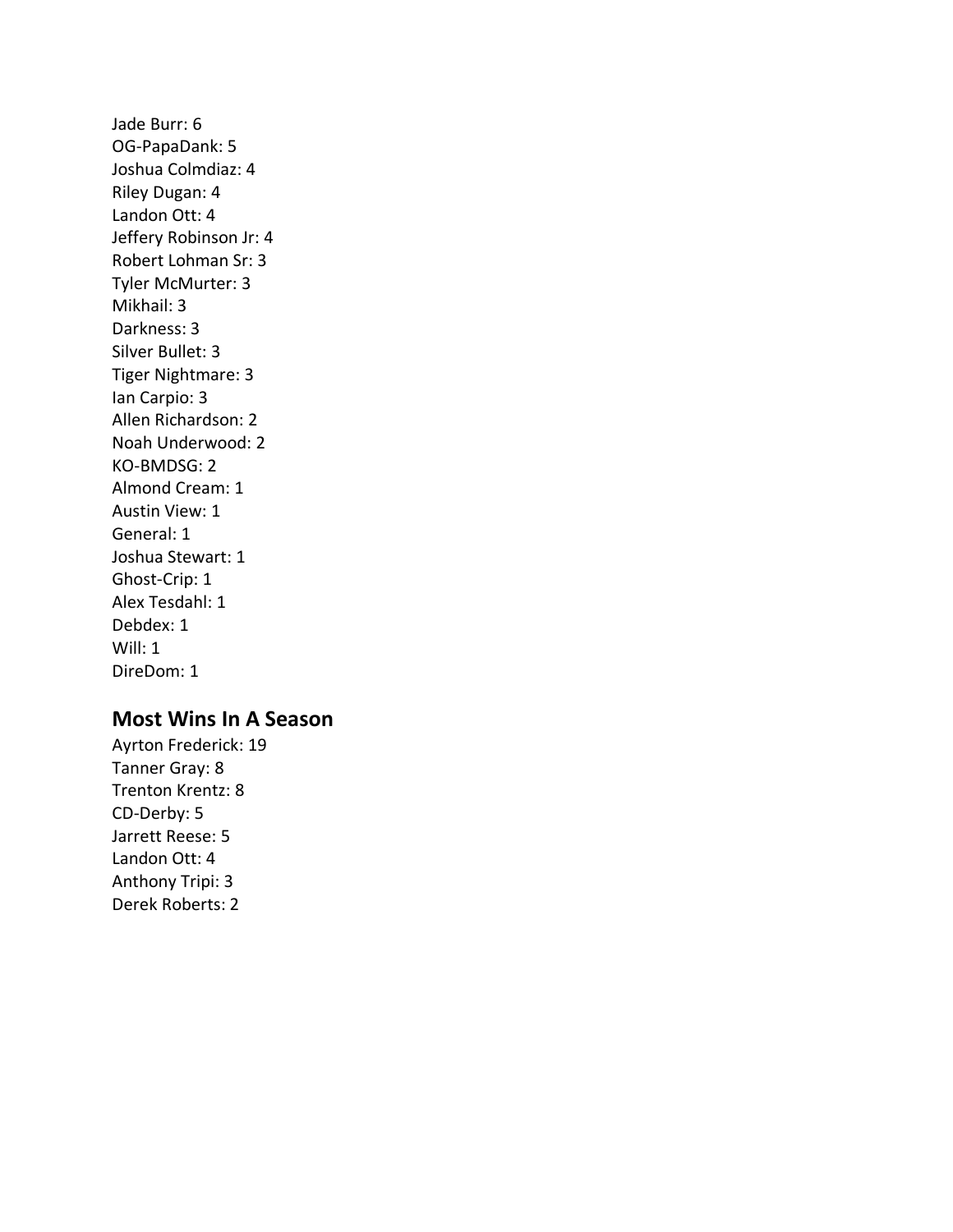Jade Burr: 6
OG-PapaDank: 5
Joshua Colmdiaz: 4
Riley Dugan: 4
Landon Ott: 4
Jeffery Robinson Jr: 4
Robert Lohman Sr: 3
Tyler McMurter: 3
Mikhail: 3
Darkness: 3
Silver Bullet: 3
Tiger Nightmare: 3
Ian Carpio: 3
Allen Richardson: 2
Noah Underwood: 2
KO-BMDSG: 2
Almond Cream: 1
Austin View: 1
General: 1
Joshua Stewart: 1
Ghost-Crip: 1
Alex Tesdahl: 1
Debdex: 1
Will: 1
DireDom: 1

## Most Wins In A Season

Ayrton Frederick: 19
Tanner Gray: 8
Trenton Krentz: 8
CD-Derby: 5
Jarrett Reese: 5
Landon Ott: 4
Anthony Tripi: 3
Derek Roberts: 2